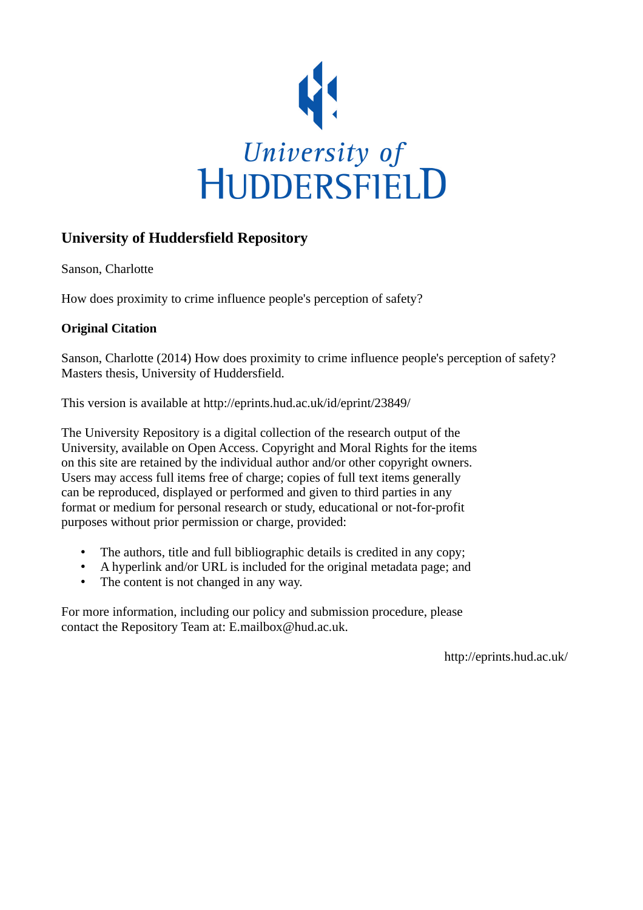University of HUDDERSFIELD

## University of Huddersfield Repository

Sanson, Charlotte

How does proximity to crime influence people's perception of safety?

### Original Citation

Sanson, Charlotte (2014) How does proximity to crime influence people's perception of safety? Masters thesis, University of Huddersfield.

This version is available at http://eprints.hud.ac.uk/id/eprint/23849/

The University Repository is a digital collection of the research output of the University, available on Open Access. Copyright and Moral Rights for the items on this site are retained by the individual author and/or other copyright owners. Users may access full items free of charge; copies of full text items generally can be reproduced, displayed or performed and given to third parties in any format or medium for personal research or study, educational or not-for-profit purposes without prior permission or charge, provided:

- The authors, title and full bibliographic details is credited in any copy;
- A hyperlink and/or URL is included for the original metadata page; and
- The content is not changed in any way.

For more information, including our policy and submission procedure, please contact the Repository Team at: E.mailbox@hud.ac.uk.

http://eprints.hud.ac.uk/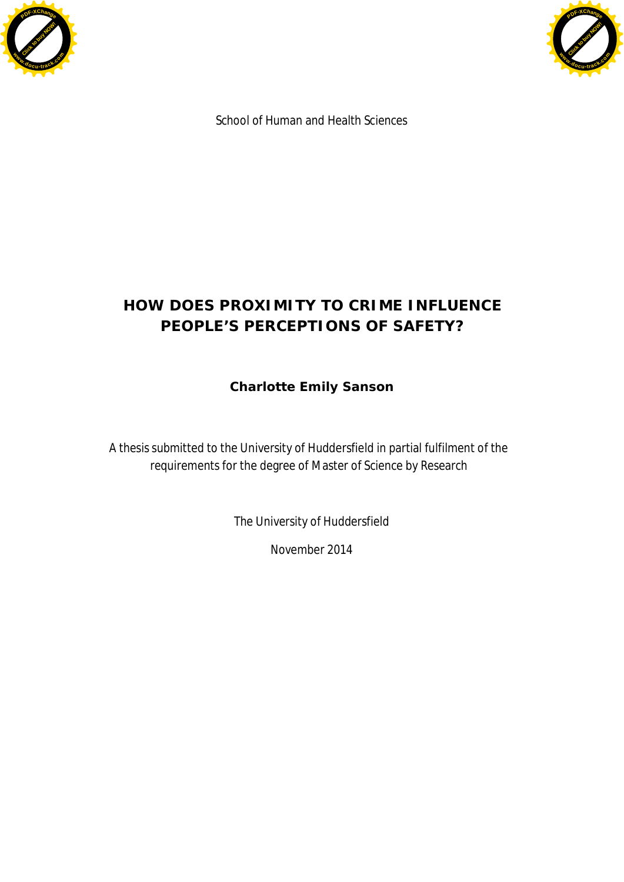School of Human and Health Sciences

# HOW DOES PROXIMITY TO CRIME INFLUENCE PEOPLE'S PERCEPTIONS OF SAFETY?

**Charlotte Emily Sanson**

A thesis submitted to the University of Huddersfield in partial fulfilment of the requirements for the degree of Master of Science by Research

The University of Huddersfield

November 2014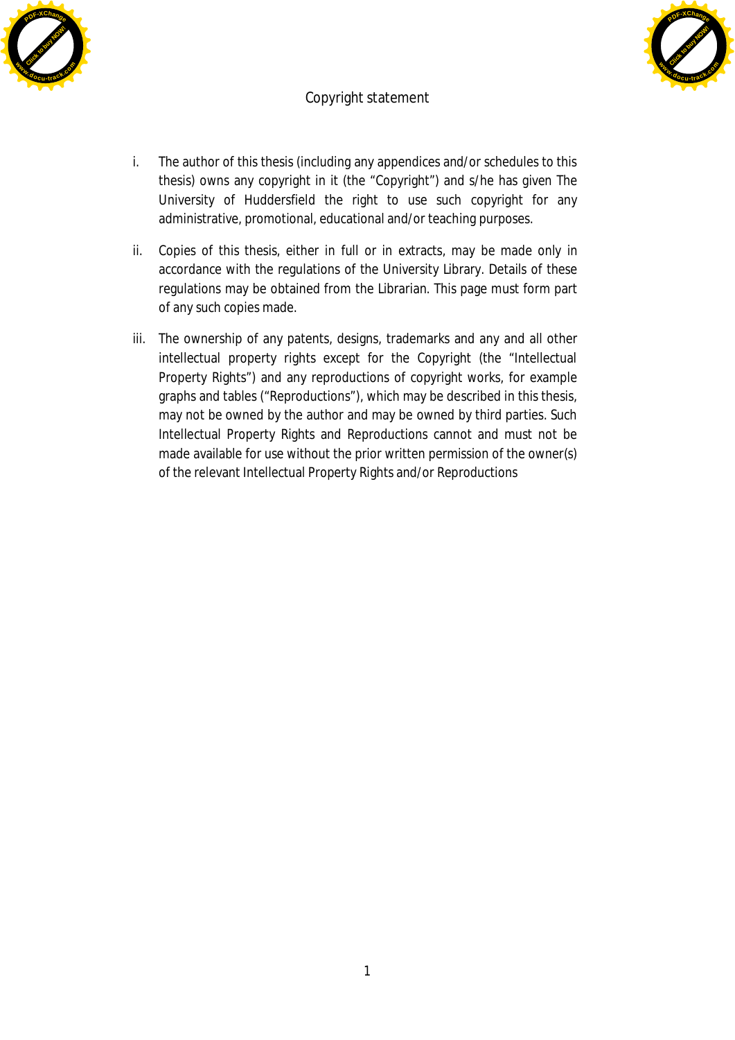# Copyright statement

i. The author of this thesis (including any appendices and/or schedules to this thesis) owns any copyright in it (the "Copyright") and s/he has given The University of Huddersfield the right to use such copyright for any administrative, promotional, educational and/or teaching purposes.

ii. Copies of this thesis, either in full or in extracts, may be made only in accordance with the regulations of the University Library. Details of these regulations may be obtained from the Librarian. This page must form part of any such copies made.

iii. The ownership of any patents, designs, trademarks and any and all other intellectual property rights except for the Copyright (the "Intellectual Property Rights") and any reproductions of copyright works, for example graphs and tables ("Reproductions"), which may be described in this thesis, may not be owned by the author and may be owned by third parties. Such Intellectual Property Rights and Reproductions cannot and must not be made available for use without the prior written permission of the owner(s) of the relevant Intellectual Property Rights and/or Reproductions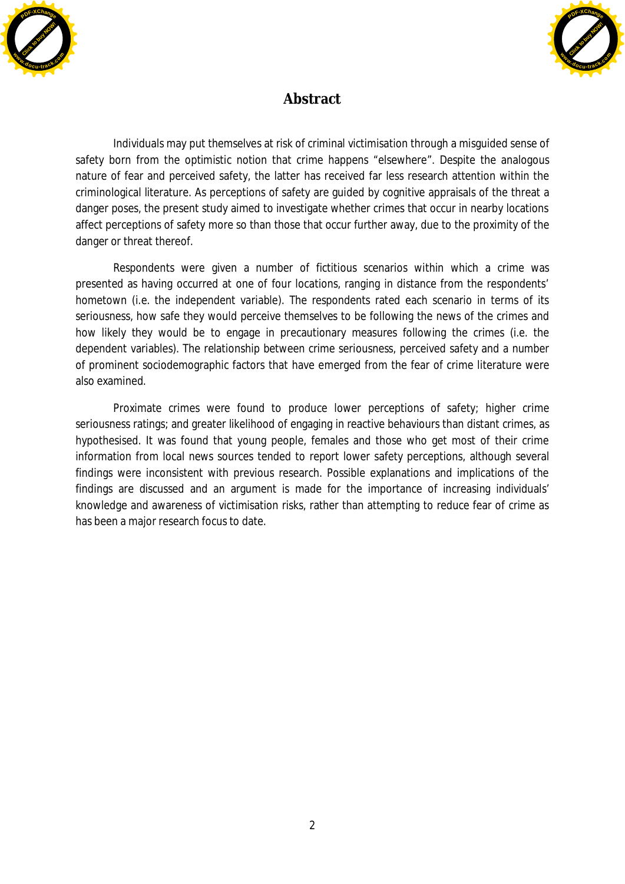## Abstract

Individuals may put themselves at risk of criminal victimisation through a misguided sense of safety born from the optimistic notion that crime happens “elsewhere”. Despite the analogous nature of fear and perceived safety, the latter has received far less research attention within the criminological literature. As perceptions of safety are guided by cognitive appraisals of the threat a danger poses, the present study aimed to investigate whether crimes that occur in nearby locations affect perceptions of safety more so than those that occur further away, due to the proximity of the danger or threat thereof.

Respondents were given a number of fictitious scenarios within which a crime was presented as having occurred at one of four locations, ranging in distance from the respondents' hometown (i.e. the independent variable). The respondents rated each scenario in terms of its seriousness, how safe they would perceive themselves to be following the news of the crimes and how likely they would be to engage in precautionary measures following the crimes (i.e. the dependent variables). The relationship between crime seriousness, perceived safety and a number of prominent sociodemographic factors that have emerged from the fear of crime literature were also examined.

Proximate crimes were found to produce lower perceptions of safety; higher crime seriousness ratings; and greater likelihood of engaging in reactive behaviours than distant crimes, as hypothesised. It was found that young people, females and those who get most of their crime information from local news sources tended to report lower safety perceptions, although several findings were inconsistent with previous research. Possible explanations and implications of the findings are discussed and an argument is made for the importance of increasing individuals' knowledge and awareness of victimisation risks, rather than attempting to reduce fear of crime as has been a major research focus to date.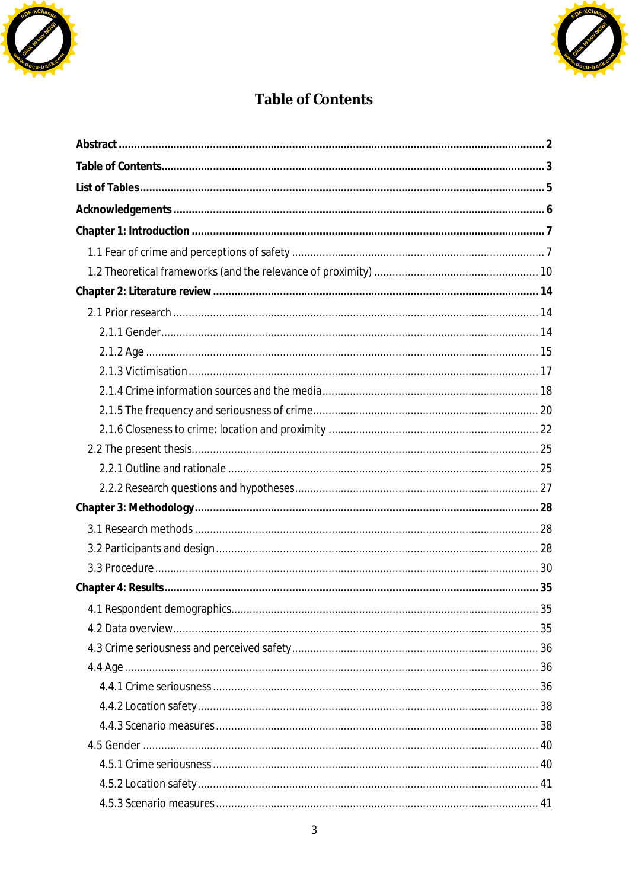# Table of Contents

**Abstract** .......... **2**

**Table of Contents** .......... **3**

**List of Tables** .......... **5**

**Acknowledgements** .......... **6**

**Chapter 1: Introduction** .......... **7**

- 1.1 Fear of crime and perceptions of safety .......... 7
- 1.2 Theoretical frameworks (and the relevance of proximity) .......... 10

**Chapter 2: Literature review** .......... **14**

- 2.1 Prior research .......... 14
  - 2.1.1 Gender .......... 14
  - 2.1.2 Age .......... 15
  - 2.1.3 Victimisation .......... 17
  - 2.1.4 Crime information sources and the media .......... 18
  - 2.1.5 The frequency and seriousness of crime .......... 20
  - 2.1.6 Closeness to crime: location and proximity .......... 22
- 2.2 The present thesis .......... 25
  - 2.2.1 Outline and rationale .......... 25
  - 2.2.2 Research questions and hypotheses .......... 27

**Chapter 3: Methodology** .......... **28**

- 3.1 Research methods .......... 28
- 3.2 Participants and design .......... 28
- 3.3 Procedure .......... 30

**Chapter 4: Results** .......... **35**

- 4.1 Respondent demographics .......... 35
- 4.2 Data overview .......... 35
- 4.3 Crime seriousness and perceived safety .......... 36
- 4.4 Age .......... 36
  - 4.4.1 Crime seriousness .......... 36
  - 4.4.2 Location safety .......... 38
  - 4.4.3 Scenario measures .......... 38
- 4.5 Gender .......... 40
  - 4.5.1 Crime seriousness .......... 40
  - 4.5.2 Location safety .......... 41
  - 4.5.3 Scenario measures .......... 41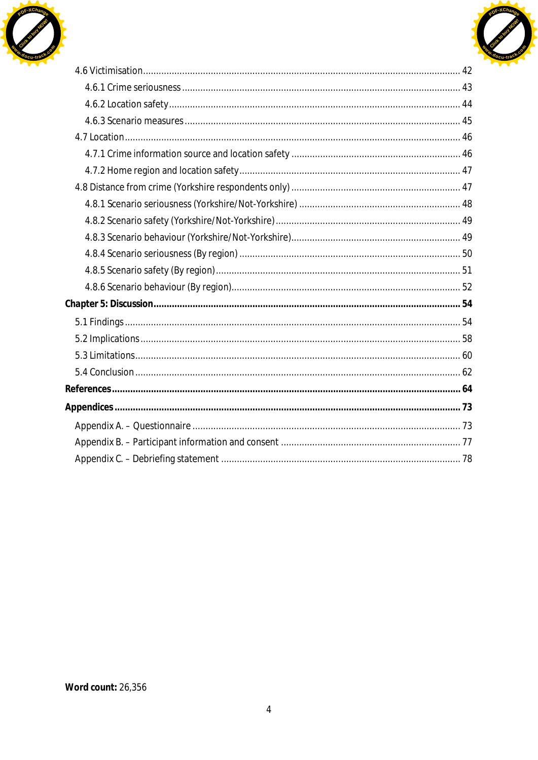- 4.6 Victimisation ........................................................ 42
  - 4.6.1 Crime seriousness ........................................................ 43
  - 4.6.2 Location safety ........................................................ 44
  - 4.6.3 Scenario measures ........................................................ 45
- 4.7 Location ........................................................ 46
  - 4.7.1 Crime information source and location safety ........................................................ 46
  - 4.7.2 Home region and location safety ........................................................ 47
- 4.8 Distance from crime (Yorkshire respondents only) ........................................................ 47
  - 4.8.1 Scenario seriousness (Yorkshire/Not-Yorkshire) ........................................................ 48
  - 4.8.2 Scenario safety (Yorkshire/Not-Yorkshire) ........................................................ 49
  - 4.8.3 Scenario behaviour (Yorkshire/Not-Yorkshire) ........................................................ 49
  - 4.8.4 Scenario seriousness (By region) ........................................................ 50
  - 4.8.5 Scenario safety (By region) ........................................................ 51
  - 4.8.6 Scenario behaviour (By region) ........................................................ 52

**Chapter 5: Discussion ........................................................ 54**

- 5.1 Findings ........................................................ 54
- 5.2 Implications ........................................................ 58
- 5.3 Limitations ........................................................ 60
- 5.4 Conclusion ........................................................ 62

**References ........................................................ 64**

**Appendices ........................................................ 73**

- Appendix A. – Questionnaire ........................................................ 73
- Appendix B. – Participant information and consent ........................................................ 77
- Appendix C. – Debriefing statement ........................................................ 78

**Word count:** 26,356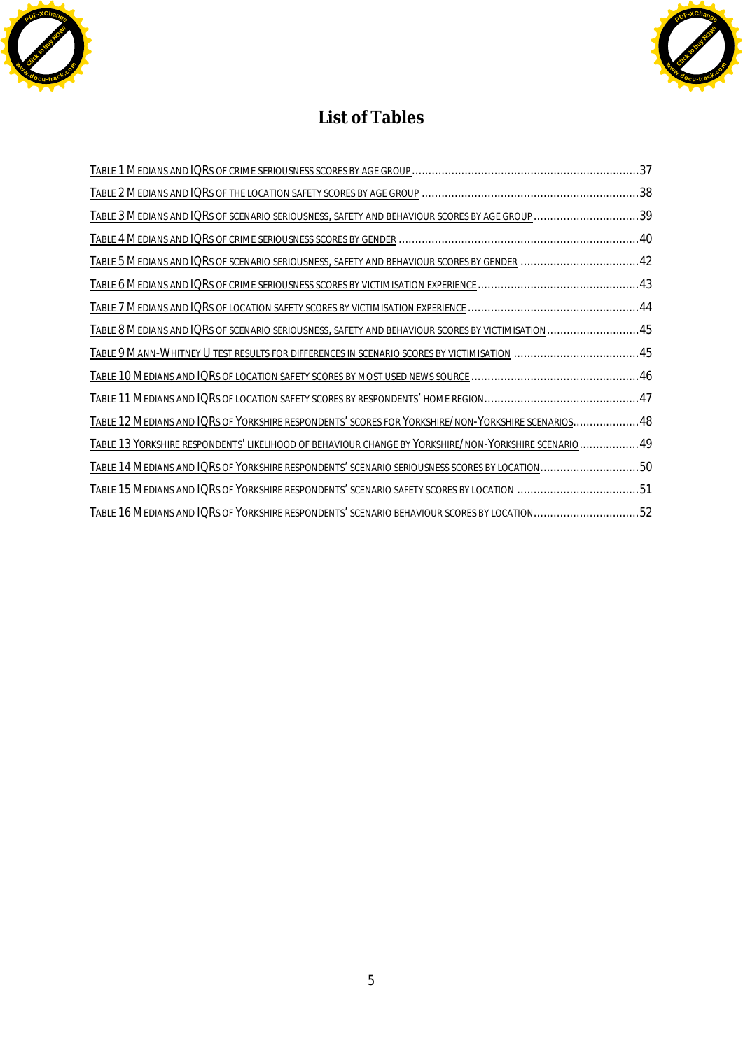# List of Tables

[Table 1 Medians and IQRs of crime seriousness scores by age group](#) .....37

[Table 2 Medians and IQRs of the location safety scores by age group](#) .....38

[Table 3 Medians and IQRs of scenario seriousness, safety and behaviour scores by age group](#) .....39

[Table 4 Medians and IQRs of crime seriousness scores by gender](#) .....40

[Table 5 Medians and IQRs of scenario seriousness, safety and behaviour scores by gender](#) .....42

[Table 6 Medians and IQRs of crime seriousness scores by victimisation experience](#) .....43

[Table 7 Medians and IQRs of location safety scores by victimisation experience](#) .....44

[Table 8 Medians and IQRs of scenario seriousness, safety and behaviour scores by victimisation](#) .....45

[Table 9 Mann-Whitney U test results for differences in scenario scores by victimisation](#) .....45

[Table 10 Medians and IQRs of location safety scores by most used news source](#) .....46

[Table 11 Medians and IQRs of location safety scores by respondents' home region](#) .....47

[Table 12 Medians and IQRs of Yorkshire respondents' scores for Yorkshire/non-Yorkshire scenarios](#) .....48

[Table 13 Yorkshire respondents' likelihood of behaviour change by Yorkshire/non-Yorkshire scenario](#) .....49

[Table 14 Medians and IQRs of Yorkshire respondents' scenario seriousness scores by location](#) .....50

[Table 15 Medians and IQRs of Yorkshire respondents' scenario safety scores by location](#) .....51

[Table 16 Medians and IQRs of Yorkshire respondents' scenario behaviour scores by location](#) .....52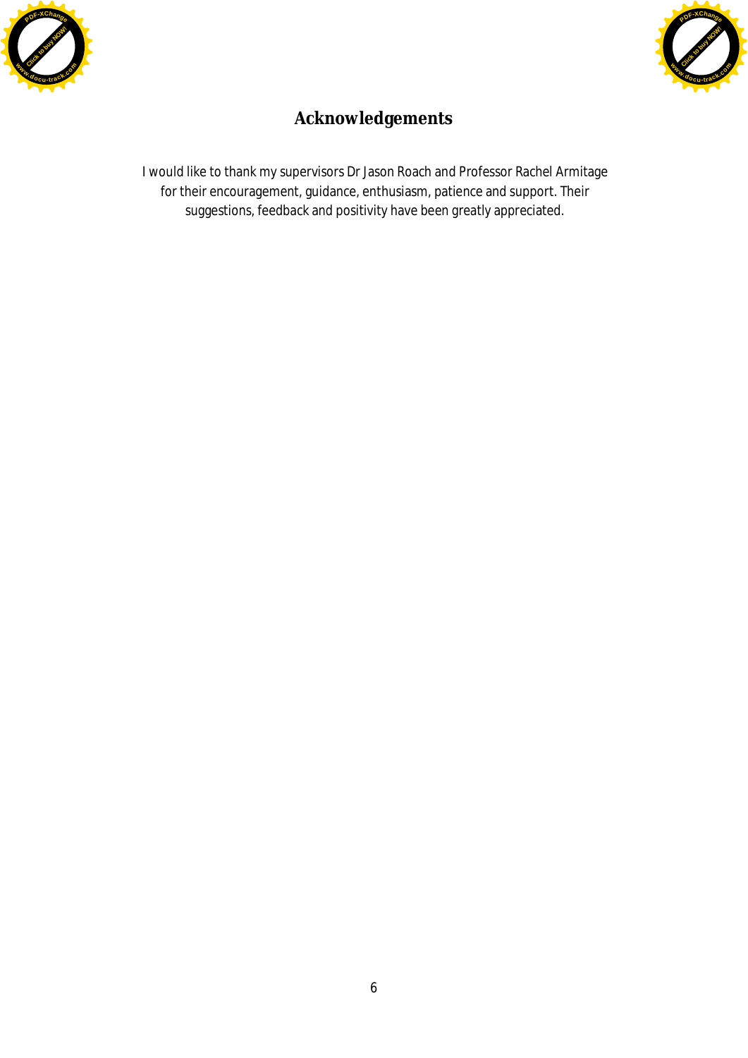# Acknowledgements

I would like to thank my supervisors Dr Jason Roach and Professor Rachel Armitage for their encouragement, guidance, enthusiasm, patience and support. Their suggestions, feedback and positivity have been greatly appreciated.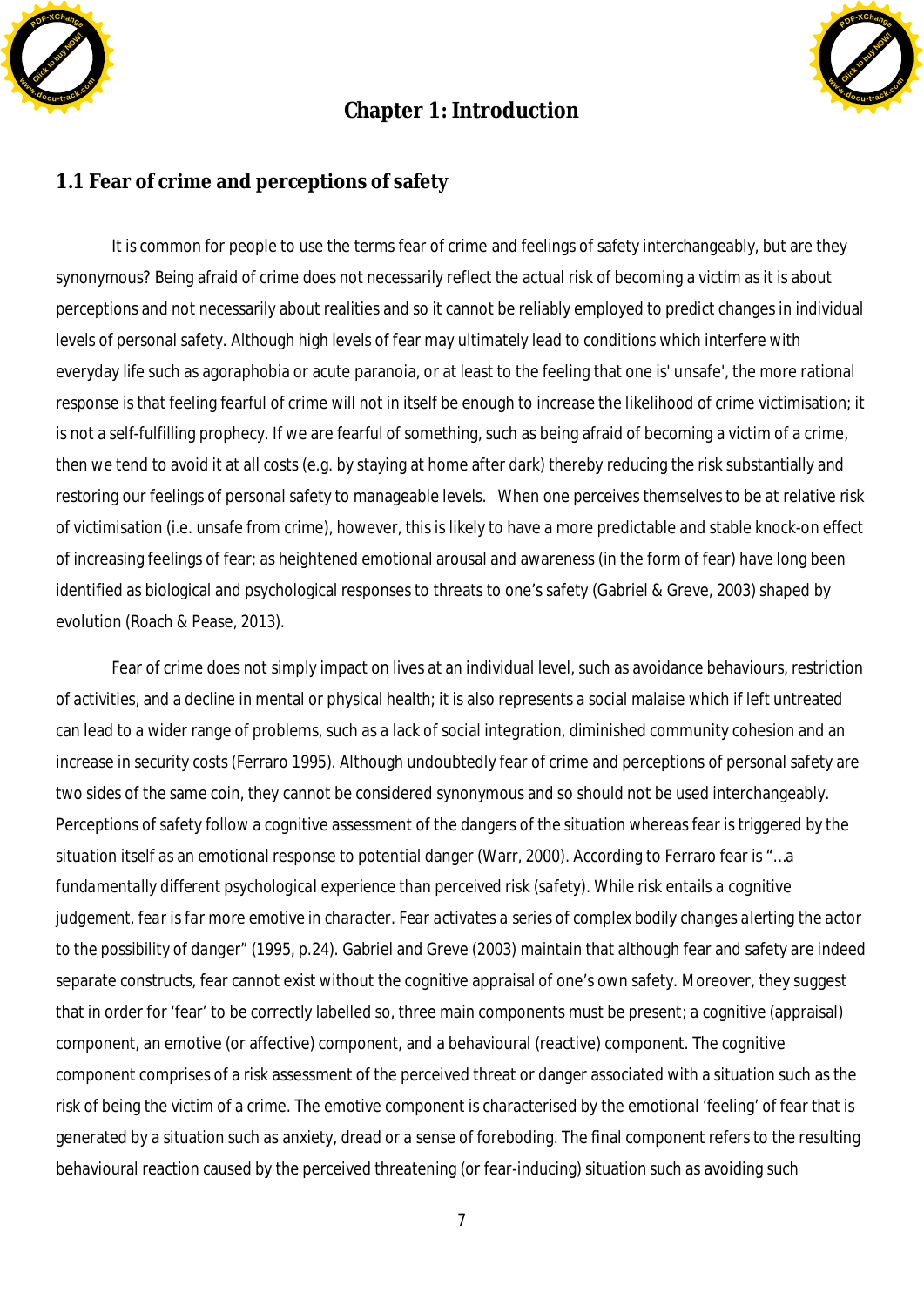# Chapter 1: Introduction

## 1.1 Fear of crime and perceptions of safety

It is common for people to use the terms fear of crime and feelings of safety interchangeably, but are they synonymous? Being afraid of crime does not necessarily reflect the actual risk of becoming a victim as it is about perceptions and not necessarily about realities and so it cannot be reliably employed to predict changes in individual levels of personal safety. Although high levels of fear may ultimately lead to conditions which interfere with everyday life such as agoraphobia or acute paranoia, or at least to the feeling that one is' unsafe', the more rational response is that feeling fearful of crime will not in itself be enough to increase the likelihood of crime victimisation; it is not a self-fulfilling prophecy. If we are fearful of something, such as being afraid of becoming a victim of a crime, then we tend to avoid it at all costs (e.g. by staying at home after dark) thereby reducing the risk substantially and restoring our feelings of personal safety to manageable levels. When one perceives themselves to be at relative risk of victimisation (i.e. unsafe from crime), however, this is likely to have a more predictable and stable knock-on effect of increasing feelings of fear; as heightened emotional arousal and awareness (in the form of fear) have long been identified as biological and psychological responses to threats to one's safety (Gabriel & Greve, 2003) shaped by evolution (Roach & Pease, 2013).

Fear of crime does not simply impact on lives at an individual level, such as avoidance behaviours, restriction of activities, and a decline in mental or physical health; it is also represents a social malaise which if left untreated can lead to a wider range of problems, such as a lack of social integration, diminished community cohesion and an increase in security costs (Ferraro 1995). Although undoubtedly fear of crime and perceptions of personal safety are two sides of the same coin, they cannot be considered synonymous and so should not be used interchangeably. Perceptions of safety follow a cognitive assessment of the dangers of the situation whereas fear is triggered by the situation itself as an emotional response to potential danger (Warr, 2000). According to Ferraro fear is "…a fundamentally different psychological experience than perceived risk (safety). While risk entails a cognitive judgement, fear is far more emotive in character. Fear activates a series of complex bodily changes alerting the actor to the possibility of danger" (1995, p.24). Gabriel and Greve (2003) maintain that although fear and safety are indeed separate constructs, fear cannot exist without the cognitive appraisal of one's own safety. Moreover, they suggest that in order for 'fear' to be correctly labelled so, three main components must be present; a cognitive (appraisal) component, an emotive (or affective) component, and a behavioural (reactive) component. The cognitive component comprises of a risk assessment of the perceived threat or danger associated with a situation such as the risk of being the victim of a crime. The emotive component is characterised by the emotional 'feeling' of fear that is generated by a situation such as anxiety, dread or a sense of foreboding. The final component refers to the resulting behavioural reaction caused by the perceived threatening (or fear-inducing) situation such as avoiding such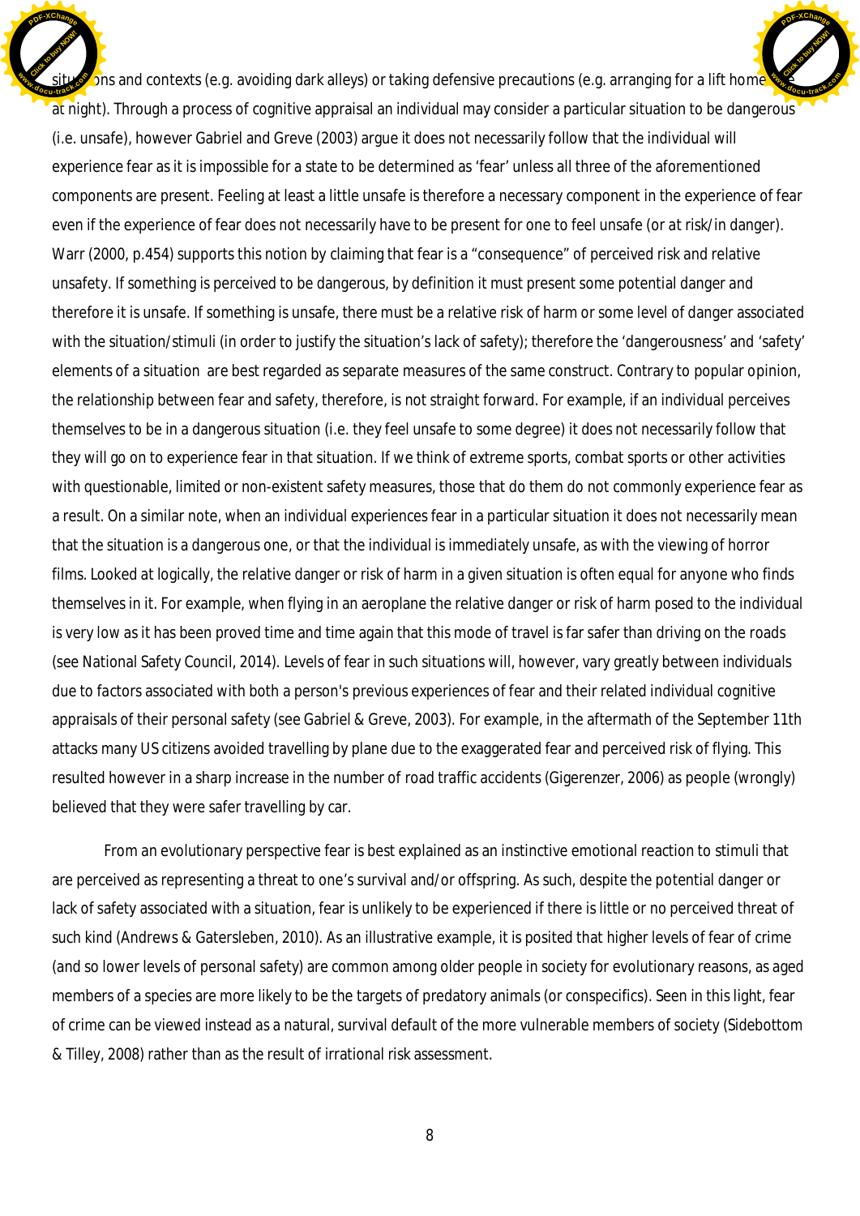situations and contexts (e.g. avoiding dark alleys) or taking defensive precautions (e.g. arranging for a lift home at night). Through a process of cognitive appraisal an individual may consider a particular situation to be dangerous (i.e. unsafe), however Gabriel and Greve (2003) argue it does not necessarily follow that the individual will experience fear as it is impossible for a state to be determined as 'fear' unless all three of the aforementioned components are present. Feeling at least a little unsafe is therefore a necessary component in the experience of fear even if the experience of fear does not necessarily have to be present for one to feel unsafe (or at risk/in danger). Warr (2000, p.454) supports this notion by claiming that fear is a "consequence" of perceived risk and relative unsafety. If something is perceived to be dangerous, by definition it must present some potential danger and therefore it is unsafe. If something is unsafe, there must be a relative risk of harm or some level of danger associated with the situation/stimuli (in order to justify the situation's lack of safety); therefore the 'dangerousness' and 'safety' elements of a situation are best regarded as separate measures of the same construct. Contrary to popular opinion, the relationship between fear and safety, therefore, is not straight forward. For example, if an individual perceives themselves to be in a dangerous situation (i.e. they feel unsafe to some degree) it does not necessarily follow that they will go on to experience fear in that situation. If we think of extreme sports, combat sports or other activities with questionable, limited or non-existent safety measures, those that do them do not commonly experience fear as a result. On a similar note, when an individual experiences fear in a particular situation it does not necessarily mean that the situation is a dangerous one, or that the individual is immediately unsafe, as with the viewing of horror films. Looked at logically, the relative danger or risk of harm in a given situation is often equal for anyone who finds themselves in it. For example, when flying in an aeroplane the relative danger or risk of harm posed to the individual is very low as it has been proved time and time again that this mode of travel is far safer than driving on the roads (see National Safety Council, 2014). Levels of fear in such situations will, however, vary greatly between individuals due to factors associated with both a person's previous experiences of fear and their related individual cognitive appraisals of their personal safety (see Gabriel & Greve, 2003). For example, in the aftermath of the September 11th attacks many US citizens avoided travelling by plane due to the exaggerated fear and perceived risk of flying. This resulted however in a sharp increase in the number of road traffic accidents (Gigerenzer, 2006) as people (wrongly) believed that they were safer travelling by car.

From an evolutionary perspective fear is best explained as an instinctive emotional reaction to stimuli that are perceived as representing a threat to one's survival and/or offspring. As such, despite the potential danger or lack of safety associated with a situation, fear is unlikely to be experienced if there is little or no perceived threat of such kind (Andrews & Gatersleben, 2010). As an illustrative example, it is posited that higher levels of fear of crime (and so lower levels of personal safety) are common among older people in society for evolutionary reasons, as aged members of a species are more likely to be the targets of predatory animals (or conspecifics). Seen in this light, fear of crime can be viewed instead as a natural, survival default of the more vulnerable members of society (Sidebottom & Tilley, 2008) rather than as the result of irrational risk assessment.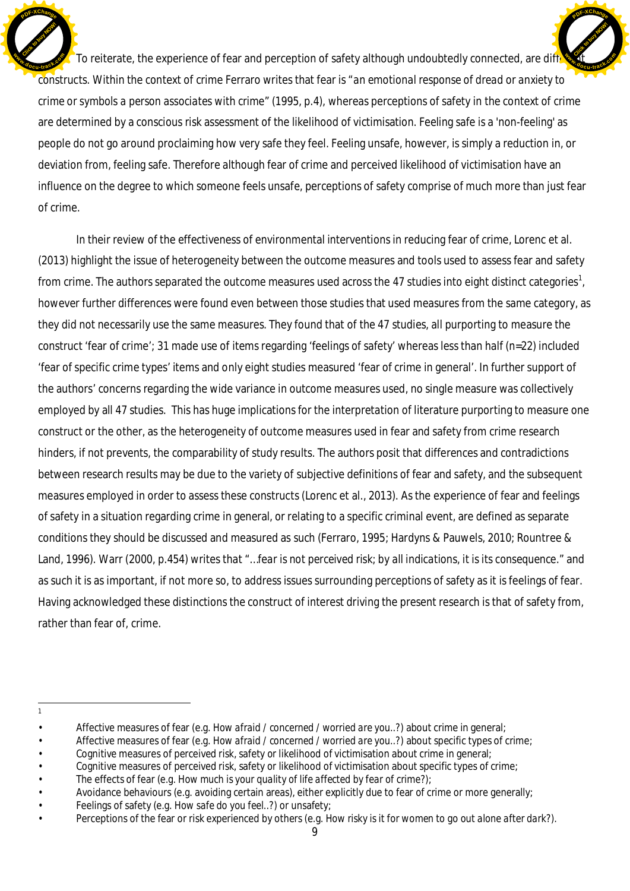To reiterate, the experience of fear and perception of safety although undoubtedly connected, are different constructs. Within the context of crime Ferraro writes that fear is "*an emotional response of dread or anxiety to crime or symbols a person associates with crime*" (1995, p.4), whereas perceptions of safety in the context of crime are determined by a conscious risk assessment of the likelihood of victimisation. Feeling safe is a 'non-feeling' as people do not go around proclaiming how very safe they feel. Feeling unsafe, however, is simply a reduction in, or deviation from, feeling safe. Therefore although fear of crime and perceived likelihood of victimisation have an influence on the degree to which someone feels unsafe, perceptions of safety comprise of much more than just fear of crime.

In their review of the effectiveness of environmental interventions in reducing fear of crime, Lorenc et al. (2013) highlight the issue of heterogeneity between the outcome measures and tools used to assess fear and safety from crime. The authors separated the outcome measures used across the 47 studies into eight distinct categories[1], however further differences were found even between those studies that used measures from the same category, as they did not necessarily use the same measures. They found that of the 47 studies, all purporting to measure the construct 'fear of crime'; 31 made use of items regarding 'feelings of safety' whereas less than half (n=22) included 'fear of specific crime types' items and only eight studies measured 'fear of crime in general'. In further support of the authors' concerns regarding the wide variance in outcome measures used, no single measure was collectively employed by all 47 studies. This has huge implications for the interpretation of literature purporting to measure one construct or the other, as the heterogeneity of outcome measures used in fear and safety from crime research hinders, if not prevents, the comparability of study results. The authors posit that differences and contradictions between research results may be due to the variety of subjective definitions of fear and safety, and the subsequent measures employed in order to assess these constructs (Lorenc et al., 2013). As the experience of fear and feelings of safety in a situation regarding crime in general, or relating to a specific criminal event, are defined as separate conditions they should be discussed and measured as such (Ferraro, 1995; Hardyns & Pauwels, 2010; Rountree & Land, 1996). Warr (2000, p.454) writes that "*...fear is not perceived risk; by all indications, it is its consequence.*" and as such it is as important, if not more so, to address issues surrounding perceptions of safety as it is feelings of fear. Having acknowledged these distinctions the construct of interest driving the present research is that of safety from, rather than fear of, crime.

---

[1]

- Affective measures of fear (e.g. *How afraid / concerned / worried are you..?*) about crime in general;
- Affective measures of fear (e.g. *How afraid / concerned / worried are you..?*) about specific types of crime;
- Cognitive measures of perceived risk, safety or likelihood of victimisation about crime in general;
- Cognitive measures of perceived risk, safety or likelihood of victimisation about specific types of crime;
- The effects of fear (e.g. *How much is your quality of life affected by fear of crime?*);
- Avoidance behaviours (e.g. avoiding certain areas), either explicitly due to fear of crime or more generally;
- Feelings of safety (e.g. *How safe do you feel..?*) or unsafety;
- Perceptions of the fear or risk experienced by others (e.g. *How risky is it for women to go out alone after dark?*).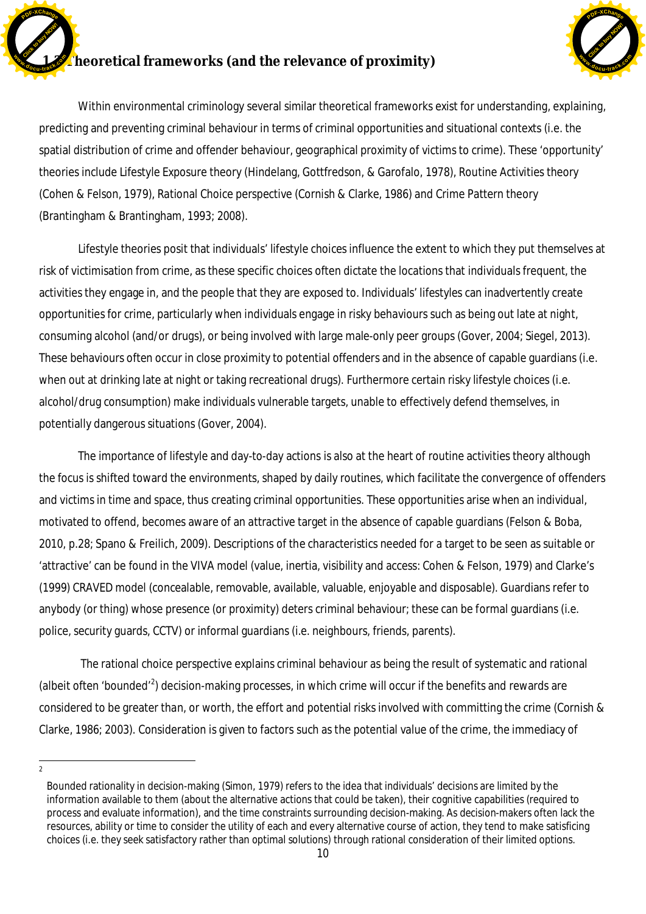## 1.3 Theoretical frameworks (and the relevance of proximity)

Within environmental criminology several similar theoretical frameworks exist for understanding, explaining, predicting and preventing criminal behaviour in terms of criminal opportunities and situational contexts (i.e. the spatial distribution of crime and offender behaviour, geographical proximity of victims to crime). These 'opportunity' theories include Lifestyle Exposure theory (Hindelang, Gottfredson, & Garofalo, 1978), Routine Activities theory (Cohen & Felson, 1979), Rational Choice perspective (Cornish & Clarke, 1986) and Crime Pattern theory (Brantingham & Brantingham, 1993; 2008).

Lifestyle theories posit that individuals' lifestyle choices influence the extent to which they put themselves at risk of victimisation from crime, as these specific choices often dictate the locations that individuals frequent, the activities they engage in, and the people that they are exposed to. Individuals' lifestyles can inadvertently create opportunities for crime, particularly when individuals engage in risky behaviours such as being out late at night, consuming alcohol (and/or drugs), or being involved with large male-only peer groups (Gover, 2004; Siegel, 2013). These behaviours often occur in close proximity to potential offenders and in the absence of capable guardians (i.e. when out at drinking late at night or taking recreational drugs). Furthermore certain risky lifestyle choices (i.e. alcohol/drug consumption) make individuals vulnerable targets, unable to effectively defend themselves, in potentially dangerous situations (Gover, 2004).

The importance of lifestyle and day-to-day actions is also at the heart of routine activities theory although the focus is shifted toward the environments, shaped by daily routines, which facilitate the convergence of offenders and victims in time and space, thus creating criminal opportunities. These opportunities arise when an individual, motivated to offend, becomes aware of an attractive target in the absence of capable guardians (Felson & Boba, 2010, p.28; Spano & Freilich, 2009). Descriptions of the characteristics needed for a target to be seen as suitable or 'attractive' can be found in the VIVA model (value, inertia, visibility and access: Cohen & Felson, 1979) and Clarke's (1999) CRAVED model (concealable, removable, available, valuable, enjoyable and disposable). Guardians refer to anybody (or thing) whose presence (or proximity) deters criminal behaviour; these can be formal guardians (i.e. police, security guards, CCTV) or informal guardians (i.e. neighbours, friends, parents).

The rational choice perspective explains criminal behaviour as being the result of systematic and rational (albeit often 'bounded'[2]) decision-making processes, in which crime will occur if the benefits and rewards are considered to be greater than, or worth, the effort and potential risks involved with committing the crime (Cornish & Clarke, 1986; 2003). Consideration is given to factors such as the potential value of the crime, the immediacy of

---

[2] Bounded rationality in decision-making (Simon, 1979) refers to the idea that individuals' decisions are limited by the information available to them (about the alternative actions that could be taken), their cognitive capabilities (required to process and evaluate information), and the time constraints surrounding decision-making. As decision-makers often lack the resources, ability or time to consider the utility of each and every alternative course of action, they tend to make satisficing choices (i.e. they seek satisfactory rather than optimal solutions) through rational consideration of their limited options.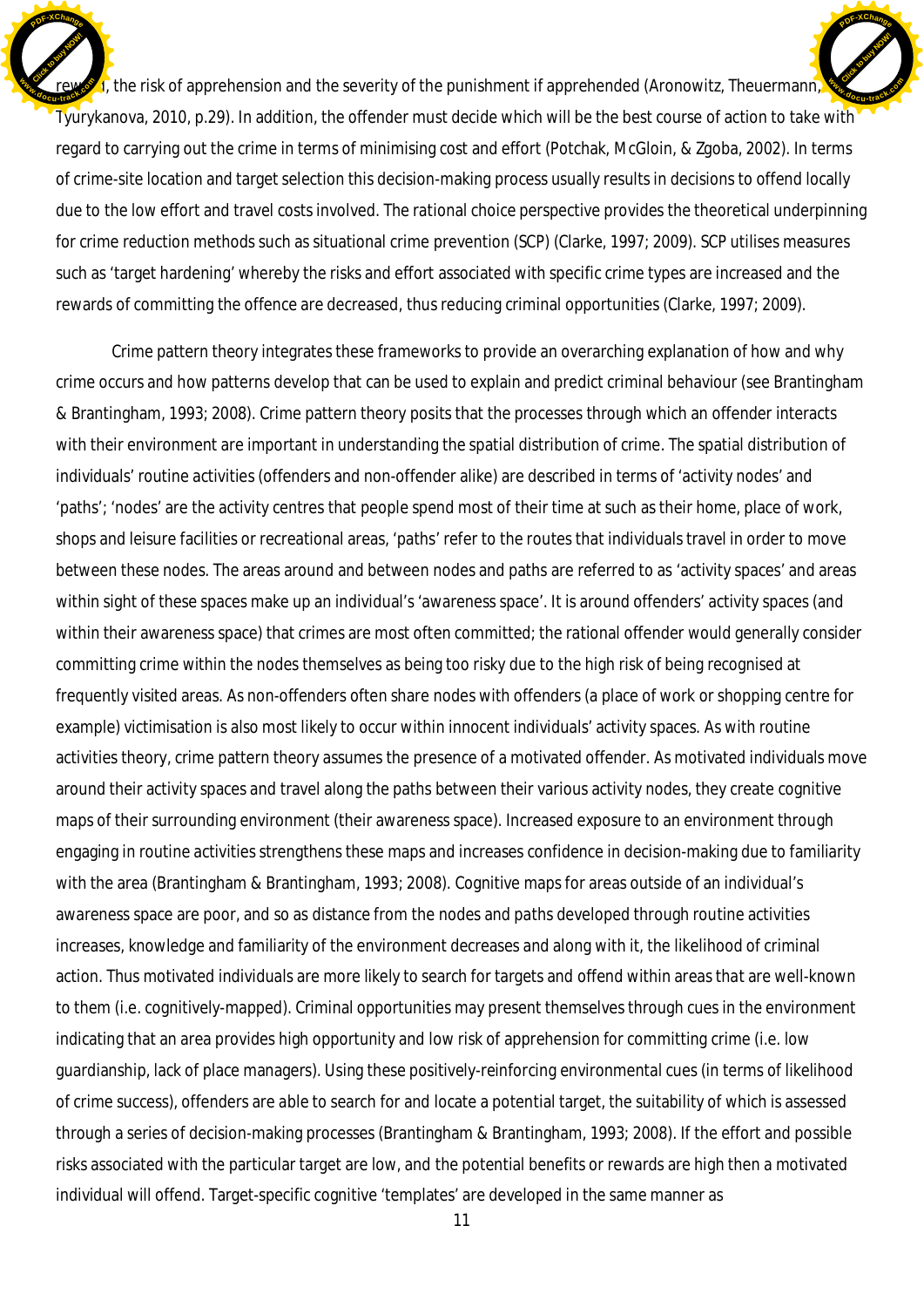reward, the risk of apprehension and the severity of the punishment if apprehended (Aronowitz, Theuermann, & Tyurykanova, 2010, p.29). In addition, the offender must decide which will be the best course of action to take with regard to carrying out the crime in terms of minimising cost and effort (Potchak, McGloin, & Zgoba, 2002). In terms of crime-site location and target selection this decision-making process usually results in decisions to offend locally due to the low effort and travel costs involved. The rational choice perspective provides the theoretical underpinning for crime reduction methods such as situational crime prevention (SCP) (Clarke, 1997; 2009). SCP utilises measures such as 'target hardening' whereby the risks and effort associated with specific crime types are increased and the rewards of committing the offence are decreased, thus reducing criminal opportunities (Clarke, 1997; 2009).

Crime pattern theory integrates these frameworks to provide an overarching explanation of how and why crime occurs and how patterns develop that can be used to explain and predict criminal behaviour (see Brantingham & Brantingham, 1993; 2008). Crime pattern theory posits that the processes through which an offender interacts with their environment are important in understanding the spatial distribution of crime. The spatial distribution of individuals' routine activities (offenders and non-offender alike) are described in terms of 'activity nodes' and 'paths'; 'nodes' are the activity centres that people spend most of their time at such as their home, place of work, shops and leisure facilities or recreational areas, 'paths' refer to the routes that individuals travel in order to move between these nodes. The areas around and between nodes and paths are referred to as 'activity spaces' and areas within sight of these spaces make up an individual's 'awareness space'. It is around offenders' activity spaces (and within their awareness space) that crimes are most often committed; the rational offender would generally consider committing crime within the nodes themselves as being too risky due to the high risk of being recognised at frequently visited areas. As non-offenders often share nodes with offenders (a place of work or shopping centre for example) victimisation is also most likely to occur within innocent individuals' activity spaces. As with routine activities theory, crime pattern theory assumes the presence of a motivated offender. As motivated individuals move around their activity spaces and travel along the paths between their various activity nodes, they create cognitive maps of their surrounding environment (their awareness space). Increased exposure to an environment through engaging in routine activities strengthens these maps and increases confidence in decision-making due to familiarity with the area (Brantingham & Brantingham, 1993; 2008). Cognitive maps for areas outside of an individual's awareness space are poor, and so as distance from the nodes and paths developed through routine activities increases, knowledge and familiarity of the environment decreases and along with it, the likelihood of criminal action. Thus motivated individuals are more likely to search for targets and offend within areas that are well-known to them (i.e. cognitively-mapped). Criminal opportunities may present themselves through cues in the environment indicating that an area provides high opportunity and low risk of apprehension for committing crime (i.e. low guardianship, lack of place managers). Using these positively-reinforcing environmental cues (in terms of likelihood of crime success), offenders are able to search for and locate a potential target, the suitability of which is assessed through a series of decision-making processes (Brantingham & Brantingham, 1993; 2008). If the effort and possible risks associated with the particular target are low, and the potential benefits or rewards are high then a motivated individual will offend. Target-specific cognitive 'templates' are developed in the same manner as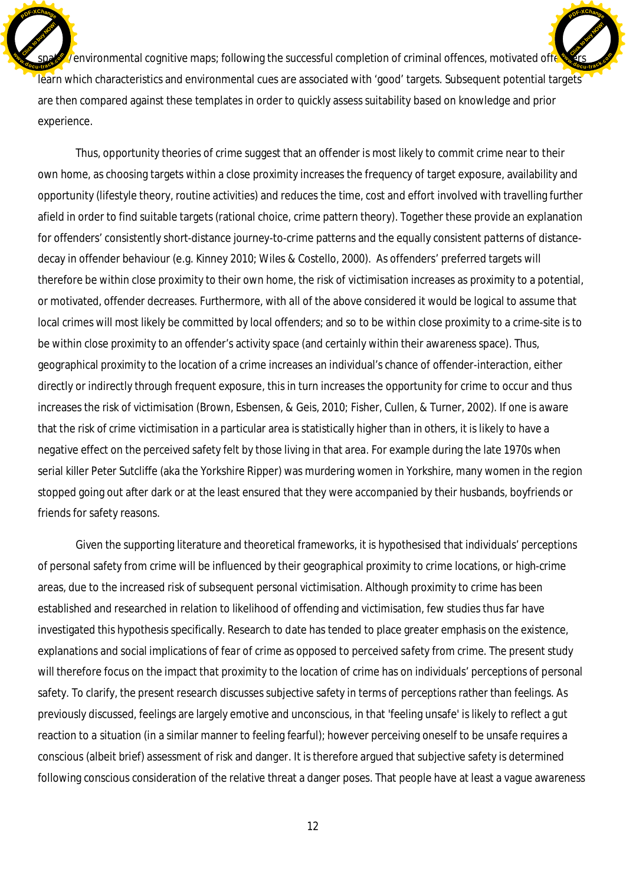spatial/environmental cognitive maps; following the successful completion of criminal offences, motivated offenders learn which characteristics and environmental cues are associated with 'good' targets. Subsequent potential targets are then compared against these templates in order to quickly assess suitability based on knowledge and prior experience.

Thus, opportunity theories of crime suggest that an offender is most likely to commit crime near to their own home, as choosing targets within a close proximity increases the frequency of target exposure, availability and opportunity (lifestyle theory, routine activities) and reduces the time, cost and effort involved with travelling further afield in order to find suitable targets (rational choice, crime pattern theory). Together these provide an explanation for offenders' consistently short-distance journey-to-crime patterns and the equally consistent patterns of distance-decay in offender behaviour (e.g. Kinney 2010; Wiles & Costello, 2000). As offenders' preferred targets will therefore be within close proximity to their own home, the risk of victimisation increases as proximity to a potential, or motivated, offender decreases. Furthermore, with all of the above considered it would be logical to assume that local crimes will most likely be committed by local offenders; and so to be within close proximity to a crime-site is to be within close proximity to an offender's activity space (and certainly within their awareness space). Thus, geographical proximity to the location of a crime increases an individual's chance of offender-interaction, either directly or indirectly through frequent exposure, this in turn increases the opportunity for crime to occur and thus increases the risk of victimisation (Brown, Esbensen, & Geis, 2010; Fisher, Cullen, & Turner, 2002). If one is aware that the risk of crime victimisation in a particular area is statistically higher than in others, it is likely to have a negative effect on the perceived safety felt by those living in that area. For example during the late 1970s when serial killer Peter Sutcliffe (aka the Yorkshire Ripper) was murdering women in Yorkshire, many women in the region stopped going out after dark or at the least ensured that they were accompanied by their husbands, boyfriends or friends for safety reasons.

Given the supporting literature and theoretical frameworks, it is hypothesised that individuals' perceptions of personal safety from crime will be influenced by their geographical proximity to crime locations, or high-crime areas, due to the increased risk of subsequent personal victimisation. Although proximity to crime has been established and researched in relation to likelihood of offending and victimisation, few studies thus far have investigated this hypothesis specifically. Research to date has tended to place greater emphasis on the existence, explanations and social implications of fear of crime as opposed to perceived safety from crime. The present study will therefore focus on the impact that proximity to the location of crime has on individuals' perceptions of personal safety. To clarify, the present research discusses subjective safety in terms of perceptions rather than feelings. As previously discussed, feelings are largely emotive and unconscious, in that 'feeling unsafe' is likely to reflect a gut reaction to a situation (in a similar manner to feeling fearful); however perceiving oneself to be unsafe requires a conscious (albeit brief) assessment of risk and danger. It is therefore argued that subjective safety is determined following conscious consideration of the relative threat a danger poses. That people have at least a vague awareness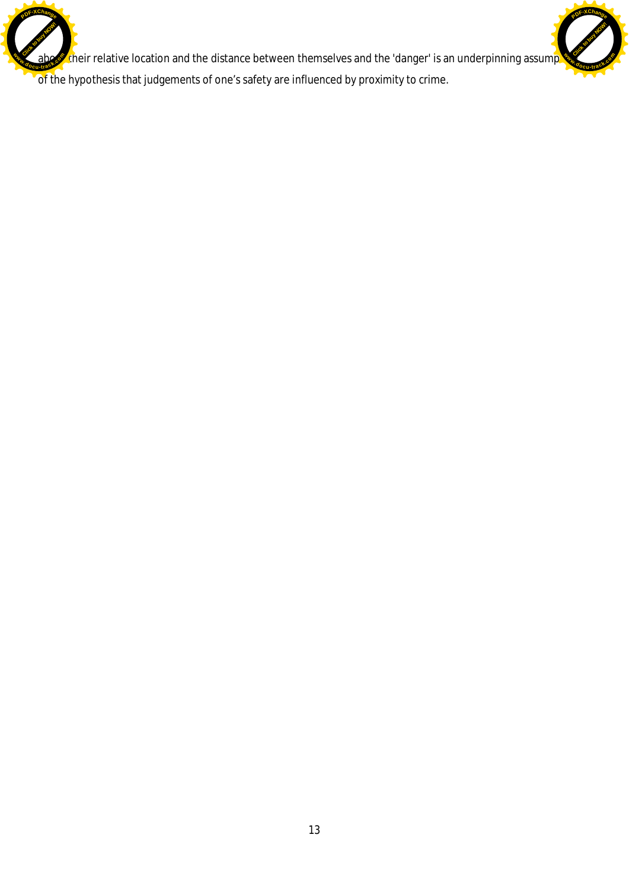about their relative location and the distance between themselves and the 'danger' is an underpinning assumption of the hypothesis that judgements of one’s safety are influenced by proximity to crime.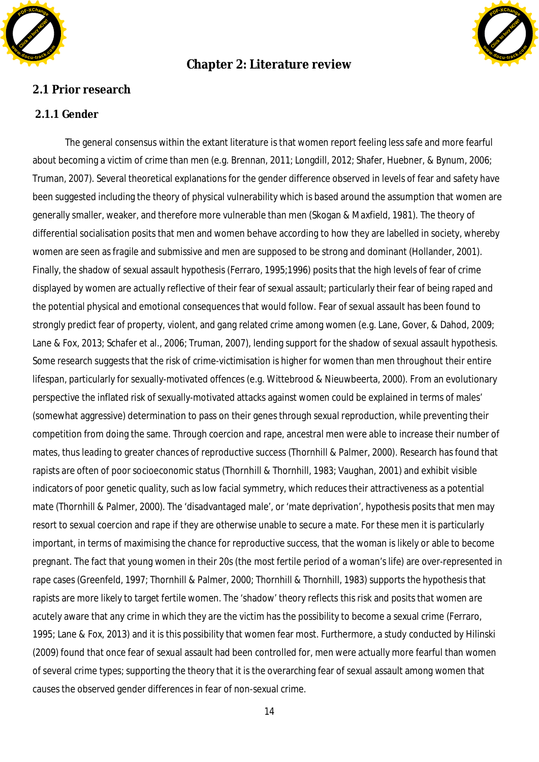# Chapter 2: Literature review

## 2.1 Prior research

### 2.1.1 Gender

The general consensus within the extant literature is that women report feeling less safe and more fearful about becoming a victim of crime than men (e.g. Brennan, 2011; Longdill, 2012; Shafer, Huebner, & Bynum, 2006; Truman, 2007). Several theoretical explanations for the gender difference observed in levels of fear and safety have been suggested including the theory of physical vulnerability which is based around the assumption that women are generally smaller, weaker, and therefore more vulnerable than men (Skogan & Maxfield, 1981). The theory of differential socialisation posits that men and women behave according to how they are labelled in society, whereby women are seen as fragile and submissive and men are supposed to be strong and dominant (Hollander, 2001). Finally, the shadow of sexual assault hypothesis (Ferraro, 1995;1996) posits that the high levels of fear of crime displayed by women are actually reflective of their fear of sexual assault; particularly their fear of being raped and the potential physical and emotional consequences that would follow. Fear of sexual assault has been found to strongly predict fear of property, violent, and gang related crime among women (e.g. Lane, Gover, & Dahod, 2009; Lane & Fox, 2013; Schafer et al., 2006; Truman, 2007), lending support for the shadow of sexual assault hypothesis. Some research suggests that the risk of crime-victimisation is higher for women than men throughout their entire lifespan, particularly for sexually-motivated offences (e.g. Wittebrood & Nieuwbeerta, 2000). From an evolutionary perspective the inflated risk of sexually-motivated attacks against women could be explained in terms of males' (somewhat aggressive) determination to pass on their genes through sexual reproduction, while preventing their competition from doing the same. Through coercion and rape, ancestral men were able to increase their number of mates, thus leading to greater chances of reproductive success (Thornhill & Palmer, 2000). Research has found that rapists are often of poor socioeconomic status (Thornhill & Thornhill, 1983; Vaughan, 2001) and exhibit visible indicators of poor genetic quality, such as low facial symmetry, which reduces their attractiveness as a potential mate (Thornhill & Palmer, 2000). The 'disadvantaged male', or 'mate deprivation', hypothesis posits that men may resort to sexual coercion and rape if they are otherwise unable to secure a mate. For these men it is particularly important, in terms of maximising the chance for reproductive success, that the woman is likely or able to become pregnant. The fact that young women in their 20s (the most fertile period of a woman's life) are over-represented in rape cases (Greenfeld, 1997; Thornhill & Palmer, 2000; Thornhill & Thornhill, 1983) supports the hypothesis that rapists are more likely to target fertile women. The 'shadow' theory reflects this risk and posits that women are acutely aware that any crime in which they are the victim has the possibility to become a sexual crime (Ferraro, 1995; Lane & Fox, 2013) and it is this possibility that women fear most. Furthermore, a study conducted by Hilinski (2009) found that once fear of sexual assault had been controlled for, men were actually more fearful than women of several crime types; supporting the theory that it is the overarching fear of sexual assault among women that causes the observed gender differences in fear of non-sexual crime.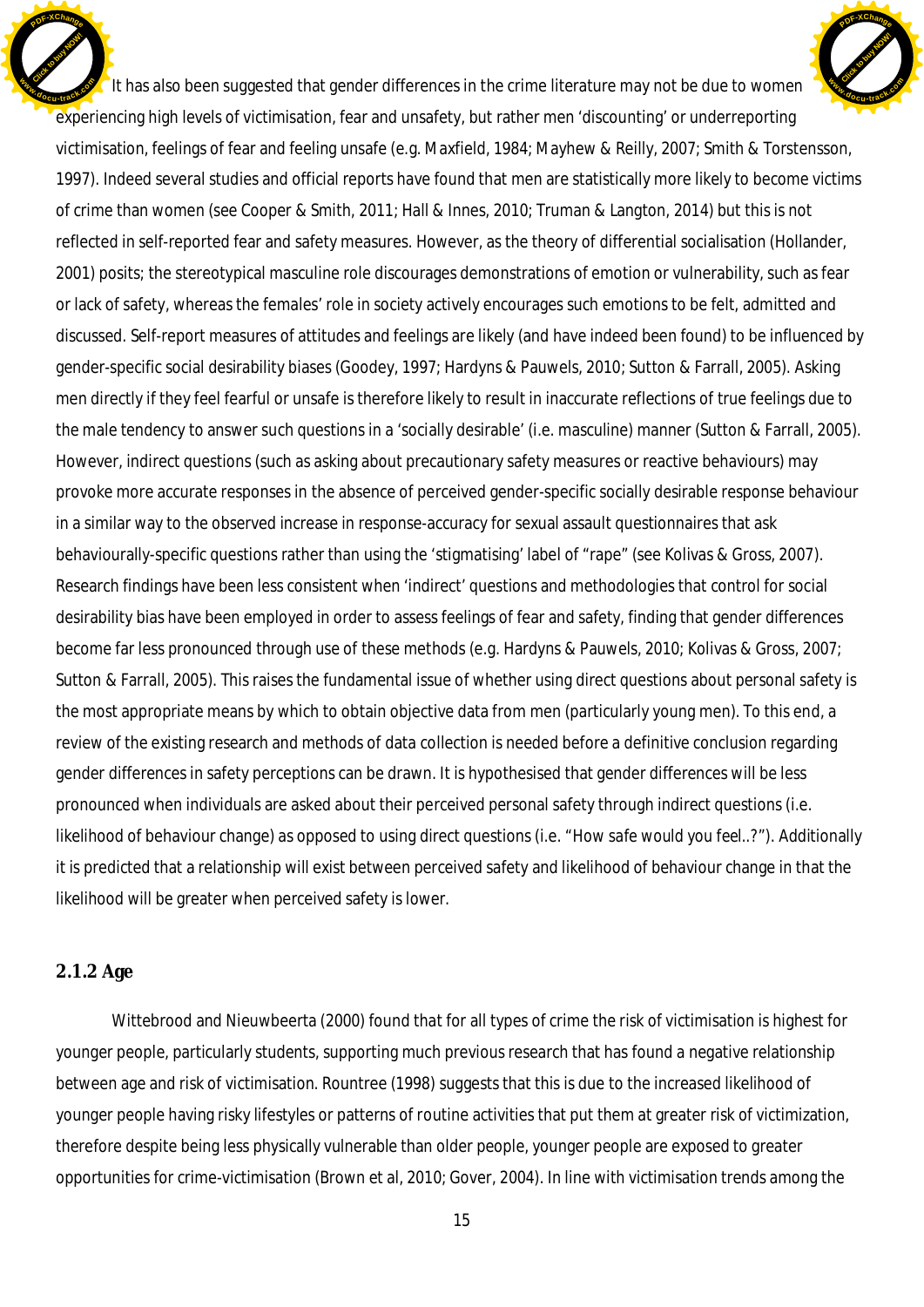It has also been suggested that gender differences in the crime literature may not be due to women experiencing high levels of victimisation, fear and unsafety, but rather men 'discounting' or underreporting victimisation, feelings of fear and feeling unsafe (e.g. Maxfield, 1984; Mayhew & Reilly, 2007; Smith & Torstensson, 1997). Indeed several studies and official reports have found that men are statistically more likely to become victims of crime than women (see Cooper & Smith, 2011; Hall & Innes, 2010; Truman & Langton, 2014) but this is not reflected in self-reported fear and safety measures. However, as the theory of differential socialisation (Hollander, 2001) posits; the stereotypical masculine role discourages demonstrations of emotion or vulnerability, such as fear or lack of safety, whereas the females' role in society actively encourages such emotions to be felt, admitted and discussed. Self-report measures of attitudes and feelings are likely (and have indeed been found) to be influenced by gender-specific social desirability biases (Goodey, 1997; Hardyns & Pauwels, 2010; Sutton & Farrall, 2005). Asking men directly if they feel fearful or unsafe is therefore likely to result in inaccurate reflections of true feelings due to the male tendency to answer such questions in a 'socially desirable' (i.e. masculine) manner (Sutton & Farrall, 2005). However, indirect questions (such as asking about precautionary safety measures or reactive behaviours) may provoke more accurate responses in the absence of perceived gender-specific socially desirable response behaviour in a similar way to the observed increase in response-accuracy for sexual assault questionnaires that ask behaviourally-specific questions rather than using the 'stigmatising' label of "rape" (see Kolivas & Gross, 2007). Research findings have been less consistent when 'indirect' questions and methodologies that control for social desirability bias have been employed in order to assess feelings of fear and safety, finding that gender differences become far less pronounced through use of these methods (e.g. Hardyns & Pauwels, 2010; Kolivas & Gross, 2007; Sutton & Farrall, 2005). This raises the fundamental issue of whether using direct questions about personal safety is the most appropriate means by which to obtain objective data from men (particularly young men). To this end, a review of the existing research and methods of data collection is needed before a definitive conclusion regarding gender differences in safety perceptions can be drawn. It is hypothesised that gender differences will be less pronounced when individuals are asked about their perceived personal safety through indirect questions (i.e. likelihood of behaviour change) as opposed to using direct questions (i.e. "How safe would you feel..?"). Additionally it is predicted that a relationship will exist between perceived safety and likelihood of behaviour change in that the likelihood will be greater when perceived safety is lower.

### 2.1.2 Age

Wittebrood and Nieuwbeerta (2000) found that for all types of crime the risk of victimisation is highest for younger people, particularly students, supporting much previous research that has found a negative relationship between age and risk of victimisation. Rountree (1998) suggests that this is due to the increased likelihood of younger people having risky lifestyles or patterns of routine activities that put them at greater risk of victimization, therefore despite being less physically vulnerable than older people, younger people are exposed to greater opportunities for crime-victimisation (Brown et al, 2010; Gover, 2004). In line with victimisation trends among the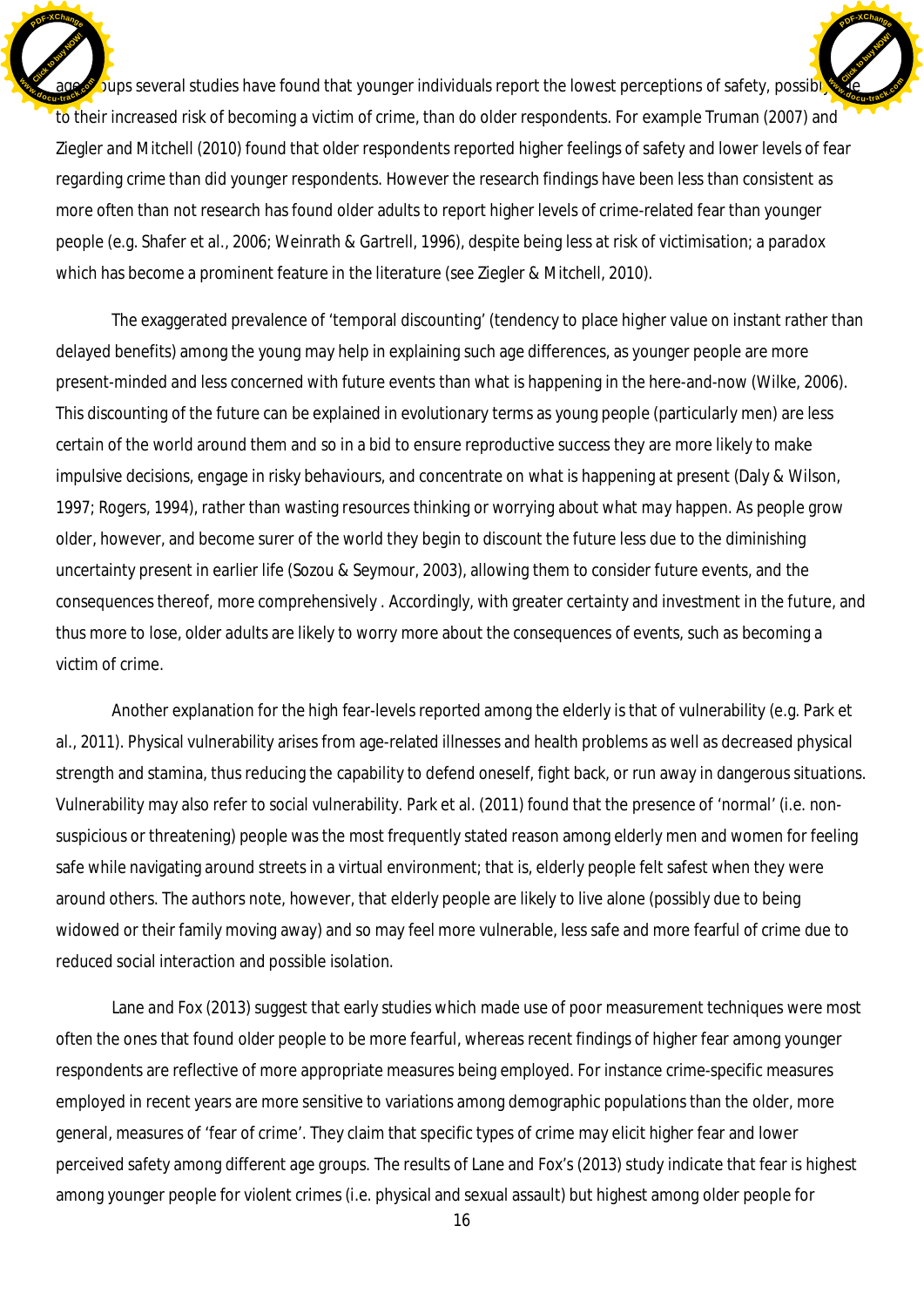age groups several studies have found that younger individuals report the lowest perceptions of safety, possibly due to their increased risk of becoming a victim of crime, than do older respondents. For example Truman (2007) and Ziegler and Mitchell (2010) found that older respondents reported higher feelings of safety and lower levels of fear regarding crime than did younger respondents. However the research findings have been less than consistent as more often than not research has found older adults to report higher levels of crime-related fear than younger people (e.g. Shafer et al., 2006; Weinrath & Gartrell, 1996), despite being less at risk of victimisation; a paradox which has become a prominent feature in the literature (see Ziegler & Mitchell, 2010).

The exaggerated prevalence of 'temporal discounting' (tendency to place higher value on instant rather than delayed benefits) among the young may help in explaining such age differences, as younger people are more present-minded and less concerned with future events than what is happening in the here-and-now (Wilke, 2006). This discounting of the future can be explained in evolutionary terms as young people (particularly men) are less certain of the world around them and so in a bid to ensure reproductive success they are more likely to make impulsive decisions, engage in risky behaviours, and concentrate on what is happening at present (Daly & Wilson, 1997; Rogers, 1994), rather than wasting resources thinking or worrying about what may happen. As people grow older, however, and become surer of the world they begin to discount the future less due to the diminishing uncertainty present in earlier life (Sozou & Seymour, 2003), allowing them to consider future events, and the consequences thereof, more comprehensively . Accordingly, with greater certainty and investment in the future, and thus more to lose, older adults are likely to worry more about the consequences of events, such as becoming a victim of crime.

Another explanation for the high fear-levels reported among the elderly is that of vulnerability (e.g. Park et al., 2011). Physical vulnerability arises from age-related illnesses and health problems as well as decreased physical strength and stamina, thus reducing the capability to defend oneself, fight back, or run away in dangerous situations. Vulnerability may also refer to social vulnerability. Park et al. (2011) found that the presence of 'normal' (i.e. non-suspicious or threatening) people was the most frequently stated reason among elderly men and women for feeling safe while navigating around streets in a virtual environment; that is, elderly people felt safest when they were around others. The authors note, however, that elderly people are likely to live alone (possibly due to being widowed or their family moving away) and so may feel more vulnerable, less safe and more fearful of crime due to reduced social interaction and possible isolation.

Lane and Fox (2013) suggest that early studies which made use of poor measurement techniques were most often the ones that found older people to be more fearful, whereas recent findings of higher fear among younger respondents are reflective of more appropriate measures being employed. For instance crime-specific measures employed in recent years are more sensitive to variations among demographic populations than the older, more general, measures of 'fear of crime'. They claim that specific types of crime may elicit higher fear and lower perceived safety among different age groups. The results of Lane and Fox's (2013) study indicate that fear is highest among younger people for violent crimes (i.e. physical and sexual assault) but highest among older people for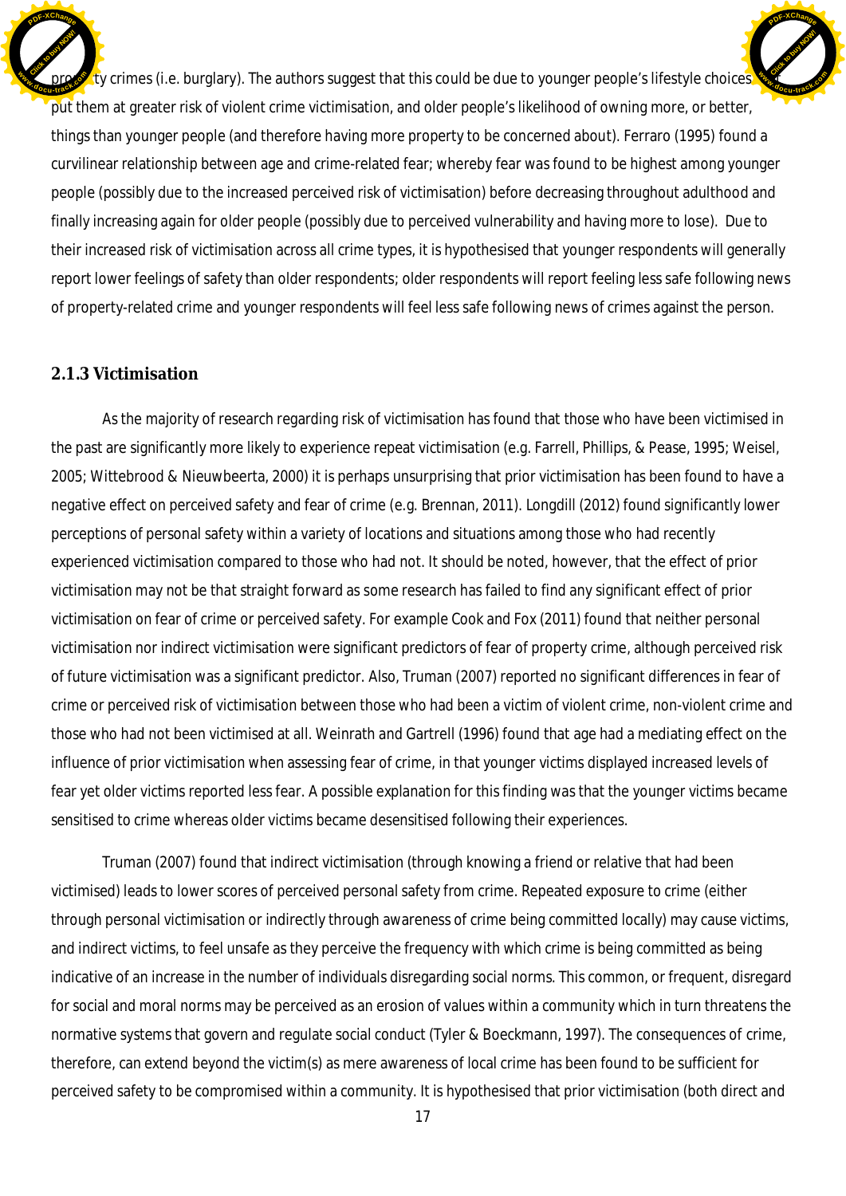property crimes (i.e. burglary). The authors suggest that this could be due to younger people's lifestyle choices put them at greater risk of violent crime victimisation, and older people's likelihood of owning more, or better, things than younger people (and therefore having more property to be concerned about). Ferraro (1995) found a curvilinear relationship between age and crime-related fear; whereby fear was found to be highest among younger people (possibly due to the increased perceived risk of victimisation) before decreasing throughout adulthood and finally increasing again for older people (possibly due to perceived vulnerability and having more to lose). Due to their increased risk of victimisation across all crime types, it is hypothesised that younger respondents will generally report lower feelings of safety than older respondents; older respondents will report feeling less safe following news of property-related crime and younger respondents will feel less safe following news of crimes against the person.

### 2.1.3 Victimisation

As the majority of research regarding risk of victimisation has found that those who have been victimised in the past are significantly more likely to experience repeat victimisation (e.g. Farrell, Phillips, & Pease, 1995; Weisel, 2005; Wittebrood & Nieuwbeerta, 2000) it is perhaps unsurprising that prior victimisation has been found to have a negative effect on perceived safety and fear of crime (e.g. Brennan, 2011). Longdill (2012) found significantly lower perceptions of personal safety within a variety of locations and situations among those who had recently experienced victimisation compared to those who had not. It should be noted, however, that the effect of prior victimisation may not be that straight forward as some research has failed to find any significant effect of prior victimisation on fear of crime or perceived safety. For example Cook and Fox (2011) found that neither personal victimisation nor indirect victimisation were significant predictors of fear of property crime, although perceived risk of future victimisation was a significant predictor. Also, Truman (2007) reported no significant differences in fear of crime or perceived risk of victimisation between those who had been a victim of violent crime, non-violent crime and those who had not been victimised at all. Weinrath and Gartrell (1996) found that age had a mediating effect on the influence of prior victimisation when assessing fear of crime, in that younger victims displayed increased levels of fear yet older victims reported less fear. A possible explanation for this finding was that the younger victims became sensitised to crime whereas older victims became desensitised following their experiences.

Truman (2007) found that indirect victimisation (through knowing a friend or relative that had been victimised) leads to lower scores of perceived personal safety from crime. Repeated exposure to crime (either through personal victimisation or indirectly through awareness of crime being committed locally) may cause victims, and indirect victims, to feel unsafe as they perceive the frequency with which crime is being committed as being indicative of an increase in the number of individuals disregarding social norms. This common, or frequent, disregard for social and moral norms may be perceived as an erosion of values within a community which in turn threatens the normative systems that govern and regulate social conduct (Tyler & Boeckmann, 1997). The consequences of crime, therefore, can extend beyond the victim(s) as mere awareness of local crime has been found to be sufficient for perceived safety to be compromised within a community. It is hypothesised that prior victimisation (both direct and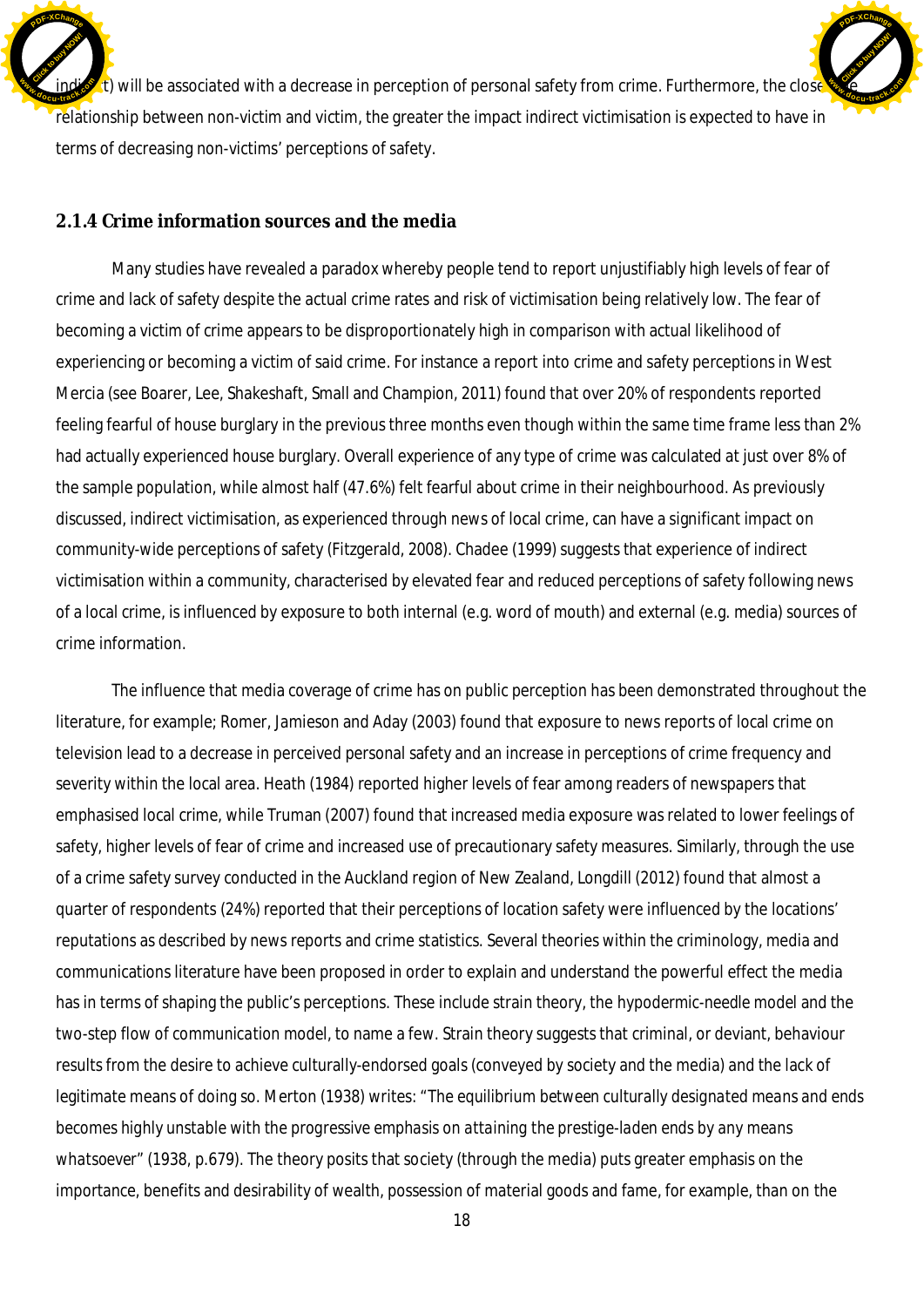indirect) will be associated with a decrease in perception of personal safety from crime. Furthermore, the closer the relationship between non-victim and victim, the greater the impact indirect victimisation is expected to have in terms of decreasing non-victims' perceptions of safety.

### 2.1.4 Crime information sources and the media

Many studies have revealed a paradox whereby people tend to report unjustifiably high levels of fear of crime and lack of safety despite the actual crime rates and risk of victimisation being relatively low. The fear of becoming a victim of crime appears to be disproportionately high in comparison with actual likelihood of experiencing or becoming a victim of said crime. For instance a report into crime and safety perceptions in West Mercia (see Boarer, Lee, Shakeshaft, Small and Champion, 2011) found that over 20% of respondents reported feeling fearful of house burglary in the previous three months even though within the same time frame less than 2% had actually experienced house burglary. Overall experience of any type of crime was calculated at just over 8% of the sample population, while almost half (47.6%) felt fearful about crime in their neighbourhood. As previously discussed, indirect victimisation, as experienced through news of local crime, can have a significant impact on community-wide perceptions of safety (Fitzgerald, 2008). Chadee (1999) suggests that experience of indirect victimisation within a community, characterised by elevated fear and reduced perceptions of safety following news of a local crime, is influenced by exposure to both internal (e.g. word of mouth) and external (e.g. media) sources of crime information.

The influence that media coverage of crime has on public perception has been demonstrated throughout the literature, for example; Romer, Jamieson and Aday (2003) found that exposure to news reports of local crime on television lead to a decrease in perceived personal safety and an increase in perceptions of crime frequency and severity within the local area. Heath (1984) reported higher levels of fear among readers of newspapers that emphasised local crime, while Truman (2007) found that increased media exposure was related to lower feelings of safety, higher levels of fear of crime and increased use of precautionary safety measures. Similarly, through the use of a crime safety survey conducted in the Auckland region of New Zealand, Longdill (2012) found that almost a quarter of respondents (24%) reported that their perceptions of location safety were influenced by the locations' reputations as described by news reports and crime statistics. Several theories within the criminology, media and communications literature have been proposed in order to explain and understand the powerful effect the media has in terms of shaping the public's perceptions. These include strain theory, the hypodermic-needle model and the two-step flow of communication model, to name a few. Strain theory suggests that criminal, or deviant, behaviour results from the desire to achieve culturally-endorsed goals (conveyed by society and the media) and the lack of legitimate means of doing so. Merton (1938) writes: "The equilibrium between culturally designated means and ends becomes highly unstable with the progressive emphasis on attaining the prestige-laden ends by any means whatsoever" (1938, p.679). The theory posits that society (through the media) puts greater emphasis on the importance, benefits and desirability of wealth, possession of material goods and fame, for example, than on the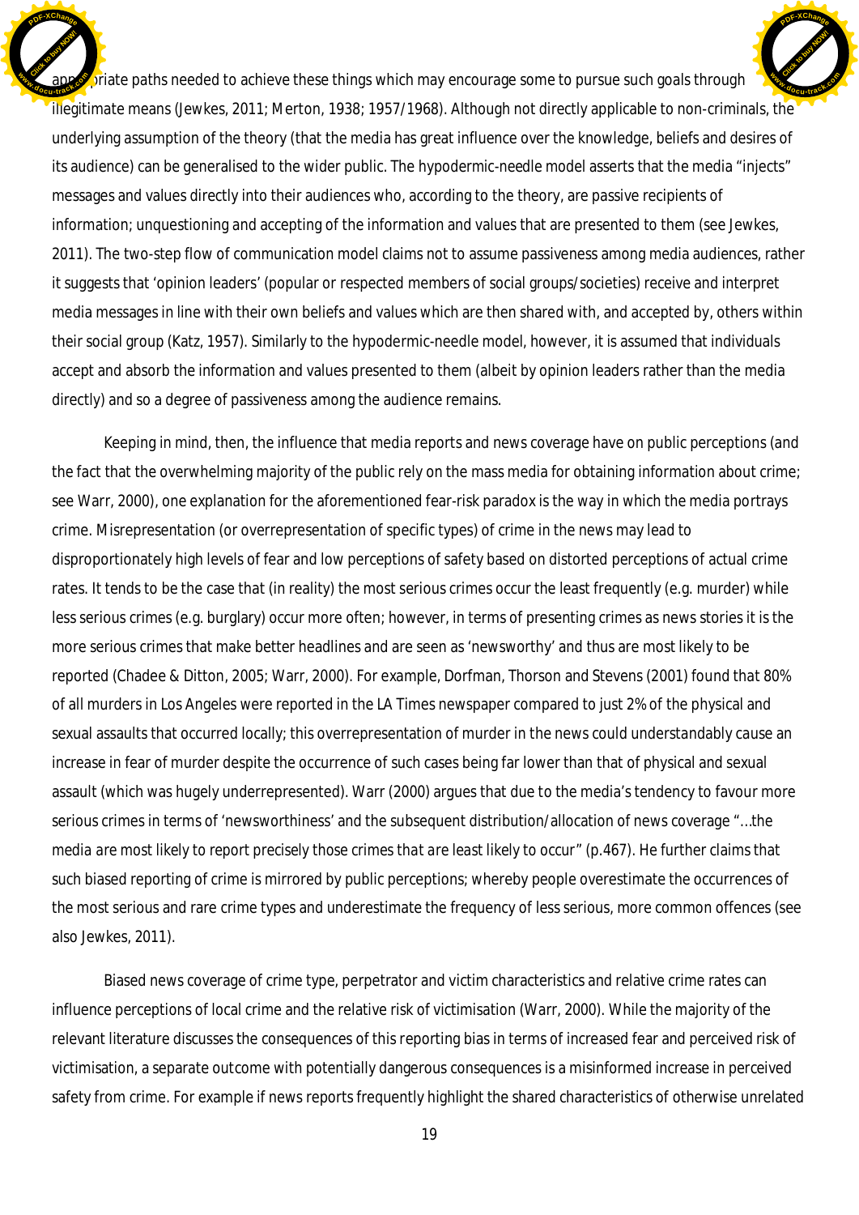appropriate paths needed to achieve these things which may encourage some to pursue such goals through illegitimate means (Jewkes, 2011; Merton, 1938; 1957/1968). Although not directly applicable to non-criminals, the underlying assumption of the theory (that the media has great influence over the knowledge, beliefs and desires of its audience) can be generalised to the wider public. The hypodermic-needle model asserts that the media "injects" messages and values directly into their audiences who, according to the theory, are passive recipients of information; unquestioning and accepting of the information and values that are presented to them (see Jewkes, 2011). The two-step flow of communication model claims not to assume passiveness among media audiences, rather it suggests that 'opinion leaders' (popular or respected members of social groups/societies) receive and interpret media messages in line with their own beliefs and values which are then shared with, and accepted by, others within their social group (Katz, 1957). Similarly to the hypodermic-needle model, however, it is assumed that individuals accept and absorb the information and values presented to them (albeit by opinion leaders rather than the media directly) and so a degree of passiveness among the audience remains.

Keeping in mind, then, the influence that media reports and news coverage have on public perceptions (and the fact that the overwhelming majority of the public rely on the mass media for obtaining information about crime; see Warr, 2000), one explanation for the aforementioned fear-risk paradox is the way in which the media portrays crime. Misrepresentation (or overrepresentation of specific types) of crime in the news may lead to disproportionately high levels of fear and low perceptions of safety based on distorted perceptions of actual crime rates. It tends to be the case that (in reality) the most serious crimes occur the least frequently (e.g. murder) while less serious crimes (e.g. burglary) occur more often; however, in terms of presenting crimes as news stories it is the more serious crimes that make better headlines and are seen as 'newsworthy' and thus are most likely to be reported (Chadee & Ditton, 2005; Warr, 2000). For example, Dorfman, Thorson and Stevens (2001) found that 80% of all murders in Los Angeles were reported in the *LA Times* newspaper compared to just 2% of the physical and sexual assaults that occurred locally; this overrepresentation of murder in the news could understandably cause an increase in fear of murder despite the occurrence of such cases being far lower than that of physical and sexual assault (which was hugely underrepresented). Warr (2000) argues that due to the media's tendency to favour more serious crimes in terms of 'newsworthiness' and the subsequent distribution/allocation of news coverage "…the media are most likely to report precisely those crimes that are least likely to occur" (p.467). He further claims that such biased reporting of crime is mirrored by public perceptions; whereby people overestimate the occurrences of the most serious and rare crime types and underestimate the frequency of less serious, more common offences (see also Jewkes, 2011).

Biased news coverage of crime type, perpetrator and victim characteristics and relative crime rates can influence perceptions of local crime and the relative risk of victimisation (Warr, 2000). While the majority of the relevant literature discusses the consequences of this reporting bias in terms of increased fear and perceived risk of victimisation, a separate outcome with potentially dangerous consequences is a misinformed increase in perceived safety from crime. For example if news reports frequently highlight the shared characteristics of otherwise unrelated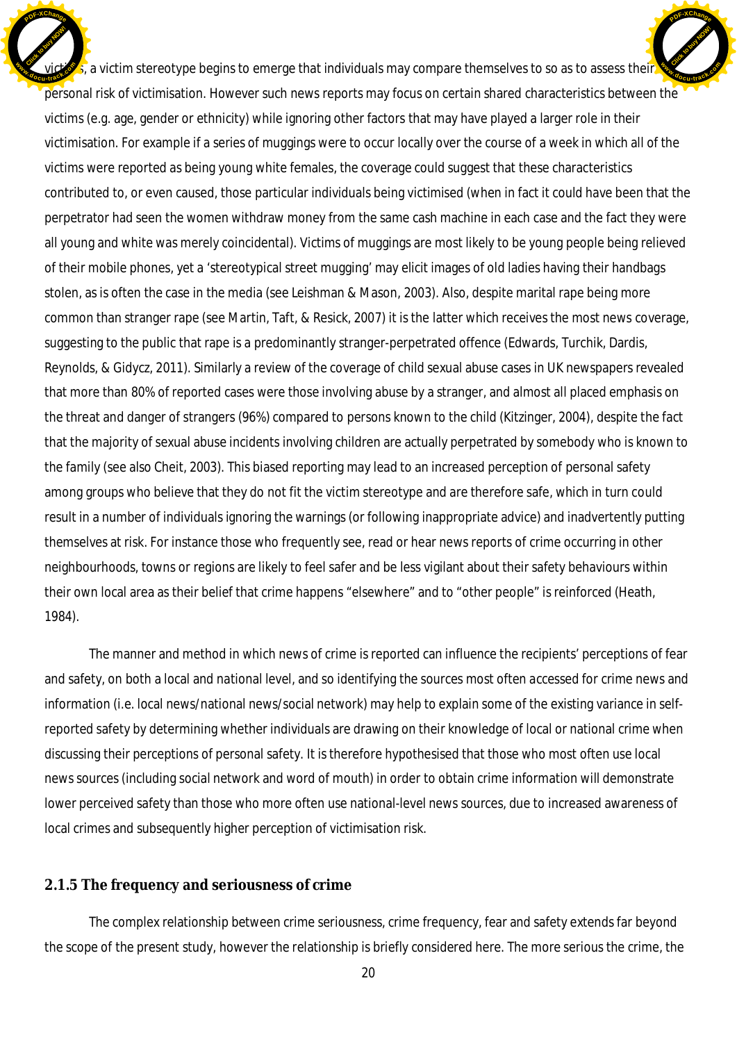victims, a victim stereotype begins to emerge that individuals may compare themselves to so as to assess their personal risk of victimisation. However such news reports may focus on certain shared characteristics between the victims (e.g. age, gender or ethnicity) while ignoring other factors that may have played a larger role in their victimisation. For example if a series of muggings were to occur locally over the course of a week in which all of the victims were reported as being young white females, the coverage could suggest that these characteristics contributed to, or even caused, those particular individuals being victimised (when in fact it could have been that the perpetrator had seen the women withdraw money from the same cash machine in each case and the fact they were all young and white was merely coincidental). Victims of muggings are most likely to be young people being relieved of their mobile phones, yet a 'stereotypical street mugging' may elicit images of old ladies having their handbags stolen, as is often the case in the media (see Leishman & Mason, 2003). Also, despite marital rape being more common than stranger rape (see Martin, Taft, & Resick, 2007) it is the latter which receives the most news coverage, suggesting to the public that rape is a predominantly stranger-perpetrated offence (Edwards, Turchik, Dardis, Reynolds, & Gidycz, 2011). Similarly a review of the coverage of child sexual abuse cases in UK newspapers revealed that more than 80% of reported cases were those involving abuse by a stranger, and almost all placed emphasis on the threat and danger of strangers (96%) compared to persons known to the child (Kitzinger, 2004), despite the fact that the majority of sexual abuse incidents involving children are actually perpetrated by somebody who is known to the family (see also Cheit, 2003). This biased reporting may lead to an increased perception of personal safety among groups who believe that they do not fit the victim stereotype and are therefore safe, which in turn could result in a number of individuals ignoring the warnings (or following inappropriate advice) and inadvertently putting themselves at risk. For instance those who frequently see, read or hear news reports of crime occurring in other neighbourhoods, towns or regions are likely to feel safer and be less vigilant about their safety behaviours within their own local area as their belief that crime happens "elsewhere" and to "other people" is reinforced (Heath, 1984).

The manner and method in which news of crime is reported can influence the recipients' perceptions of fear and safety, on both a local and national level, and so identifying the sources most often accessed for crime news and information (i.e. local news/national news/social network) may help to explain some of the existing variance in self-reported safety by determining whether individuals are drawing on their knowledge of local or national crime when discussing their perceptions of personal safety. It is therefore hypothesised that those who most often use local news sources (including social network and word of mouth) in order to obtain crime information will demonstrate lower perceived safety than those who more often use national-level news sources, due to increased awareness of local crimes and subsequently higher perception of victimisation risk.

### 2.1.5 The frequency and seriousness of crime

The complex relationship between crime seriousness, crime frequency, fear and safety extends far beyond the scope of the present study, however the relationship is briefly considered here. The more serious the crime, the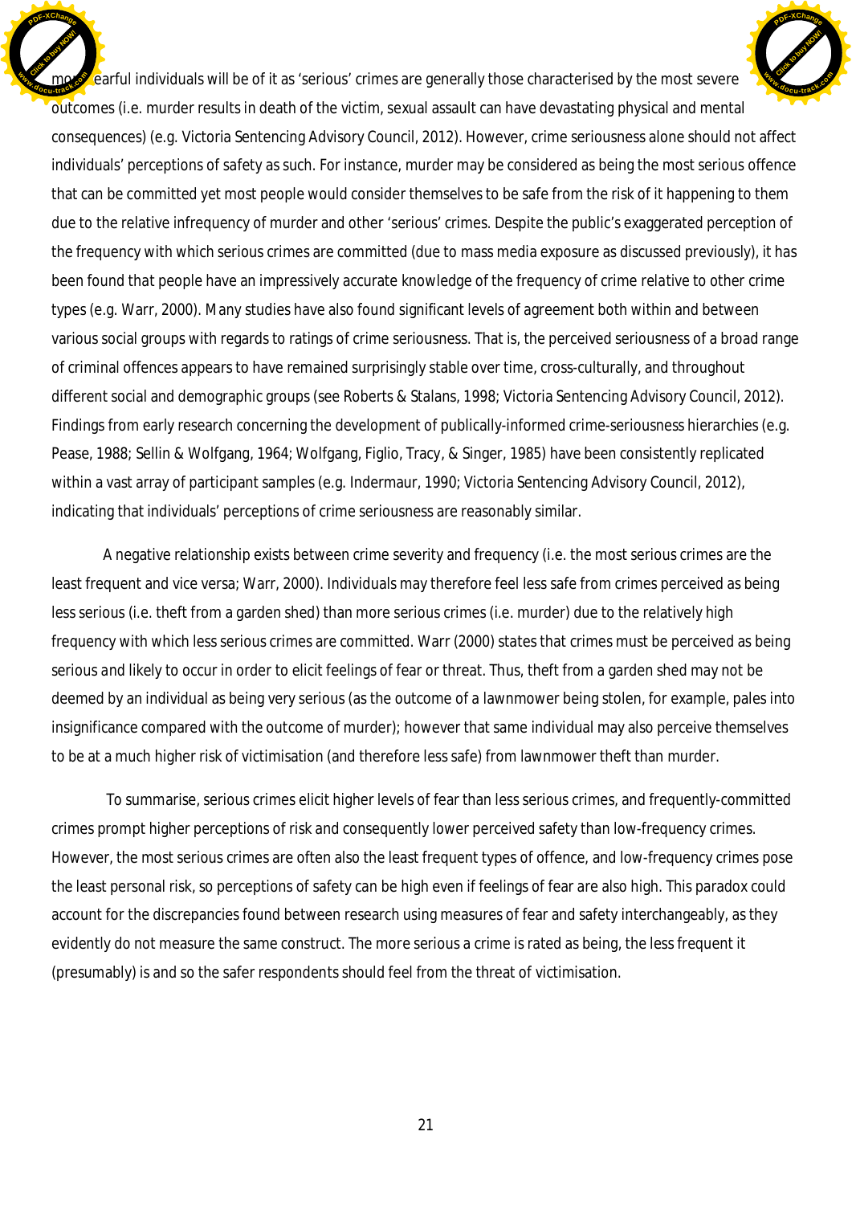more fearful individuals will be of it as 'serious' crimes are generally those characterised by the most severe outcomes (i.e. murder results in death of the victim, sexual assault can have devastating physical and mental consequences) (e.g. Victoria Sentencing Advisory Council, 2012). However, crime seriousness alone should not affect individuals' perceptions of safety as such. For instance, murder may be considered as being the most serious offence that can be committed yet most people would consider themselves to be safe from the risk of it happening to them due to the relative infrequency of murder and other 'serious' crimes. Despite the public's exaggerated perception of the frequency with which serious crimes are committed (due to mass media exposure as discussed previously), it has been found that people have an impressively accurate knowledge of the frequency of crime *relative* to other crime types (e.g. Warr, 2000). Many studies have also found significant levels of agreement both within and between various social groups with regards to ratings of crime seriousness. That is, the perceived seriousness of a broad range of criminal offences appears to have remained surprisingly stable over time, cross-culturally, and throughout different social and demographic groups (see Roberts & Stalans, 1998; Victoria Sentencing Advisory Council, 2012). Findings from early research concerning the development of publically-informed crime-seriousness hierarchies (e.g. Pease, 1988; Sellin & Wolfgang, 1964; Wolfgang, Figlio, Tracy, & Singer, 1985) have been consistently replicated within a vast array of participant samples (e.g. Indermaur, 1990; Victoria Sentencing Advisory Council, 2012), indicating that individuals' perceptions of crime seriousness are reasonably similar.

A negative relationship exists between crime severity and frequency (i.e. the most serious crimes are the least frequent and vice versa; Warr, 2000). Individuals may therefore feel less safe from crimes perceived as being less serious (i.e. theft from a garden shed) than more serious crimes (i.e. murder) due to the relatively high frequency with which less serious crimes are committed. Warr (2000) states that crimes must be perceived as being serious *and* likely to occur in order to elicit feelings of fear or threat. Thus, theft from a garden shed may not be deemed by an individual as being very serious (as the outcome of a lawnmower being stolen, for example, pales into insignificance compared with the outcome of murder); however that same individual may also perceive themselves to be at a much higher risk of victimisation (and therefore less safe) from lawnmower theft than murder.

To summarise, serious crimes elicit higher levels of fear than less serious crimes, and frequently-committed crimes prompt higher perceptions of risk and consequently lower perceived safety than low-frequency crimes. However, the most serious crimes are often also the least frequent types of offence, and low-frequency crimes pose the least personal risk, so perceptions of safety can be high even if feelings of fear are also high. This paradox could account for the discrepancies found between research using measures of fear and safety interchangeably, as they evidently do not measure the same construct. The more serious a crime is rated as being, the less frequent it (presumably) is and so the safer respondents should feel from the threat of victimisation.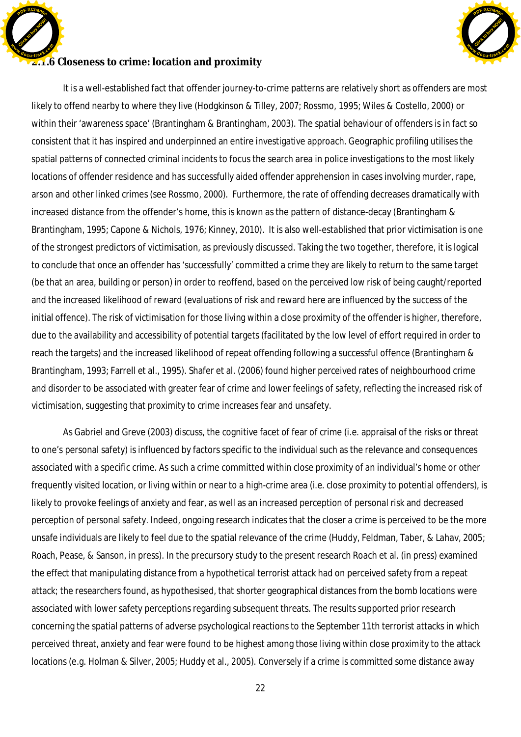### 2.1.6 Closeness to crime: location and proximity

It is a well-established fact that offender journey-to-crime patterns are relatively short as offenders are most likely to offend nearby to where they live (Hodgkinson & Tilley, 2007; Rossmo, 1995; Wiles & Costello, 2000) or within their 'awareness space' (Brantingham & Brantingham, 2003). The spatial behaviour of offenders is in fact so consistent that it has inspired and underpinned an entire investigative approach. Geographic profiling utilises the spatial patterns of connected criminal incidents to focus the search area in police investigations to the most likely locations of offender residence and has successfully aided offender apprehension in cases involving murder, rape, arson and other linked crimes (see Rossmo, 2000). Furthermore, the rate of offending decreases dramatically with increased distance from the offender's home, this is known as the pattern of distance-decay (Brantingham & Brantingham, 1995; Capone & Nichols, 1976; Kinney, 2010). It is also well-established that prior victimisation is one of the strongest predictors of victimisation, as previously discussed. Taking the two together, therefore, it is logical to conclude that once an offender has 'successfully' committed a crime they are likely to return to the same target (be that an area, building or person) in order to reoffend, based on the perceived low risk of being caught/reported and the increased likelihood of reward (evaluations of risk and reward here are influenced by the success of the initial offence). The risk of victimisation for those living within a close proximity of the offender is higher, therefore, due to the availability and accessibility of potential targets (facilitated by the low level of effort required in order to reach the targets) and the increased likelihood of repeat offending following a successful offence (Brantingham & Brantingham, 1993; Farrell et al., 1995). Shafer et al. (2006) found higher perceived rates of neighbourhood crime and disorder to be associated with greater fear of crime and lower feelings of safety, reflecting the increased risk of victimisation, suggesting that proximity to crime increases fear and unsafety.

As Gabriel and Greve (2003) discuss, the cognitive facet of fear of crime (i.e. appraisal of the risks or threat to one's personal safety) is influenced by factors specific to the individual such as the relevance and consequences associated with a specific crime. As such a crime committed within close proximity of an individual's home or other frequently visited location, or living within or near to a high-crime area (i.e. close proximity to potential offenders), is likely to provoke feelings of anxiety and fear, as well as an increased perception of personal risk and decreased perception of personal safety. Indeed, ongoing research indicates that the closer a crime is perceived to be the more unsafe individuals are likely to feel due to the spatial relevance of the crime (Huddy, Feldman, Taber, & Lahav, 2005; Roach, Pease, & Sanson, in press). In the precursory study to the present research Roach et al. (in press) examined the effect that manipulating distance from a hypothetical terrorist attack had on perceived safety from a repeat attack; the researchers found, as hypothesised, that shorter geographical distances from the bomb locations were associated with lower safety perceptions regarding subsequent threats. The results supported prior research concerning the spatial patterns of adverse psychological reactions to the September 11th terrorist attacks in which perceived threat, anxiety and fear were found to be highest among those living within close proximity to the attack locations (e.g. Holman & Silver, 2005; Huddy et al., 2005). Conversely if a crime is committed some distance away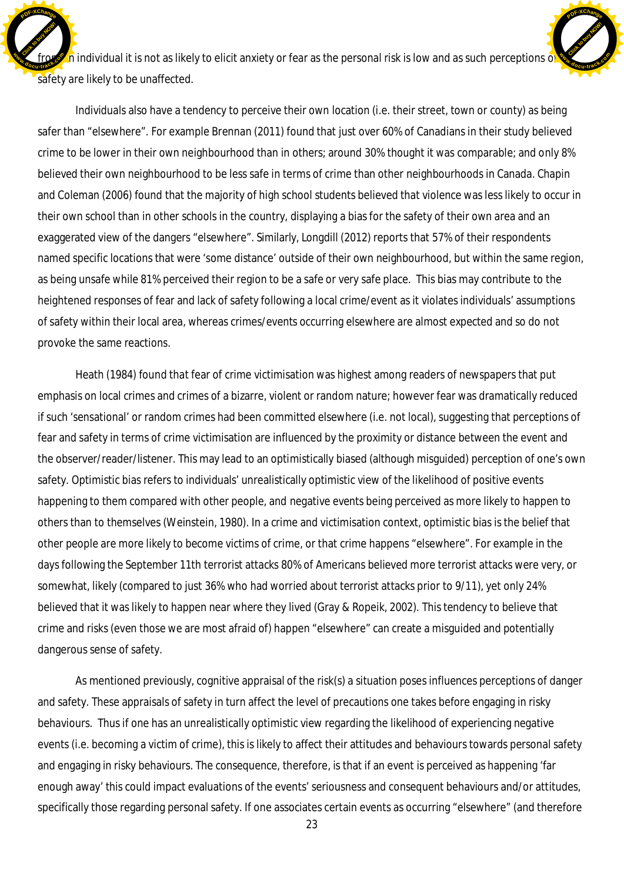from an individual it is not as likely to elicit anxiety or fear as the personal risk is low and as such perceptions of safety are likely to be unaffected.

Individuals also have a tendency to perceive their own location (i.e. their street, town or county) as being safer than "elsewhere". For example Brennan (2011) found that just over 60% of Canadians in their study believed crime to be lower in their own neighbourhood than in others; around 30% thought it was comparable; and only 8% believed their own neighbourhood to be less safe in terms of crime than other neighbourhoods in Canada. Chapin and Coleman (2006) found that the majority of high school students believed that violence was less likely to occur in their own school than in other schools in the country, displaying a bias for the safety of their own area and an exaggerated view of the dangers "elsewhere". Similarly, Longdill (2012) reports that 57% of their respondents named specific locations that were 'some distance' outside of their own neighbourhood, but within the same region, as being unsafe while 81% perceived their region to be a safe or very safe place. This bias may contribute to the heightened responses of fear and lack of safety following a local crime/event as it violates individuals' assumptions of safety within their local area, whereas crimes/events occurring elsewhere are almost expected and so do not provoke the same reactions.

Heath (1984) found that fear of crime victimisation was highest among readers of newspapers that put emphasis on local crimes and crimes of a bizarre, violent or random nature; however fear was dramatically reduced if such 'sensational' or random crimes had been committed elsewhere (i.e. not local), suggesting that perceptions of fear and safety in terms of crime victimisation are influenced by the proximity or distance between the event and the observer/reader/listener. This may lead to an optimistically biased (although misguided) perception of one's own safety. Optimistic bias refers to individuals' unrealistically optimistic view of the likelihood of positive events happening to them compared with other people, and negative events being perceived as more likely to happen to others than to themselves (Weinstein, 1980). In a crime and victimisation context, optimistic bias is the belief that other people are more likely to become victims of crime, or that crime happens "elsewhere". For example in the days following the September 11th terrorist attacks 80% of Americans believed more terrorist attacks were very, or somewhat, likely (compared to just 36% who had worried about terrorist attacks prior to 9/11), yet only 24% believed that it was likely to happen near where they lived (Gray & Ropeik, 2002). This tendency to believe that crime and risks (even those we are most afraid of) happen "elsewhere" can create a misguided and potentially dangerous sense of safety.

As mentioned previously, cognitive appraisal of the risk(s) a situation poses influences perceptions of danger and safety. These appraisals of safety in turn affect the level of precautions one takes before engaging in risky behaviours. Thus if one has an unrealistically optimistic view regarding the likelihood of experiencing negative events (i.e. becoming a victim of crime), this is likely to affect their attitudes and behaviours towards personal safety and engaging in risky behaviours. The consequence, therefore, is that if an event is perceived as happening 'far enough away' this could impact evaluations of the events' seriousness and consequent behaviours and/or attitudes, specifically those regarding personal safety. If one associates certain events as occurring "elsewhere" (and therefore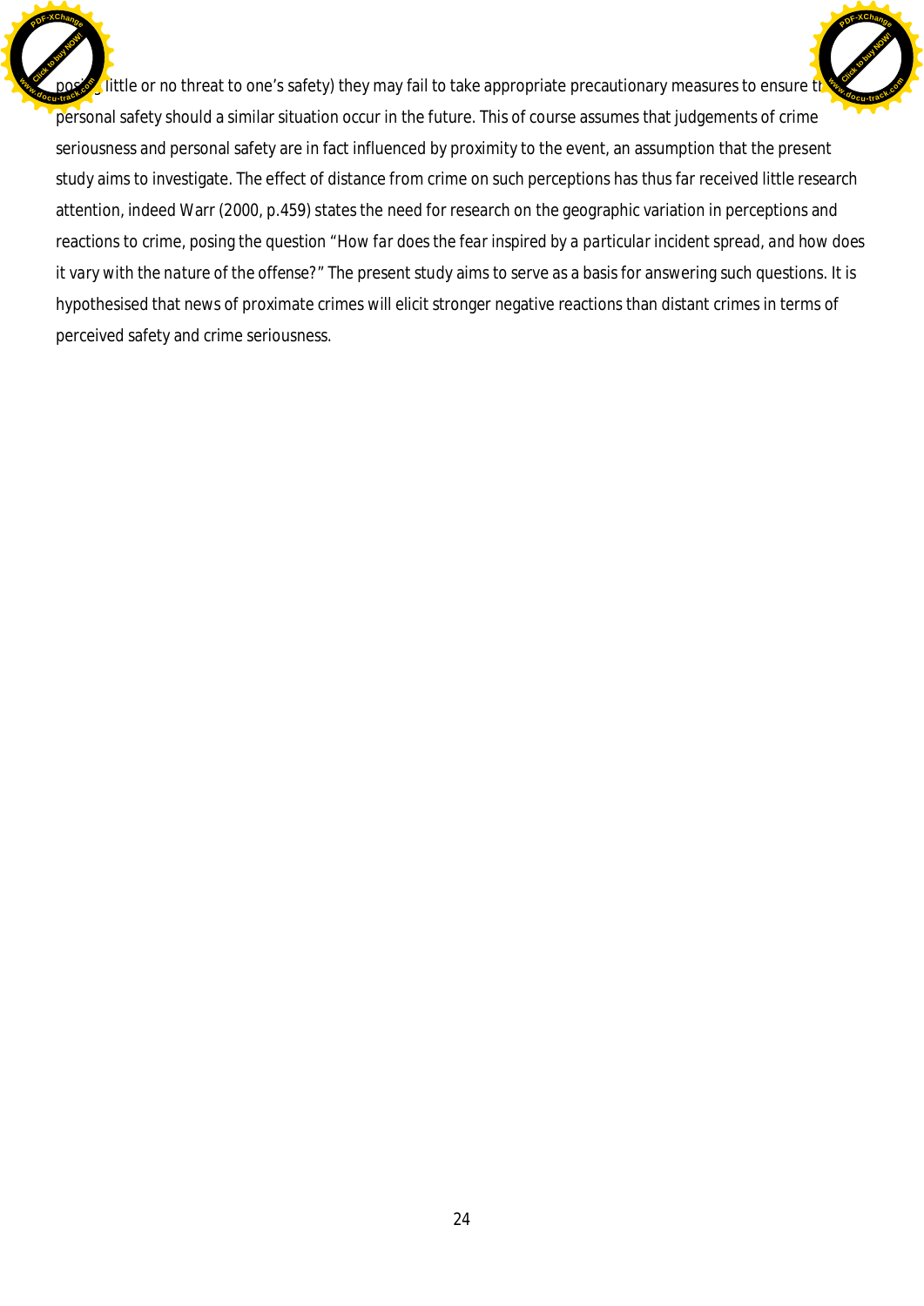posing little or no threat to one's safety) they may fail to take appropriate precautionary measures to ensure their personal safety should a similar situation occur in the future. This of course assumes that judgements of crime seriousness and personal safety are in fact influenced by proximity to the event, an assumption that the present study aims to investigate. The effect of distance from crime on such perceptions has thus far received little research attention, indeed Warr (2000, p.459) states the need for research on the geographic variation in perceptions and reactions to crime, posing the question "*How far does the fear inspired by a particular incident spread, and how does it vary with the nature of the offense?*" The present study aims to serve as a basis for answering such questions. It is hypothesised that news of proximate crimes will elicit stronger negative reactions than distant crimes in terms of perceived safety and crime seriousness.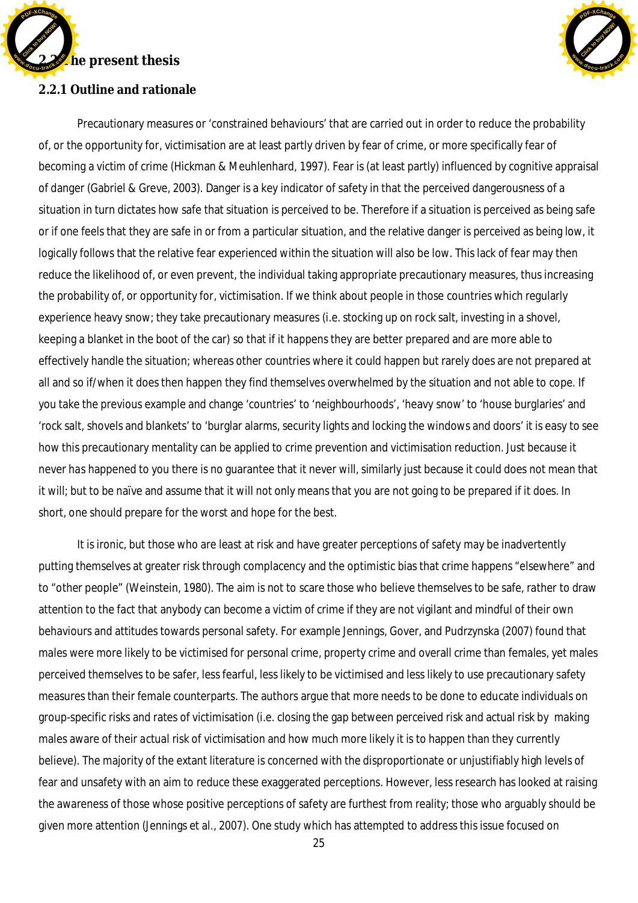## 2.2 The present thesis

### 2.2.1 Outline and rationale

Precautionary measures or 'constrained behaviours' that are carried out in order to reduce the probability of, or the opportunity for, victimisation are at least partly driven by fear of crime, or more specifically fear of becoming a victim of crime (Hickman & Meuhlenhard, 1997). Fear is (at least partly) influenced by cognitive appraisal of danger (Gabriel & Greve, 2003). Danger is a key indicator of safety in that the perceived dangerousness of a situation in turn dictates how safe that situation is perceived to be. Therefore if a situation is perceived as being safe or if one feels that they are safe in or from a particular situation, and the relative danger is perceived as being low, it logically follows that the relative fear experienced within the situation will also be low. This lack of fear may then reduce the likelihood of, or even prevent, the individual taking appropriate precautionary measures, thus increasing the probability of, or opportunity for, victimisation. If we think about people in those countries which regularly experience heavy snow; they take precautionary measures (i.e. stocking up on rock salt, investing in a shovel, keeping a blanket in the boot of the car) so that if it happens they are better prepared and are more able to effectively handle the situation; whereas other countries where it could happen but rarely does are not prepared at all and so if/when it does then happen they find themselves overwhelmed by the situation and not able to cope. If you take the previous example and change 'countries' to 'neighbourhoods', 'heavy snow' to 'house burglaries' and 'rock salt, shovels and blankets' to 'burglar alarms, security lights and locking the windows and doors' it is easy to see how this precautionary mentality can be applied to crime prevention and victimisation reduction. Just because it never has happened to you there is no guarantee that it never will, similarly just because it could does not mean that it will; but to be naïve and assume that it will not only means that you are not going to be prepared if it does. In short, one should prepare for the worst and hope for the best.

It is ironic, but those who are least at risk and have greater perceptions of safety may be inadvertently putting themselves at greater risk through complacency and the optimistic bias that crime happens "elsewhere" and to "other people" (Weinstein, 1980). The aim is not to scare those who believe themselves to be safe, rather to draw attention to the fact that anybody can become a victim of crime if they are not vigilant and mindful of their own behaviours and attitudes towards personal safety. For example Jennings, Gover, and Pudrzynska (2007) found that males were more likely to be victimised for personal crime, property crime and overall crime than females, yet males perceived themselves to be safer, less fearful, less likely to be victimised and less likely to use precautionary safety measures than their female counterparts. The authors argue that more needs to be done to educate individuals on group-specific risks and rates of victimisation (i.e. closing the gap between perceived risk and actual risk by making males aware of their actual risk of victimisation and how much more likely it is to happen than they currently believe). The majority of the extant literature is concerned with the disproportionate or unjustifiably high levels of fear and unsafety with an aim to reduce these exaggerated perceptions. However, less research has looked at raising the awareness of those whose positive perceptions of safety are furthest from reality; those who arguably should be given more attention (Jennings et al., 2007). One study which has attempted to address this issue focused on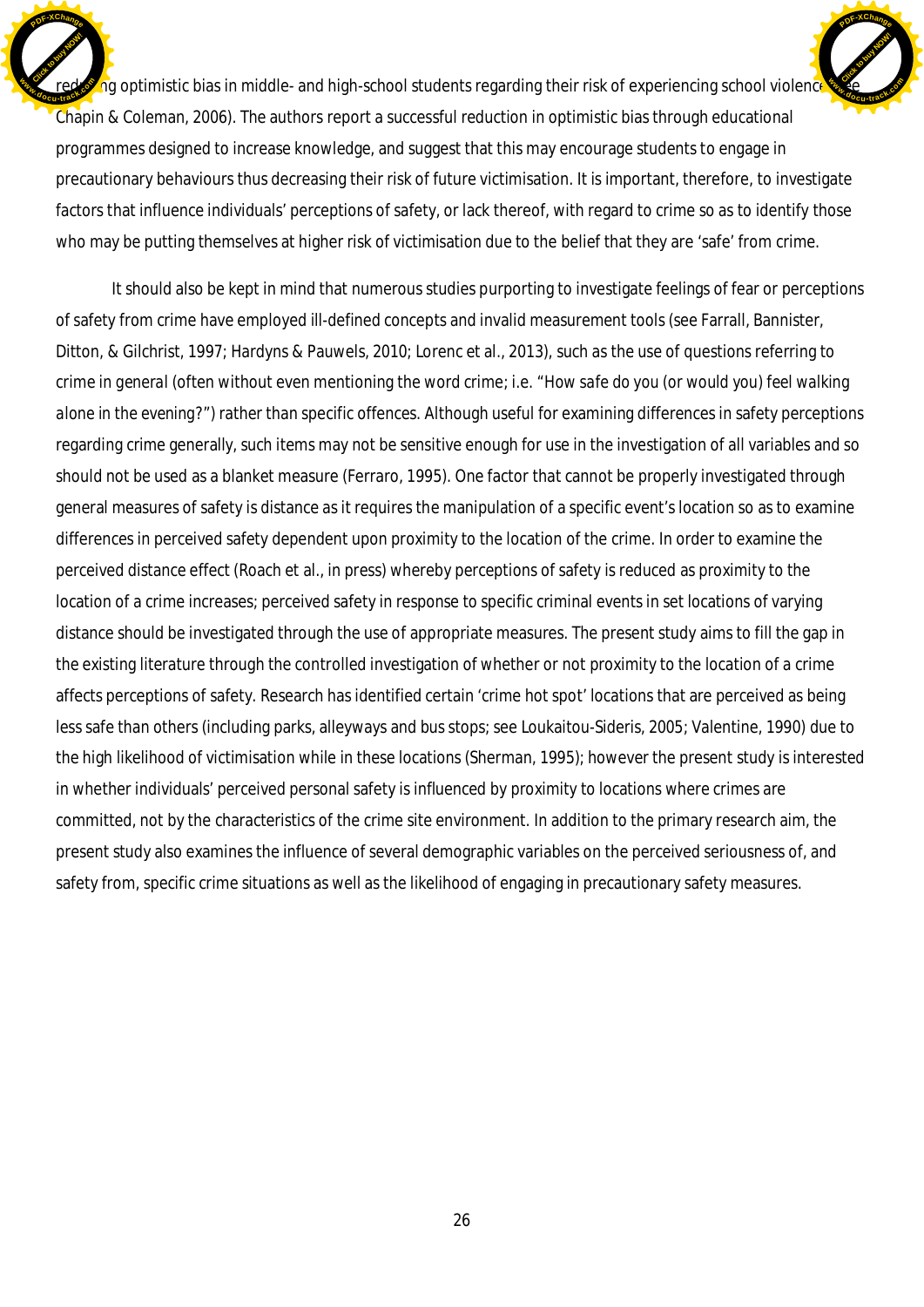reducing optimistic bias in middle- and high-school students regarding their risk of experiencing school violence (see Chapin & Coleman, 2006). The authors report a successful reduction in optimistic bias through educational programmes designed to increase knowledge, and suggest that this may encourage students to engage in precautionary behaviours thus decreasing their risk of future victimisation. It is important, therefore, to investigate factors that influence individuals' perceptions of safety, or lack thereof, with regard to crime so as to identify those who may be putting themselves at higher risk of victimisation due to the belief that they are 'safe' from crime.

It should also be kept in mind that numerous studies purporting to investigate feelings of fear or perceptions of safety from crime have employed ill-defined concepts and invalid measurement tools (see Farrall, Bannister, Ditton, & Gilchrist, 1997; Hardyns & Pauwels, 2010; Lorenc et al., 2013), such as the use of questions referring to crime in general (often without even mentioning the word crime; i.e. "How safe do you (or would you) feel walking alone in the evening?") rather than specific offences. Although useful for examining differences in safety perceptions regarding crime generally, such items may not be sensitive enough for use in the investigation of all variables and so should not be used as a blanket measure (Ferraro, 1995). One factor that cannot be properly investigated through general measures of safety is distance as it requires the manipulation of a specific event's location so as to examine differences in perceived safety dependent upon proximity to the location of the crime. In order to examine the perceived distance effect (Roach et al., in press) whereby perceptions of safety is reduced as proximity to the location of a crime increases; perceived safety in response to specific criminal events in set locations of varying distance should be investigated through the use of appropriate measures. The present study aims to fill the gap in the existing literature through the controlled investigation of whether or not proximity to the location of a crime affects perceptions of safety. Research has identified certain 'crime hot spot' locations that are perceived as being less safe than others (including parks, alleyways and bus stops; see Loukaitou-Sideris, 2005; Valentine, 1990) due to the high likelihood of victimisation while in these locations (Sherman, 1995); however the present study is interested in whether individuals' perceived personal safety is influenced by proximity to locations where crimes are committed, not by the characteristics of the crime site environment. In addition to the primary research aim, the present study also examines the influence of several demographic variables on the perceived seriousness of, and safety from, specific crime situations as well as the likelihood of engaging in precautionary safety measures.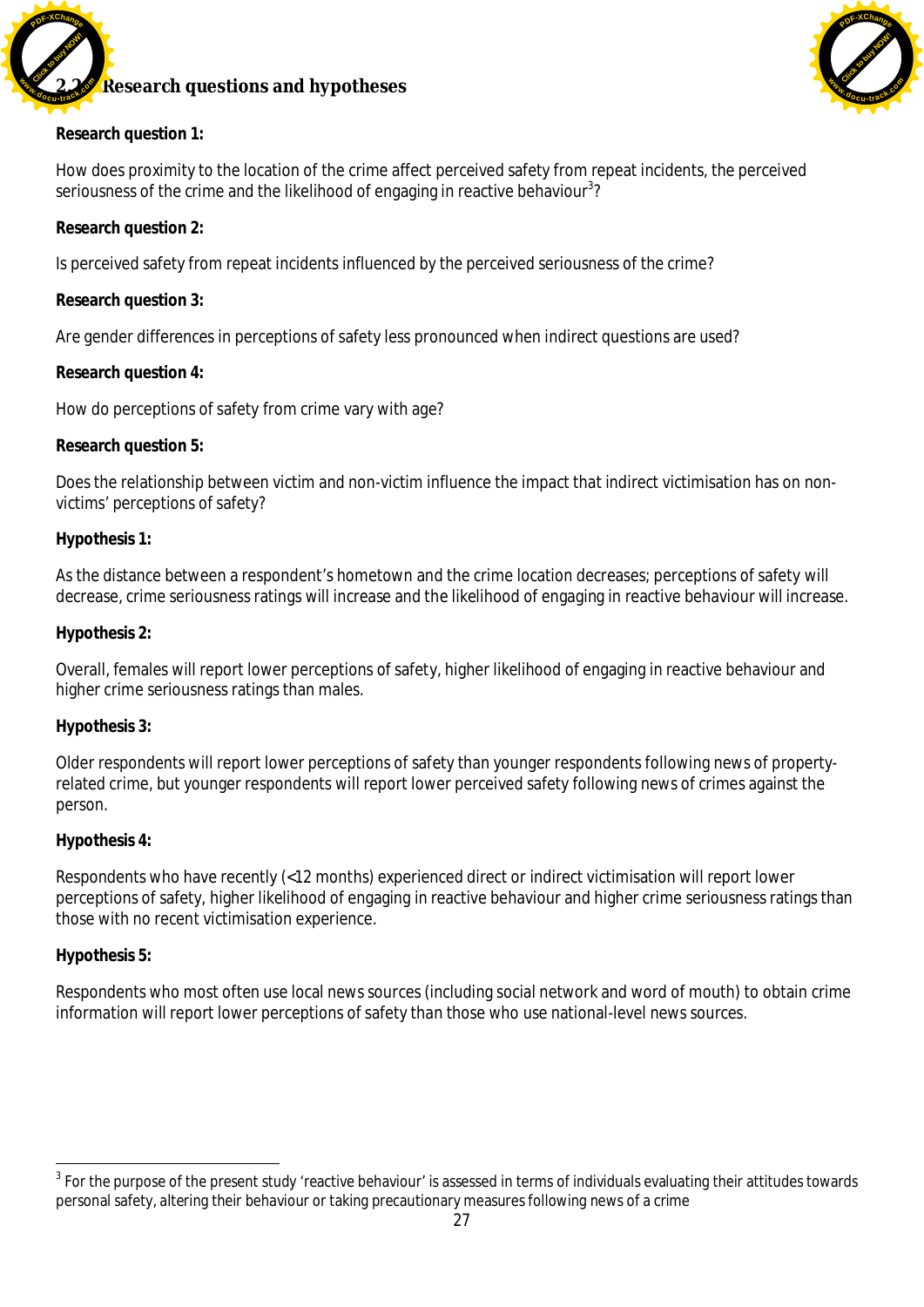## 2.2 Research questions and hypotheses

**Research question 1:**

How does proximity to the location of the crime affect perceived safety from repeat incidents, the perceived seriousness of the crime and the likelihood of engaging in reactive behaviour[3]?

**Research question 2:**

Is perceived safety from repeat incidents influenced by the perceived seriousness of the crime?

**Research question 3:**

Are gender differences in perceptions of safety less pronounced when indirect questions are used?

**Research question 4:**

How do perceptions of safety from crime vary with age?

**Research question 5:**

Does the relationship between victim and non-victim influence the impact that indirect victimisation has on non-victims' perceptions of safety?

**Hypothesis 1:**

As the distance between a respondent's hometown and the crime location decreases; perceptions of safety will decrease, crime seriousness ratings will increase and the likelihood of engaging in reactive behaviour will increase.

**Hypothesis 2:**

Overall, females will report lower perceptions of safety, higher likelihood of engaging in reactive behaviour and higher crime seriousness ratings than males.

**Hypothesis 3:**

Older respondents will report lower perceptions of safety than younger respondents following news of property-related crime, but younger respondents will report lower perceived safety following news of crimes against the person.

**Hypothesis 4:**

Respondents who have recently (<12 months) experienced direct or indirect victimisation will report lower perceptions of safety, higher likelihood of engaging in reactive behaviour and higher crime seriousness ratings than those with no recent victimisation experience.

**Hypothesis 5:**

Respondents who most often use local news sources (including social network and word of mouth) to obtain crime information will report lower perceptions of safety than those who use national-level news sources.

[3] For the purpose of the present study 'reactive behaviour' is assessed in terms of individuals evaluating their attitudes towards personal safety, altering their behaviour or taking precautionary measures following news of a crime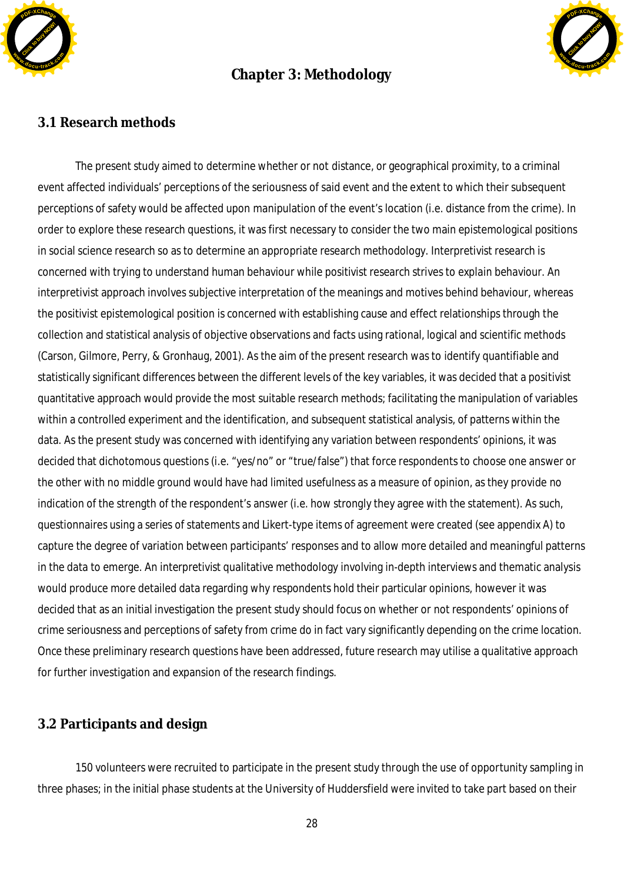# Chapter 3: Methodology

## 3.1 Research methods

The present study aimed to determine whether or not distance, or geographical proximity, to a criminal event affected individuals' perceptions of the seriousness of said event and the extent to which their subsequent perceptions of safety would be affected upon manipulation of the event's location (i.e. distance from the crime). In order to explore these research questions, it was first necessary to consider the two main epistemological positions in social science research so as to determine an appropriate research methodology. Interpretivist research is concerned with trying to understand human behaviour while positivist research strives to explain behaviour. An interpretivist approach involves subjective interpretation of the meanings and motives behind behaviour, whereas the positivist epistemological position is concerned with establishing cause and effect relationships through the collection and statistical analysis of objective observations and facts using rational, logical and scientific methods (Carson, Gilmore, Perry, & Gronhaug, 2001). As the aim of the present research was to identify quantifiable and statistically significant differences between the different levels of the key variables, it was decided that a positivist quantitative approach would provide the most suitable research methods; facilitating the manipulation of variables within a controlled experiment and the identification, and subsequent statistical analysis, of patterns within the data. As the present study was concerned with identifying any variation between respondents' opinions, it was decided that dichotomous questions (i.e. "yes/no" or "true/false") that force respondents to choose one answer or the other with no middle ground would have had limited usefulness as a measure of opinion, as they provide no indication of the strength of the respondent's answer (i.e. how strongly they agree with the statement). As such, questionnaires using a series of statements and Likert-type items of agreement were created (see appendix A) to capture the degree of variation between participants' responses and to allow more detailed and meaningful patterns in the data to emerge. An interpretivist qualitative methodology involving in-depth interviews and thematic analysis would produce more detailed data regarding why respondents hold their particular opinions, however it was decided that as an initial investigation the present study should focus on whether or not respondents' opinions of crime seriousness and perceptions of safety from crime do in fact vary significantly depending on the crime location. Once these preliminary research questions have been addressed, future research may utilise a qualitative approach for further investigation and expansion of the research findings.

## 3.2 Participants and design

150 volunteers were recruited to participate in the present study through the use of opportunity sampling in three phases; in the initial phase students at the University of Huddersfield were invited to take part based on their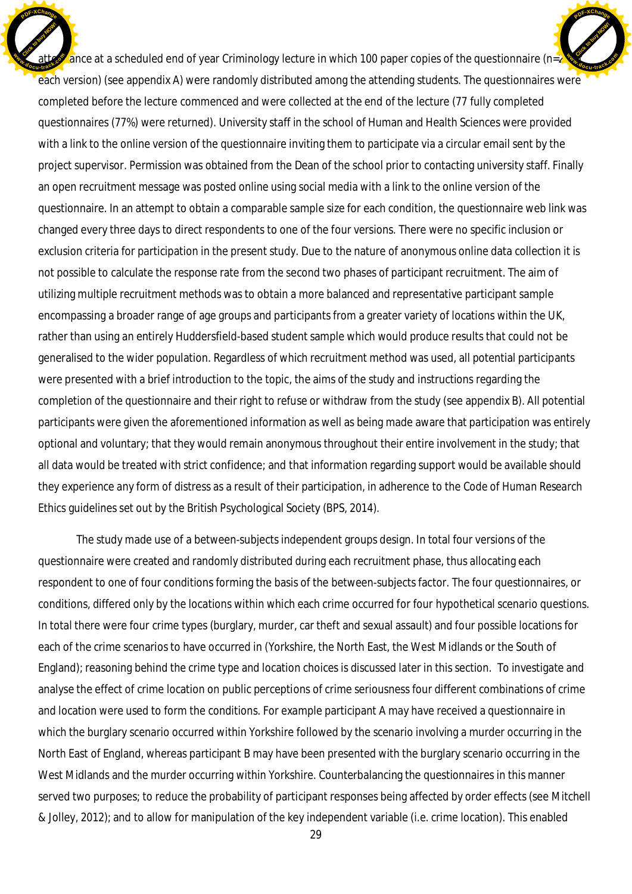attendance at a scheduled end of year Criminology lecture in which 100 paper copies of the questionnaire (n=25 each version) (see appendix A) were randomly distributed among the attending students. The questionnaires were completed before the lecture commenced and were collected at the end of the lecture (77 fully completed questionnaires (77%) were returned). University staff in the school of Human and Health Sciences were provided with a link to the online version of the questionnaire inviting them to participate via a circular email sent by the project supervisor. Permission was obtained from the Dean of the school prior to contacting university staff. Finally an open recruitment message was posted online using social media with a link to the online version of the questionnaire. In an attempt to obtain a comparable sample size for each condition, the questionnaire web link was changed every three days to direct respondents to one of the four versions. There were no specific inclusion or exclusion criteria for participation in the present study. Due to the nature of anonymous online data collection it is not possible to calculate the response rate from the second two phases of participant recruitment. The aim of utilizing multiple recruitment methods was to obtain a more balanced and representative participant sample encompassing a broader range of age groups and participants from a greater variety of locations within the UK, rather than using an entirely Huddersfield-based student sample which would produce results that could not be generalised to the wider population. Regardless of which recruitment method was used, all potential participants were presented with a brief introduction to the topic, the aims of the study and instructions regarding the completion of the questionnaire and their right to refuse or withdraw from the study (see appendix B). All potential participants were given the aforementioned information as well as being made aware that participation was entirely optional and voluntary; that they would remain anonymous throughout their entire involvement in the study; that all data would be treated with strict confidence; and that information regarding support would be available should they experience any form of distress as a result of their participation, in adherence to the Code of Human Research Ethics guidelines set out by the British Psychological Society (BPS, 2014).

The study made use of a between-subjects independent groups design. In total four versions of the questionnaire were created and randomly distributed during each recruitment phase, thus allocating each respondent to one of four conditions forming the basis of the between-subjects factor. The four questionnaires, or conditions, differed only by the locations within which each crime occurred for four hypothetical scenario questions. In total there were four crime types (burglary, murder, car theft and sexual assault) and four possible locations for each of the crime scenarios to have occurred in (Yorkshire, the North East, the West Midlands or the South of England); reasoning behind the crime type and location choices is discussed later in this section. To investigate and analyse the effect of crime location on public perceptions of crime seriousness four different combinations of crime and location were used to form the conditions. For example participant A may have received a questionnaire in which the burglary scenario occurred within Yorkshire followed by the scenario involving a murder occurring in the North East of England, whereas participant B may have been presented with the burglary scenario occurring in the West Midlands and the murder occurring within Yorkshire. Counterbalancing the questionnaires in this manner served two purposes; to reduce the probability of participant responses being affected by order effects (see Mitchell & Jolley, 2012); and to allow for manipulation of the key independent variable (i.e. crime location). This enabled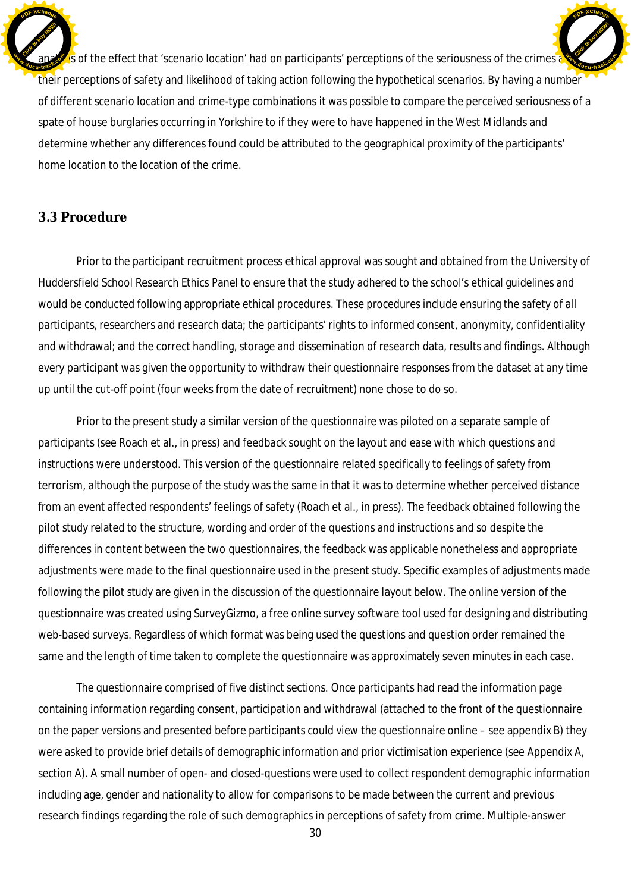analysis of the effect that 'scenario location' had on participants' perceptions of the seriousness of the crimes and their perceptions of safety and likelihood of taking action following the hypothetical scenarios. By having a number of different scenario location and crime-type combinations it was possible to compare the perceived seriousness of a spate of house burglaries occurring in Yorkshire to if they were to have happened in the West Midlands and determine whether any differences found could be attributed to the geographical proximity of the participants' home location to the location of the crime.

### 3.3 Procedure

Prior to the participant recruitment process ethical approval was sought and obtained from the University of Huddersfield School Research Ethics Panel to ensure that the study adhered to the school's ethical guidelines and would be conducted following appropriate ethical procedures. These procedures include ensuring the safety of all participants, researchers and research data; the participants' rights to informed consent, anonymity, confidentiality and withdrawal; and the correct handling, storage and dissemination of research data, results and findings. Although every participant was given the opportunity to withdraw their questionnaire responses from the dataset at any time up until the cut-off point (four weeks from the date of recruitment) none chose to do so.

Prior to the present study a similar version of the questionnaire was piloted on a separate sample of participants (see Roach et al., in press) and feedback sought on the layout and ease with which questions and instructions were understood. This version of the questionnaire related specifically to feelings of safety from terrorism, although the purpose of the study was the same in that it was to determine whether perceived distance from an event affected respondents' feelings of safety (Roach et al., in press). The feedback obtained following the pilot study related to the structure, wording and order of the questions and instructions and so despite the differences in content between the two questionnaires, the feedback was applicable nonetheless and appropriate adjustments were made to the final questionnaire used in the present study. Specific examples of adjustments made following the pilot study are given in the discussion of the questionnaire layout below. The online version of the questionnaire was created using SurveyGizmo, a free online survey software tool used for designing and distributing web-based surveys. Regardless of which format was being used the questions and question order remained the same and the length of time taken to complete the questionnaire was approximately seven minutes in each case.

The questionnaire comprised of five distinct sections. Once participants had read the information page containing information regarding consent, participation and withdrawal (attached to the front of the questionnaire on the paper versions and presented before participants could view the questionnaire online – see appendix B) they were asked to provide brief details of demographic information and prior victimisation experience (see Appendix A, section A). A small number of open- and closed-questions were used to collect respondent demographic information including age, gender and nationality to allow for comparisons to be made between the current and previous research findings regarding the role of such demographics in perceptions of safety from crime. Multiple-answer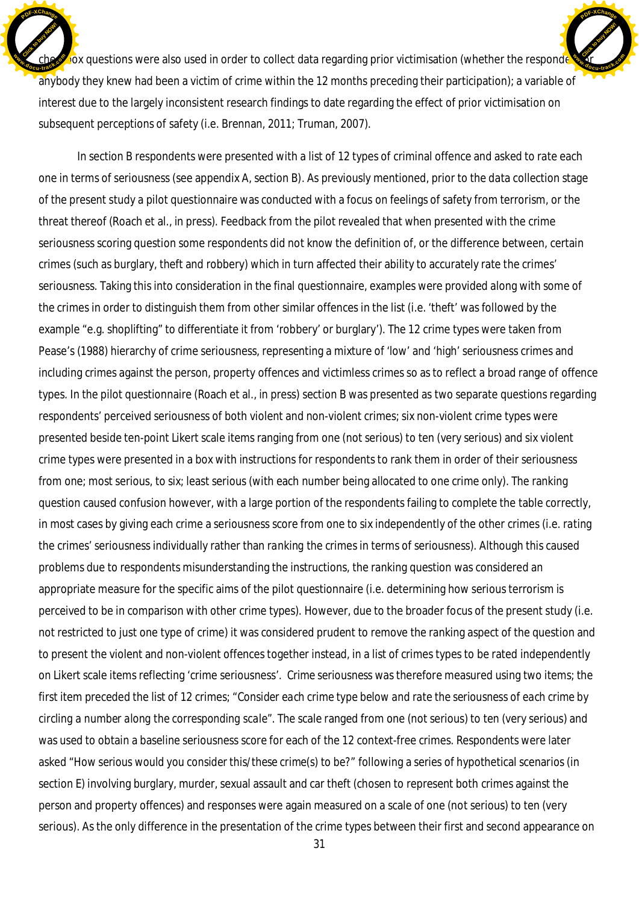check box questions were also used in order to collect data regarding prior victimisation (whether the respondent or anybody they knew had been a victim of crime within the 12 months preceding their participation); a variable of interest due to the largely inconsistent research findings to date regarding the effect of prior victimisation on subsequent perceptions of safety (i.e. Brennan, 2011; Truman, 2007).

In section B respondents were presented with a list of 12 types of criminal offence and asked to rate each one in terms of seriousness (see appendix A, section B). As previously mentioned, prior to the data collection stage of the present study a pilot questionnaire was conducted with a focus on feelings of safety from terrorism, or the threat thereof (Roach et al., in press). Feedback from the pilot revealed that when presented with the crime seriousness scoring question some respondents did not know the definition of, or the difference between, certain crimes (such as burglary, theft and robbery) which in turn affected their ability to accurately rate the crimes' seriousness. Taking this into consideration in the final questionnaire, examples were provided along with some of the crimes in order to distinguish them from other similar offences in the list (i.e. 'theft' was followed by the example "e.g. shoplifting" to differentiate it from 'robbery' or burglary'). The 12 crime types were taken from Pease's (1988) hierarchy of crime seriousness, representing a mixture of 'low' and 'high' seriousness crimes and including crimes against the person, property offences and victimless crimes so as to reflect a broad range of offence types. In the pilot questionnaire (Roach et al., in press) section B was presented as two separate questions regarding respondents' perceived seriousness of both violent and non-violent crimes; six non-violent crime types were presented beside ten-point Likert scale items ranging from one (not serious) to ten (very serious) and six violent crime types were presented in a box with instructions for respondents to rank them in order of their seriousness from one; most serious, to six; least serious (with each number being allocated to one crime only). The ranking question caused confusion however, with a large portion of the respondents failing to complete the table correctly, in most cases by giving each crime a seriousness score from one to six independently of the other crimes (i.e. *rating* the crimes' seriousness individually rather than *ranking* the crimes in terms of seriousness). Although this caused problems due to respondents misunderstanding the instructions, the ranking question was considered an appropriate measure for the specific aims of the pilot questionnaire (i.e. determining how serious terrorism is perceived to be in comparison with other crime types). However, due to the broader focus of the present study (i.e. not restricted to just one type of crime) it was considered prudent to remove the ranking aspect of the question and to present the violent and non-violent offences together instead, in a list of crimes types to be rated independently on Likert scale items reflecting 'crime seriousness'. Crime seriousness was therefore measured using two items; the first item preceded the list of 12 crimes; "*Consider each crime type below and rate the seriousness of each crime by circling a number along the corresponding scale*". The scale ranged from one (not serious) to ten (very serious) and was used to obtain a baseline seriousness score for each of the 12 context-free crimes. Respondents were later asked "*How serious would you consider this/these crime(s) to be?*" following a series of hypothetical scenarios (in section E) involving burglary, murder, sexual assault and car theft (chosen to represent both crimes against the person and property offences) and responses were again measured on a scale of one (not serious) to ten (very serious). As the only difference in the presentation of the crime types between their first and second appearance on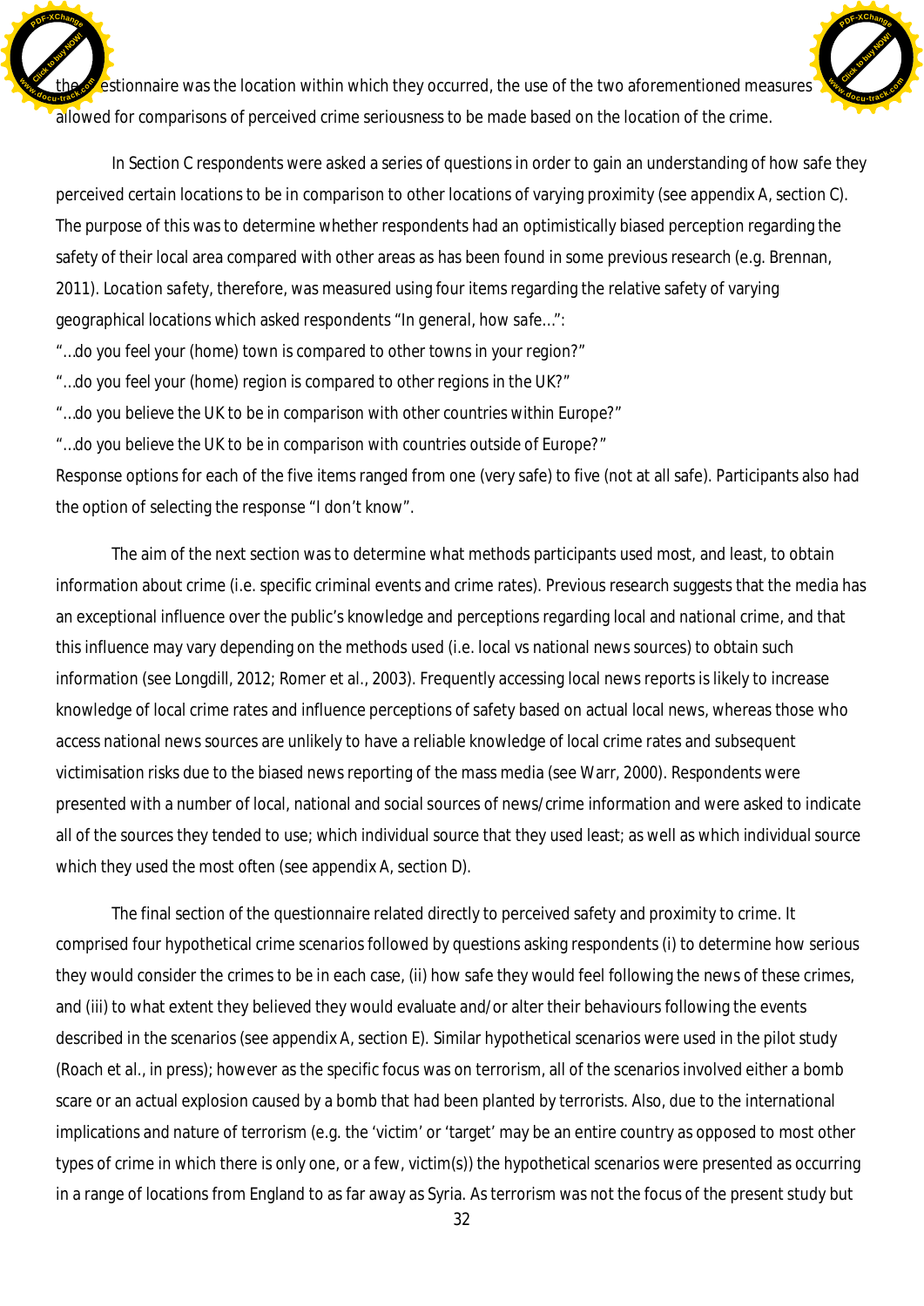the questionnaire was the location within which they occurred, the use of the two aforementioned measures allowed for comparisons of perceived crime seriousness to be made based on the location of the crime.

In Section C respondents were asked a series of questions in order to gain an understanding of how safe they perceived certain locations to be in comparison to other locations of varying proximity (see appendix A, section C). The purpose of this was to determine whether respondents had an optimistically biased perception regarding the safety of their local area compared with other areas as has been found in some previous research (e.g. Brennan, 2011). *Location safety*, therefore, was measured using four items regarding the relative safety of varying geographical locations which asked respondents "In general, how safe…":

"…do you feel your (home) town is compared to other towns in your region?"

"…do you feel your (home) region is compared to other regions in the UK?"

"…do you believe the UK to be in comparison with other countries within Europe?"

"…do you believe the UK to be in comparison with countries outside of Europe?"

Response options for each of the five items ranged from one (very safe) to five (not at all safe). Participants also had the option of selecting the response "I don't know".

The aim of the next section was to determine what methods participants used most, and least, to obtain information about crime (i.e. specific criminal events and crime rates). Previous research suggests that the media has an exceptional influence over the public's knowledge and perceptions regarding local and national crime, and that this influence may vary depending on the methods used (i.e. local vs national news sources) to obtain such information (see Longdill, 2012; Romer et al., 2003). Frequently accessing local news reports is likely to increase knowledge of local crime rates and influence perceptions of safety based on actual local news, whereas those who access national news sources are unlikely to have a reliable knowledge of local crime rates and subsequent victimisation risks due to the biased news reporting of the mass media (see Warr, 2000). Respondents were presented with a number of local, national and social sources of news/crime information and were asked to indicate all of the sources they tended to use; which individual source that they used least; as well as which individual source which they used the most often (see appendix A, section D).

The final section of the questionnaire related directly to perceived safety and proximity to crime. It comprised four hypothetical crime scenarios followed by questions asking respondents (i) to determine how serious they would consider the crimes to be in each case, (ii) how safe they would feel following the news of these crimes, and (iii) to what extent they believed they would evaluate and/or alter their behaviours following the events described in the scenarios (see appendix A, section E). Similar hypothetical scenarios were used in the pilot study (Roach et al., in press); however as the specific focus was on terrorism, all of the scenarios involved either a bomb scare or an actual explosion caused by a bomb that had been planted by terrorists. Also, due to the international implications and nature of terrorism (e.g. the 'victim' or 'target' may be an entire country as opposed to most other types of crime in which there is only one, or a few, victim(s)) the hypothetical scenarios were presented as occurring in a range of locations from England to as far away as Syria. As terrorism was not the focus of the present study but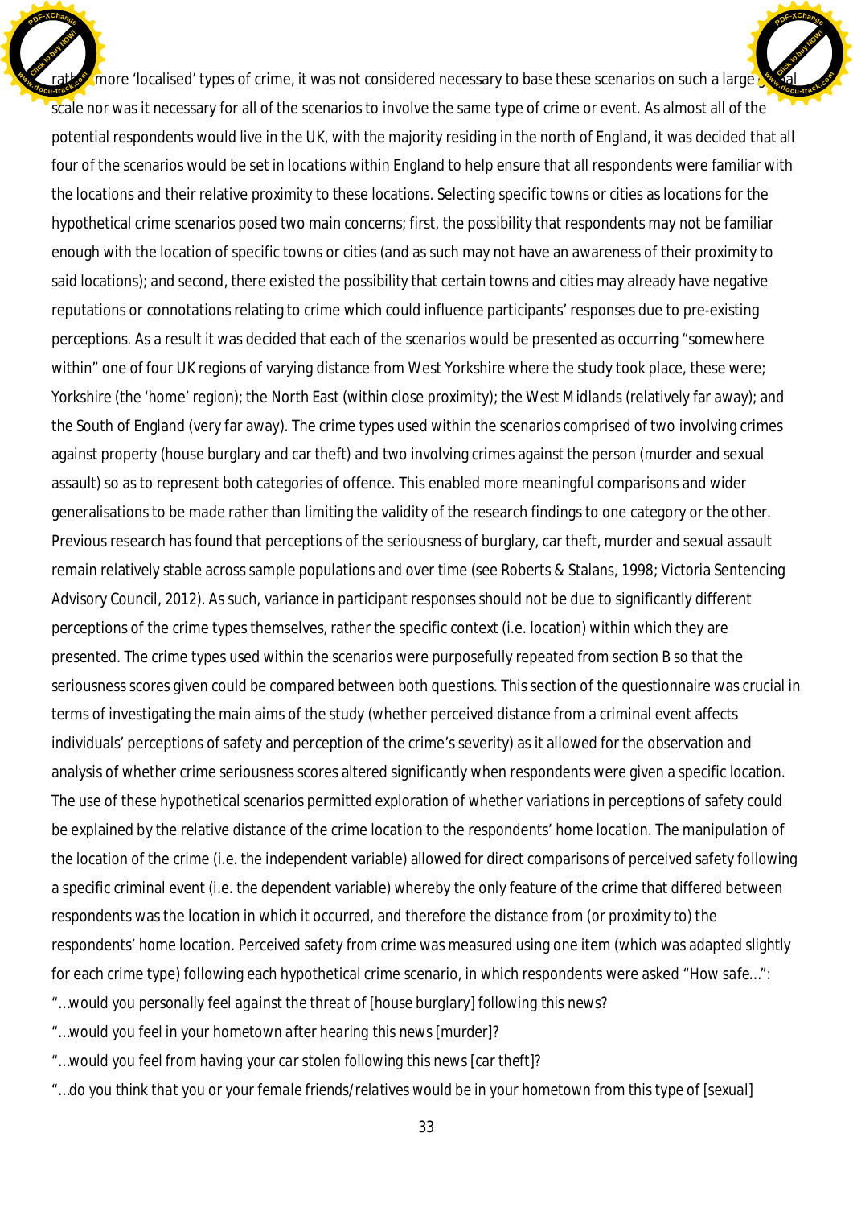rather more 'localised' types of crime, it was not considered necessary to base these scenarios on such a large global scale nor was it necessary for all of the scenarios to involve the same type of crime or event. As almost all of the potential respondents would live in the UK, with the majority residing in the north of England, it was decided that all four of the scenarios would be set in locations within England to help ensure that all respondents were familiar with the locations and their relative proximity to these locations. Selecting specific towns or cities as locations for the hypothetical crime scenarios posed two main concerns; first, the possibility that respondents may not be familiar enough with the location of specific towns or cities (and as such may not have an awareness of their proximity to said locations); and second, there existed the possibility that certain towns and cities may already have negative reputations or connotations relating to crime which could influence participants' responses due to pre-existing perceptions. As a result it was decided that each of the scenarios would be presented as occurring "somewhere within" one of four UK regions of varying distance from West Yorkshire where the study took place, these were; Yorkshire (the 'home' region); the North East (within close proximity); the West Midlands (relatively far away); and the South of England (very far away). The crime types used within the scenarios comprised of two involving crimes against property (house burglary and car theft) and two involving crimes against the person (murder and sexual assault) so as to represent both categories of offence. This enabled more meaningful comparisons and wider generalisations to be made rather than limiting the validity of the research findings to one category or the other. Previous research has found that perceptions of the seriousness of burglary, car theft, murder and sexual assault remain relatively stable across sample populations and over time (see Roberts & Stalans, 1998; Victoria Sentencing Advisory Council, 2012). As such, variance in participant responses should not be due to significantly different perceptions of the crime types themselves, rather the specific context (i.e. location) within which they are presented. The crime types used within the scenarios were purposefully repeated from section B so that the seriousness scores given could be compared between both questions. This section of the questionnaire was crucial in terms of investigating the main aims of the study (whether perceived distance from a criminal event affects individuals' perceptions of safety and perception of the crime's severity) as it allowed for the observation and analysis of whether crime seriousness scores altered significantly when respondents were given a specific location. The use of these hypothetical scenarios permitted exploration of whether variations in perceptions of safety could be explained by the relative distance of the crime location to the respondents' home location. The manipulation of the location of the crime (i.e. the independent variable) allowed for direct comparisons of perceived safety following a specific criminal event (i.e. the dependent variable) whereby the only feature of the crime that differed between respondents was the location in which it occurred, and therefore the distance from (or proximity to) the respondents' home location. Perceived safety from crime was measured using one item (which was adapted slightly for each crime type) following each hypothetical crime scenario, in which respondents were asked "How safe…":

"…*would you personally feel against the threat of* [house burglary] *following this news?*

"…*would you feel in your hometown after hearing this news* [murder]*?*

"…*would you feel from having your car stolen following this news* [car theft]*?*

"…*do you think that you or your female friends/relatives would be in your hometown from this type of* [sexual]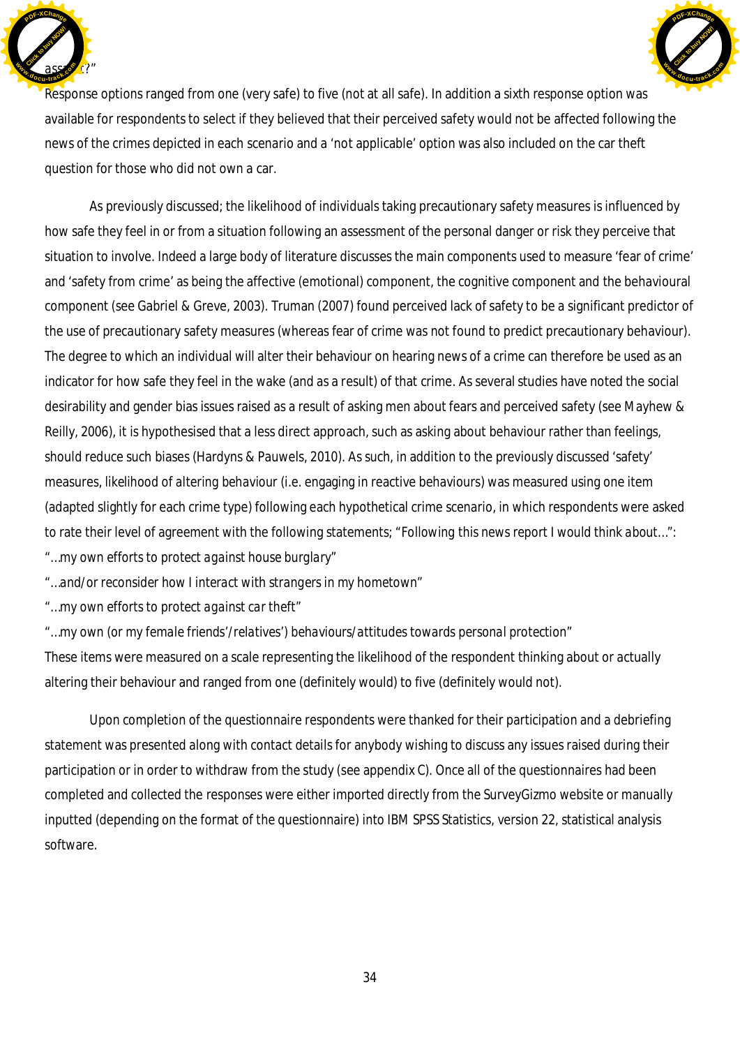assault?"

Response options ranged from one (very safe) to five (not at all safe). In addition a sixth response option was available for respondents to select if they believed that their perceived safety would not be affected following the news of the crimes depicted in each scenario and a 'not applicable' option was also included on the car theft question for those who did not own a car.

As previously discussed; the likelihood of individuals taking precautionary safety measures is influenced by how safe they feel in or from a situation following an assessment of the personal danger or risk they perceive that situation to involve. Indeed a large body of literature discusses the main components used to measure 'fear of crime' and 'safety from crime' as being the affective (emotional) component, the cognitive component and the behavioural component (see Gabriel & Greve, 2003). Truman (2007) found perceived lack of safety to be a significant predictor of the use of precautionary safety measures (whereas fear of crime was not found to predict precautionary behaviour). The degree to which an individual will alter their behaviour on hearing news of a crime can therefore be used as an indicator for how safe they feel in the wake (and as a result) of that crime. As several studies have noted the social desirability and gender bias issues raised as a result of asking men about fears and perceived safety (see Mayhew & Reilly, 2006), it is hypothesised that a less direct approach, such as asking about behaviour rather than feelings, should reduce such biases (Hardyns & Pauwels, 2010). As such, in addition to the previously discussed 'safety' measures, likelihood of altering behaviour (i.e. engaging in reactive behaviours) was measured using one item (adapted slightly for each crime type) following each hypothetical crime scenario, in which respondents were asked to rate their level of agreement with the following statements; "Following this news report I would think about…":

"…*my own efforts to protect against house burglary*"

"…*and/or reconsider how I interact with strangers in my hometown*"

"…*my own efforts to protect against car theft*"

"…*my own (or my female friends'/relatives') behaviours/attitudes towards personal protection*"

These items were measured on a scale representing the likelihood of the respondent thinking about or actually altering their behaviour and ranged from one (definitely would) to five (definitely would not).

Upon completion of the questionnaire respondents were thanked for their participation and a debriefing statement was presented along with contact details for anybody wishing to discuss any issues raised during their participation or in order to withdraw from the study (see appendix C). Once all of the questionnaires had been completed and collected the responses were either imported directly from the SurveyGizmo website or manually inputted (depending on the format of the questionnaire) into IBM SPSS Statistics, version 22, statistical analysis software.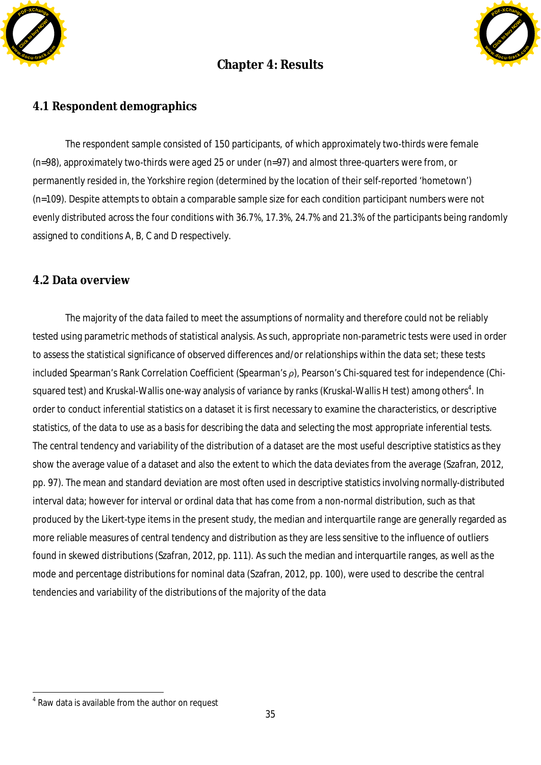# Chapter 4: Results

## 4.1 Respondent demographics

The respondent sample consisted of 150 participants, of which approximately two-thirds were female (n=98), approximately two-thirds were aged 25 or under (n=97) and almost three-quarters were from, or permanently resided in, the Yorkshire region (determined by the location of their self-reported 'hometown') (n=109). Despite attempts to obtain a comparable sample size for each condition participant numbers were not evenly distributed across the four conditions with 36.7%, 17.3%, 24.7% and 21.3% of the participants being randomly assigned to conditions A, B, C and D respectively.

## 4.2 Data overview

The majority of the data failed to meet the assumptions of normality and therefore could not be reliably tested using parametric methods of statistical analysis. As such, appropriate non-parametric tests were used in order to assess the statistical significance of observed differences and/or relationships within the data set; these tests included Spearman's Rank Correlation Coefficient (Spearman's $\rho$), Pearson's Chi-squared test for independence (Chi-squared test) and Kruskal-Wallis one-way analysis of variance by ranks (Kruskal-Wallis H test) among others[4]. In order to conduct inferential statistics on a dataset it is first necessary to examine the characteristics, or descriptive statistics, of the data to use as a basis for describing the data and selecting the most appropriate inferential tests. The central tendency and variability of the distribution of a dataset are the most useful descriptive statistics as they show the average value of a dataset and also the extent to which the data deviates from the average (Szafran, 2012, pp. 97). The mean and standard deviation are most often used in descriptive statistics involving normally-distributed interval data; however for interval or ordinal data that has come from a non-normal distribution, such as that produced by the Likert-type items in the present study, the median and interquartile range are generally regarded as more reliable measures of central tendency and distribution as they are less sensitive to the influence of outliers found in skewed distributions (Szafran, 2012, pp. 111). As such the median and interquartile ranges, as well as the mode and percentage distributions for nominal data (Szafran, 2012, pp. 100), were used to describe the central tendencies and variability of the distributions of the majority of the data

[4] Raw data is available from the author on request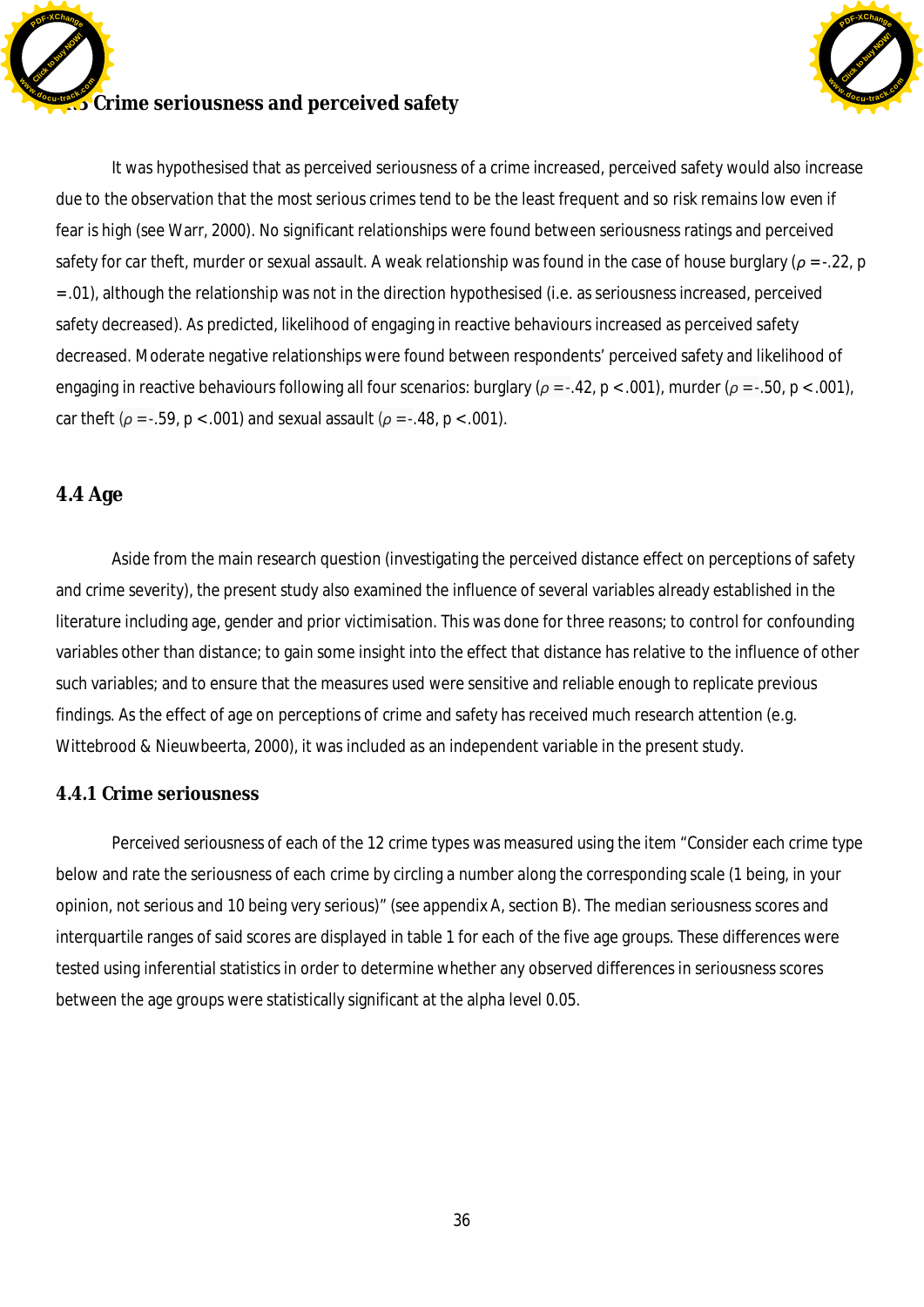### 4.3 Crime seriousness and perceived safety

It was hypothesised that as perceived seriousness of a crime increased, perceived safety would also increase due to the observation that the most serious crimes tend to be the least frequent and so risk remains low even if fear is high (see Warr, 2000). No significant relationships were found between seriousness ratings and perceived safety for car theft, murder or sexual assault. A weak relationship was found in the case of house burglary ($\rho$ =-.22, p =.01), although the relationship was not in the direction hypothesised (i.e. as seriousness increased, perceived safety decreased). As predicted, likelihood of engaging in reactive behaviours increased as perceived safety decreased. Moderate negative relationships were found between respondents' perceived safety and likelihood of engaging in reactive behaviours following all four scenarios: burglary ($\rho$ =-.42, p <.001), murder ($\rho$ =-.50, p <.001), car theft ($\rho$ =-.59, p <.001) and sexual assault ($\rho$ =-.48, p <.001).

## 4.4 Age

Aside from the main research question (investigating the perceived distance effect on perceptions of safety and crime severity), the present study also examined the influence of several variables already established in the literature including age, gender and prior victimisation. This was done for three reasons; to control for confounding variables other than distance; to gain some insight into the effect that distance has relative to the influence of other such variables; and to ensure that the measures used were sensitive and reliable enough to replicate previous findings. As the effect of age on perceptions of crime and safety has received much research attention (e.g. Wittebrood & Nieuwbeerta, 2000), it was included as an independent variable in the present study.

### 4.4.1 Crime seriousness

Perceived seriousness of each of the 12 crime types was measured using the item "Consider each crime type below and rate the seriousness of each crime by circling a number along the corresponding scale (1 being, in your opinion, not serious and 10 being very serious)" (see appendix A, section B). The median seriousness scores and interquartile ranges of said scores are displayed in table 1 for each of the five age groups. These differences were tested using inferential statistics in order to determine whether any observed differences in seriousness scores between the age groups were statistically significant at the alpha level 0.05.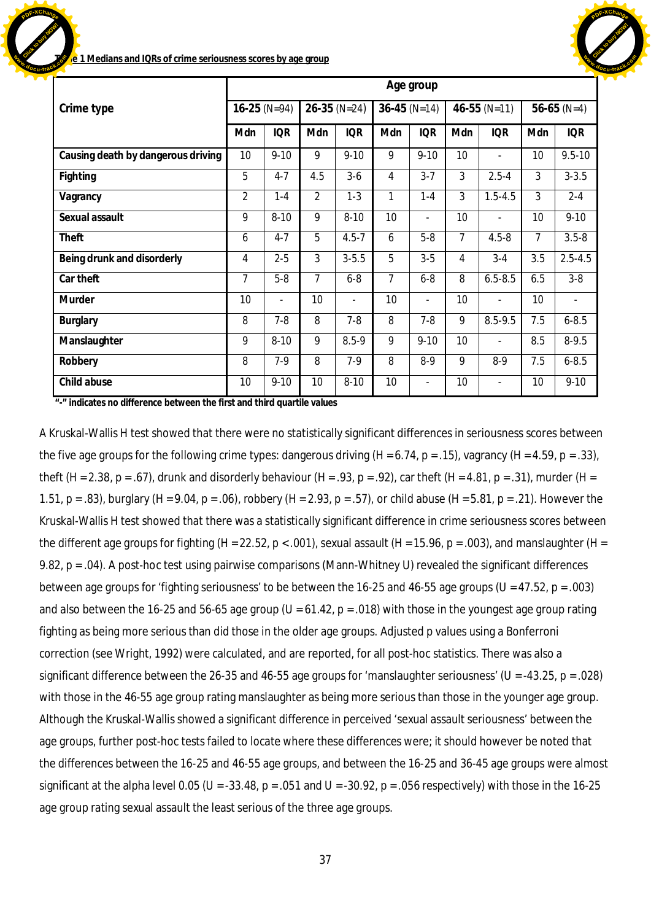**Table 1 Medians and IQRs of crime seriousness scores by age group**

| Crime type | Age group | | | | | | | | | |
|---|---|---|---|---|---|---|---|---|---|---|
| | **16-25** (N=94) | | **26-35** (N=24) | | **36-45** (N=14) | | **46-55** (N=11) | | **56-65** (N=4) | |
| | **Mdn** | **IQR** | **Mdn** | **IQR** | **Mdn** | **IQR** | **Mdn** | **IQR** | **Mdn** | **IQR** |
| **Causing death by dangerous driving** | 10 | 9-10 | 9 | 9-10 | 9 | 9-10 | 10 | - | 10 | 9.5-10 |
| **Fighting** | 5 | 4-7 | 4.5 | 3-6 | 4 | 3-7 | 3 | 2.5-4 | 3 | 3-3.5 |
| **Vagrancy** | 2 | 1-4 | 2 | 1-3 | 1 | 1-4 | 3 | 1.5-4.5 | 3 | 2-4 |
| **Sexual assault** | 9 | 8-10 | 9 | 8-10 | 10 | - | 10 | - | 10 | 9-10 |
| **Theft** | 6 | 4-7 | 5 | 4.5-7 | 6 | 5-8 | 7 | 4.5-8 | 7 | 3.5-8 |
| **Being drunk and disorderly** | 4 | 2-5 | 3 | 3-5.5 | 5 | 3-5 | 4 | 3-4 | 3.5 | 2.5-4.5 |
| **Car theft** | 7 | 5-8 | 7 | 6-8 | 7 | 6-8 | 8 | 6.5-8.5 | 6.5 | 3-8 |
| **Murder** | 10 | - | 10 | - | 10 | - | 10 | - | 10 | - |
| **Burglary** | 8 | 7-8 | 8 | 7-8 | 8 | 7-8 | 9 | 8.5-9.5 | 7.5 | 6-8.5 |
| **Manslaughter** | 9 | 8-10 | 9 | 8.5-9 | 9 | 9-10 | 10 | - | 8.5 | 8-9.5 |
| **Robbery** | 8 | 7-9 | 8 | 7-9 | 8 | 8-9 | 9 | 8-9 | 7.5 | 6-8.5 |
| **Child abuse** | 10 | 9-10 | 10 | 8-10 | 10 | - | 10 | - | 10 | 9-10 |

**"-" indicates no difference between the first and third quartile values**

A Kruskal-Wallis H test showed that there were no statistically significant differences in seriousness scores between the five age groups for the following crime types: dangerous driving ($H = 6.74$, $p = .15$), vagrancy ($H = 4.59$, $p = .33$), theft ($H = 2.38$, $p = .67$), drunk and disorderly behaviour ($H = .93$, $p = .92$), car theft ($H = 4.81$, $p = .31$), murder ($H = 1.51$, $p = .83$), burglary ($H = 9.04$, $p = .06$), robbery ($H = 2.93$, $p = .57$), or child abuse ($H = 5.81$, $p = .21$). However the Kruskal-Wallis H test showed that there was a statistically significant difference in crime seriousness scores between the different age groups for fighting ($H = 22.52$, $p < .001$), sexual assault ($H = 15.96$, $p = .003$), and manslaughter ($H = 9.82$, $p = .04$). A post-hoc test using pairwise comparisons (Mann-Whitney U) revealed the significant differences between age groups for 'fighting seriousness' to be between the 16-25 and 46-55 age groups ($U = 47.52$, $p = .003$) and also between the 16-25 and 56-65 age group ($U = 61.42$, $p = .018$) with those in the youngest age group rating fighting as being more serious than did those in the older age groups. Adjusted p values using a Bonferroni correction (see Wright, 1992) were calculated, and are reported, for all post-hoc statistics. There was also a significant difference between the 26-35 and 46-55 age groups for 'manslaughter seriousness' ($U = -43.25$, $p = .028$) with those in the 46-55 age group rating manslaughter as being more serious than those in the younger age group. Although the Kruskal-Wallis showed a significant difference in perceived 'sexual assault seriousness' between the age groups, further post-hoc tests failed to locate where these differences were; it should however be noted that the differences between the 16-25 and 46-55 age groups, and between the 16-25 and 36-45 age groups were almost significant at the alpha level 0.05 ($U = -33.48$, $p = .051$ and $U = -30.92$, $p = .056$ respectively) with those in the 16-25 age group rating sexual assault the least serious of the three age groups.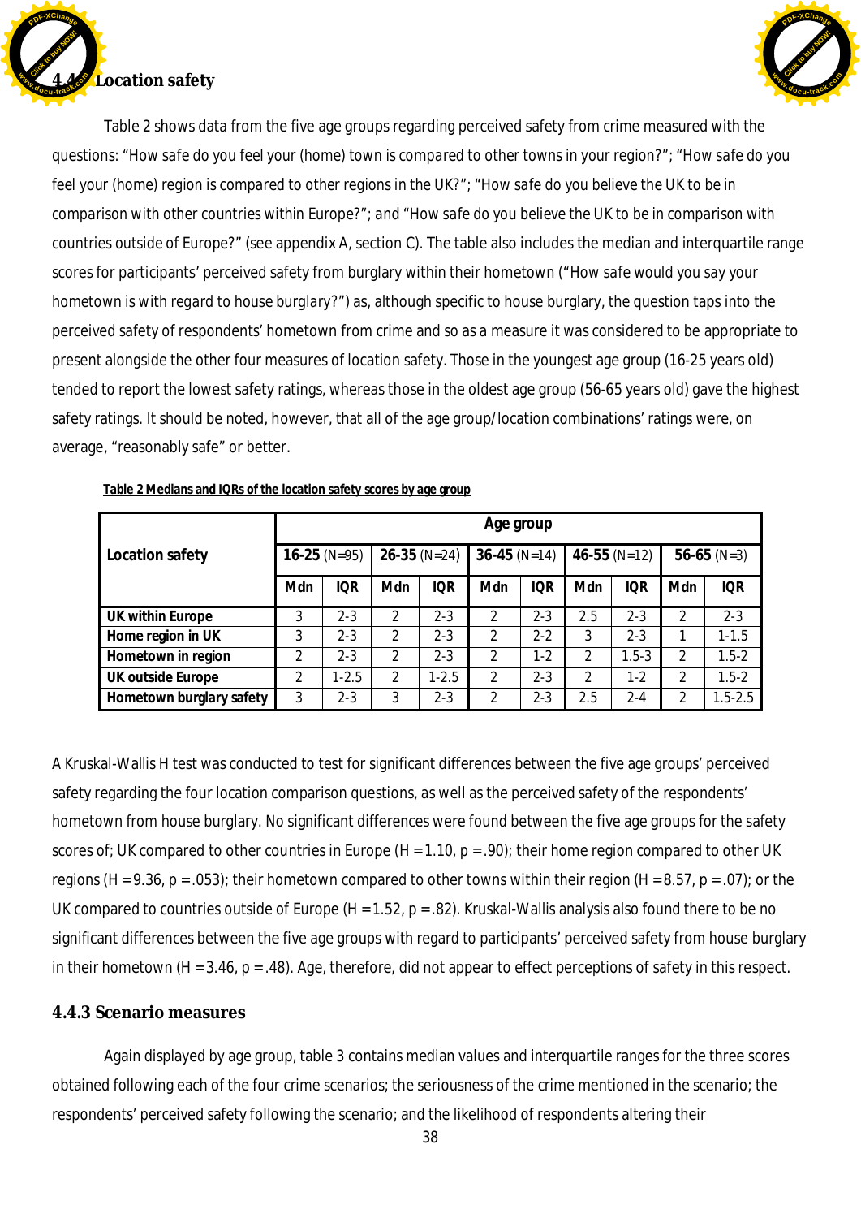### 4.4.2 Location safety

Table 2 shows data from the five age groups regarding perceived safety from crime measured with the questions: “How safe do you feel your (home) town is compared to other towns in your region?”; “How safe do you feel your (home) region is compared to other regions in the UK?”; “How safe do you believe the UK to be in comparison with other countries within Europe?”; and “How safe do you believe the UK to be in comparison with countries outside of Europe?” (see appendix A, section C). The table also includes the median and interquartile range scores for participants’ perceived safety from burglary within their hometown (“How safe would you say your hometown is with regard to house burglary?”) as, although specific to house burglary, the question taps into the perceived safety of respondents’ hometown from crime and so as a measure it was considered to be appropriate to present alongside the other four measures of location safety. Those in the youngest age group (16-25 years old) tended to report the lowest safety ratings, whereas those in the oldest age group (56-65 years old) gave the highest safety ratings. It should be noted, however, that all of the age group/location combinations’ ratings were, on average, “reasonably safe” or better.

**Table 2 Medians and IQRs of the location safety scores by age group**

| **Location safety** | **Age group** | | | | | | | | | |
|---|---|---|---|---|---|---|---|---|---|---|
| | **16-25** (N=95) | | **26-35** (N=24) | | **36-45** (N=14) | | **46-55** (N=12) | | **56-65** (N=3) | |
| | **Mdn** | **IQR** | **Mdn** | **IQR** | **Mdn** | **IQR** | **Mdn** | **IQR** | **Mdn** | **IQR** |
| **UK within Europe** | 3 | 2-3 | 2 | 2-3 | 2 | 2-3 | 2.5 | 2-3 | 2 | 2-3 |
| **Home region in UK** | 3 | 2-3 | 2 | 2-3 | 2 | 2-2 | 3 | 2-3 | 1 | 1-1.5 |
| **Hometown in region** | 2 | 2-3 | 2 | 2-3 | 2 | 1-2 | 2 | 1.5-3 | 2 | 1.5-2 |
| **UK outside Europe** | 2 | 1-2.5 | 2 | 1-2.5 | 2 | 2-3 | 2 | 1-2 | 2 | 1.5-2 |
| **Hometown burglary safety** | 3 | 2-3 | 3 | 2-3 | 2 | 2-3 | 2.5 | 2-4 | 2 | 1.5-2.5 |

A Kruskal-Wallis H test was conducted to test for significant differences between the five age groups’ perceived safety regarding the four location comparison questions, as well as the perceived safety of the respondents’ hometown from house burglary. No significant differences were found between the five age groups for the safety scores of; UK compared to other countries in Europe ($H = 1.10$, $p = .90$); their home region compared to other UK regions ($H = 9.36$, $p = .053$); their hometown compared to other towns within their region ($H = 8.57$, $p = .07$); or the UK compared to countries outside of Europe ($H = 1.52$, $p = .82$). Kruskal-Wallis analysis also found there to be no significant differences between the five age groups with regard to participants’ perceived safety from house burglary in their hometown ($H = 3.46$, $p = .48$). Age, therefore, did not appear to effect perceptions of safety in this respect.

### 4.4.3 Scenario measures

Again displayed by age group, table 3 contains median values and interquartile ranges for the three scores obtained following each of the four crime scenarios; the seriousness of the crime mentioned in the scenario; the respondents’ perceived safety following the scenario; and the likelihood of respondents altering their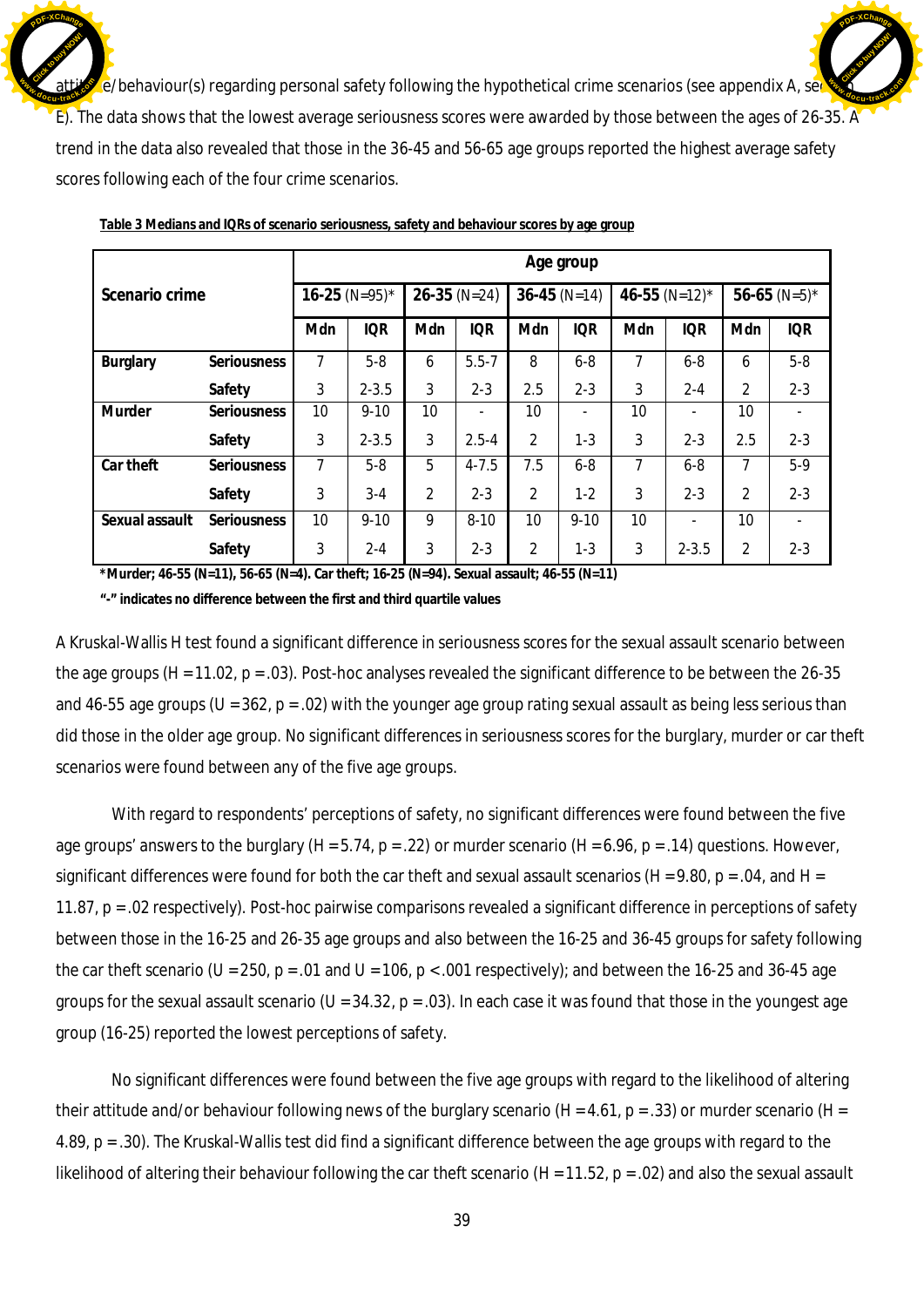attitude/behaviour(s) regarding personal safety following the hypothetical crime scenarios (see appendix A, see E). The data shows that the lowest average seriousness scores were awarded by those between the ages of 26-35. A trend in the data also revealed that those in the 36-45 and 56-65 age groups reported the highest average safety scores following each of the four crime scenarios.

**Table 3 Medians and IQRs of scenario seriousness, safety and behaviour scores by age group**

| Scenario crime | | Age group | | | | | | | | | |
|---|---|---|---|---|---|---|---|---|---|---|---|
| | | **16-25** (N=95)* | | **26-35** (N=24) | | **36-45** (N=14) | | **46-55** (N=12)* | | **56-65** (N=5)* | |
| | | **Mdn** | **IQR** | **Mdn** | **IQR** | **Mdn** | **IQR** | **Mdn** | **IQR** | **Mdn** | **IQR** |
| **Burglary** | **Seriousness** | 7 | 5-8 | 6 | 5.5-7 | 8 | 6-8 | 7 | 6-8 | 6 | 5-8 |
| | **Safety** | 3 | 2-3.5 | 3 | 2-3 | 2.5 | 2-3 | 3 | 2-4 | 2 | 2-3 |
| **Murder** | **Seriousness** | 10 | 9-10 | 10 | - | 10 | - | 10 | - | 10 | - |
| | **Safety** | 3 | 2-3.5 | 3 | 2.5-4 | 2 | 1-3 | 3 | 2-3 | 2.5 | 2-3 |
| **Car theft** | **Seriousness** | 7 | 5-8 | 5 | 4-7.5 | 7.5 | 6-8 | 7 | 6-8 | 7 | 5-9 |
| | **Safety** | 3 | 3-4 | 2 | 2-3 | 2 | 1-2 | 3 | 2-3 | 2 | 2-3 |
| **Sexual assault** | **Seriousness** | 10 | 9-10 | 9 | 8-10 | 10 | 9-10 | 10 | - | 10 | - |
| | **Safety** | 3 | 2-4 | 3 | 2-3 | 2 | 1-3 | 3 | 2-3.5 | 2 | 2-3 |

**\*Murder; 46-55 (N=11), 56-65 (N=4). Car theft; 16-25 (N=94). Sexual assault; 46-55 (N=11)**

**"-" indicates no difference between the first and third quartile values**

A Kruskal-Wallis H test found a significant difference in seriousness scores for the sexual assault scenario between the age groups ($H = 11.02$, $p = .03$). Post-hoc analyses revealed the significant difference to be between the 26-35 and 46-55 age groups ($U = 362$, $p = .02$) with the younger age group rating sexual assault as being less serious than did those in the older age group. No significant differences in seriousness scores for the burglary, murder or car theft scenarios were found between any of the five age groups.

With regard to respondents' perceptions of safety, no significant differences were found between the five age groups' answers to the burglary ($H = 5.74$, $p = .22$) or murder scenario ($H = 6.96$, $p = .14$) questions. However, significant differences were found for both the car theft and sexual assault scenarios ($H = 9.80$, $p = .04$, and $H = 11.87$, $p = .02$ respectively). Post-hoc pairwise comparisons revealed a significant difference in perceptions of safety between those in the 16-25 and 26-35 age groups and also between the 16-25 and 36-45 groups for safety following the car theft scenario ($U = 250$, $p = .01$ and $U = 106$, $p < .001$ respectively); and between the 16-25 and 36-45 age groups for the sexual assault scenario ($U = 34.32$, $p = .03$). In each case it was found that those in the youngest age group (16-25) reported the lowest perceptions of safety.

No significant differences were found between the five age groups with regard to the likelihood of altering their attitude and/or behaviour following news of the burglary scenario ($H = 4.61$, $p = .33$) or murder scenario ($H = 4.89$, $p = .30$). The Kruskal-Wallis test did find a significant difference between the age groups with regard to the likelihood of altering their behaviour following the car theft scenario ($H = 11.52$, $p = .02$) and also the sexual assault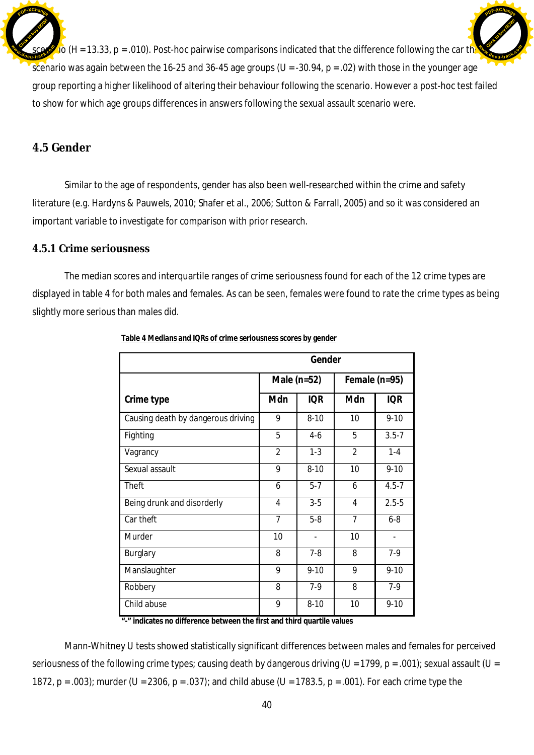scenario (H = 13.33, p = .010). Post-hoc pairwise comparisons indicated that the difference following the car theft scenario was again between the 16-25 and 36-45 age groups (U = -30.94, p = .02) with those in the younger age group reporting a higher likelihood of altering their behaviour following the scenario. However a post-hoc test failed to show for which age groups differences in answers following the sexual assault scenario were.

## 4.5 Gender

Similar to the age of respondents, gender has also been well-researched within the crime and safety literature (e.g. Hardyns & Pauwels, 2010; Shafer et al., 2006; Sutton & Farrall, 2005) and so it was considered an important variable to investigate for comparison with prior research.

### 4.5.1 Crime seriousness

The median scores and interquartile ranges of crime seriousness found for each of the 12 crime types are displayed in table 4 for both males and females. As can be seen, females were found to rate the crime types as being slightly more serious than males did.

**Table 4 Medians and IQRs of crime seriousness scores by gender**

| | Gender | | | |
|---|---|---|---|---|
| | Male (n=52) | | Female (n=95) | |
| **Crime type** | **Mdn** | **IQR** | **Mdn** | **IQR** |
| Causing death by dangerous driving | 9 | 8-10 | 10 | 9-10 |
| Fighting | 5 | 4-6 | 5 | 3.5-7 |
| Vagrancy | 2 | 1-3 | 2 | 1-4 |
| Sexual assault | 9 | 8-10 | 10 | 9-10 |
| Theft | 6 | 5-7 | 6 | 4.5-7 |
| Being drunk and disorderly | 4 | 3-5 | 4 | 2.5-5 |
| Car theft | 7 | 5-8 | 7 | 6-8 |
| Murder | 10 | - | 10 | - |
| Burglary | 8 | 7-8 | 8 | 7-9 |
| Manslaughter | 9 | 9-10 | 9 | 9-10 |
| Robbery | 8 | 7-9 | 8 | 7-9 |
| Child abuse | 9 | 8-10 | 10 | 9-10 |

**"-" indicates no difference between the first and third quartile values**

Mann-Whitney U tests showed statistically significant differences between males and females for perceived seriousness of the following crime types; causing death by dangerous driving (U = 1799, p = .001); sexual assault (U = 1872, p = .003); murder (U = 2306, p = .037); and child abuse (U = 1783.5, p = .001). For each crime type the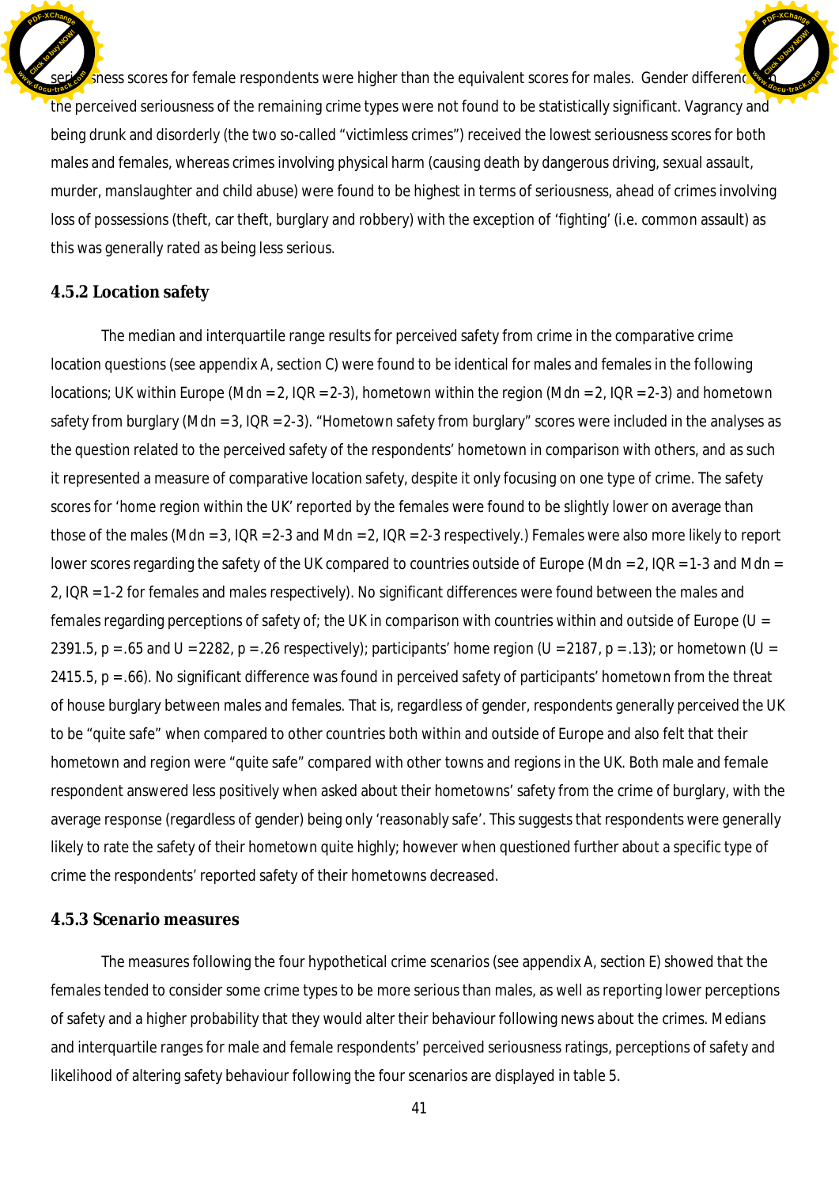seriousness scores for female respondents were higher than the equivalent scores for males. Gender differences in the perceived seriousness of the remaining crime types were not found to be statistically significant. Vagrancy and being drunk and disorderly (the two so-called "victimless crimes") received the lowest seriousness scores for both males and females, whereas crimes involving physical harm (causing death by dangerous driving, sexual assault, murder, manslaughter and child abuse) were found to be highest in terms of seriousness, ahead of crimes involving loss of possessions (theft, car theft, burglary and robbery) with the exception of 'fighting' (i.e. common assault) as this was generally rated as being less serious.

### 4.5.2 Location safety

The median and interquartile range results for perceived safety from crime in the comparative crime location questions (see appendix A, section C) were found to be identical for males and females in the following locations; UK within Europe (Mdn = 2, IQR = 2-3), hometown within the region (Mdn = 2, IQR = 2-3) and hometown safety from burglary (Mdn = 3, IQR = 2-3). "Hometown safety from burglary" scores were included in the analyses as the question related to the perceived safety of the respondents' hometown in comparison with others, and as such it represented a measure of comparative location safety, despite it only focusing on one type of crime. The safety scores for 'home region within the UK' reported by the females were found to be slightly lower on average than those of the males (Mdn = 3, IQR = 2-3 and Mdn = 2, IQR = 2-3 respectively.) Females were also more likely to report lower scores regarding the safety of the UK compared to countries outside of Europe (Mdn = 2, IQR = 1-3 and Mdn = 2, IQR = 1-2 for females and males respectively). No significant differences were found between the males and females regarding perceptions of safety of; the UK in comparison with countries within and outside of Europe ($U = 2391.5$, $p = .65$ and $U = 2282$, $p = .26$ respectively); participants' home region ($U = 2187$, $p = .13$); or hometown ($U = 2415.5$, $p = .66$). No significant difference was found in perceived safety of participants' hometown from the threat of house burglary between males and females. That is, regardless of gender, respondents generally perceived the UK to be "quite safe" when compared to other countries both within and outside of Europe and also felt that their hometown and region were "quite safe" compared with other towns and regions in the UK. Both male and female respondent answered less positively when asked about their hometowns' safety from the crime of burglary, with the average response (regardless of gender) being only 'reasonably safe'. This suggests that respondents were generally likely to rate the safety of their hometown quite highly; however when questioned further about a specific type of crime the respondents' reported safety of their hometowns decreased.

### 4.5.3 Scenario measures

The measures following the four hypothetical crime scenarios (see appendix A, section E) showed that the females tended to consider some crime types to be more serious than males, as well as reporting lower perceptions of safety and a higher probability that they would alter their behaviour following news about the crimes. Medians and interquartile ranges for male and female respondents' perceived seriousness ratings, perceptions of safety and likelihood of altering safety behaviour following the four scenarios are displayed in table 5.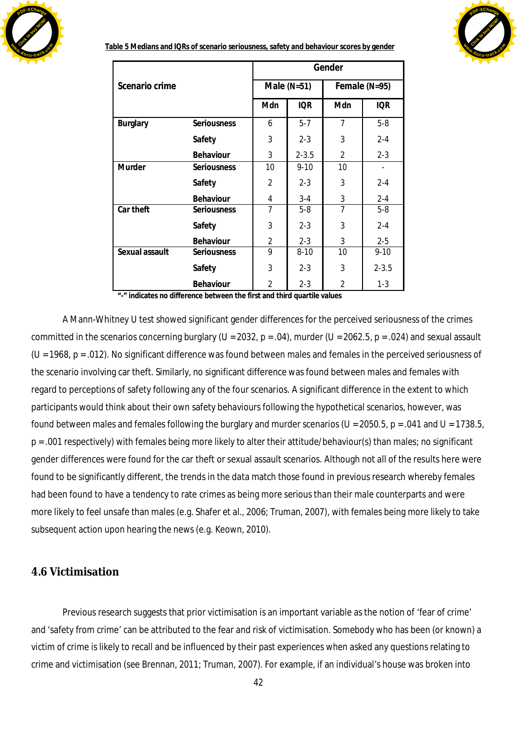**Table 5 Medians and IQRs of scenario seriousness, safety and behaviour scores by gender**

| Scenario crime | | Gender | | | |
|---|---|---|---|---|---|
| | | Male (N=51) | | Female (N=95) | |
| | | Mdn | IQR | Mdn | IQR |
| **Burglary** | **Seriousness** | 6 | 5-7 | 7 | 5-8 |
| | **Safety** | 3 | 2-3 | 3 | 2-4 |
| | **Behaviour** | 3 | 2-3.5 | 2 | 2-3 |
| **Murder** | **Seriousness** | 10 | 9-10 | 10 | - |
| | **Safety** | 2 | 2-3 | 3 | 2-4 |
| | **Behaviour** | 4 | 3-4 | 3 | 2-4 |
| **Car theft** | **Seriousness** | 7 | 5-8 | 7 | 5-8 |
| | **Safety** | 3 | 2-3 | 3 | 2-4 |
| | **Behaviour** | 2 | 2-3 | 3 | 2-5 |
| **Sexual assault** | **Seriousness** | 9 | 8-10 | 10 | 9-10 |
| | **Safety** | 3 | 2-3 | 3 | 2-3.5 |
| | **Behaviour** | 2 | 2-3 | 2 | 1-3 |

**"-" indicates no difference between the first and third quartile values**

A Mann-Whitney U test showed significant gender differences for the perceived seriousness of the crimes committed in the scenarios concerning burglary ($U = 2032$, $p = .04$), murder ($U = 2062.5$, $p = .024$) and sexual assault ($U = 1968$, $p = .012$). No significant difference was found between males and females in the perceived seriousness of the scenario involving car theft. Similarly, no significant difference was found between males and females with regard to perceptions of safety following any of the four scenarios. A significant difference in the extent to which participants would think about their own safety behaviours following the hypothetical scenarios, however, was found between males and females following the burglary and murder scenarios ($U = 2050.5$, $p = .041$ and $U = 1738.5$, $p = .001$ respectively) with females being more likely to alter their attitude/behaviour(s) than males; no significant gender differences were found for the car theft or sexual assault scenarios. Although not all of the results here were found to be significantly different, the trends in the data match those found in previous research whereby females had been found to have a tendency to rate crimes as being more serious than their male counterparts and were more likely to feel unsafe than males (e.g. Shafer et al., 2006; Truman, 2007), with females being more likely to take subsequent action upon hearing the news (e.g. Keown, 2010).

## 4.6 Victimisation

Previous research suggests that prior victimisation is an important variable as the notion of 'fear of crime' and 'safety from crime' can be attributed to the fear and risk of victimisation. Somebody who has been (or known) a victim of crime is likely to recall and be influenced by their past experiences when asked any questions relating to crime and victimisation (see Brennan, 2011; Truman, 2007). For example, if an individual's house was broken into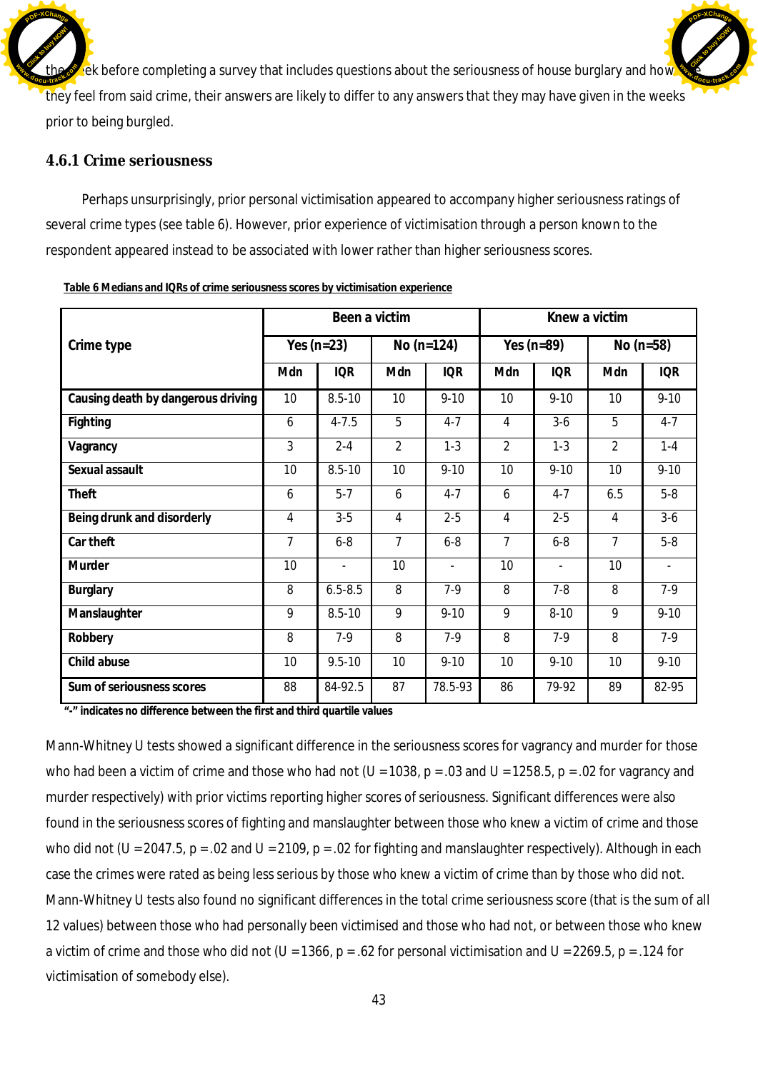the week before completing a survey that includes questions about the seriousness of house burglary and how they feel from said crime, their answers are likely to differ to any answers that they may have given in the weeks prior to being burgled.

### 4.6.1 Crime seriousness

Perhaps unsurprisingly, prior personal victimisation appeared to accompany higher seriousness ratings of several crime types (see table 6). However, prior experience of victimisation through a person known to the respondent appeared instead to be associated with lower rather than higher seriousness scores.

**Table 6 Medians and IQRs of crime seriousness scores by victimisation experience**

| Crime type | Been a victim | | | | Knew a victim | | | |
|---|---|---|---|---|---|---|---|---|
| | Yes (n=23) | | No (n=124) | | Yes (n=89) | | No (n=58) | |
| | Mdn | IQR | Mdn | IQR | Mdn | IQR | Mdn | IQR |
| Causing death by dangerous driving | 10 | 8.5-10 | 10 | 9-10 | 10 | 9-10 | 10 | 9-10 |
| Fighting | 6 | 4-7.5 | 5 | 4-7 | 4 | 3-6 | 5 | 4-7 |
| Vagrancy | 3 | 2-4 | 2 | 1-3 | 2 | 1-3 | 2 | 1-4 |
| Sexual assault | 10 | 8.5-10 | 10 | 9-10 | 10 | 9-10 | 10 | 9-10 |
| Theft | 6 | 5-7 | 6 | 4-7 | 6 | 4-7 | 6.5 | 5-8 |
| Being drunk and disorderly | 4 | 3-5 | 4 | 2-5 | 4 | 2-5 | 4 | 3-6 |
| Car theft | 7 | 6-8 | 7 | 6-8 | 7 | 6-8 | 7 | 5-8 |
| Murder | 10 | - | 10 | - | 10 | - | 10 | - |
| Burglary | 8 | 6.5-8.5 | 8 | 7-9 | 8 | 7-8 | 8 | 7-9 |
| Manslaughter | 9 | 8.5-10 | 9 | 9-10 | 9 | 8-10 | 9 | 9-10 |
| Robbery | 8 | 7-9 | 8 | 7-9 | 8 | 7-9 | 8 | 7-9 |
| Child abuse | 10 | 9.5-10 | 10 | 9-10 | 10 | 9-10 | 10 | 9-10 |
| Sum of seriousness scores | 88 | 84-92.5 | 87 | 78.5-93 | 86 | 79-92 | 89 | 82-95 |

**"-" indicates no difference between the first and third quartile values**

Mann-Whitney U tests showed a significant difference in the seriousness scores for vagrancy and murder for those who had been a victim of crime and those who had not ($U = 1038$, $p = .03$ and $U = 1258.5$, $p = .02$ for vagrancy and murder respectively) with prior victims reporting higher scores of seriousness. Significant differences were also found in the seriousness scores of fighting and manslaughter between those who knew a victim of crime and those who did not ($U = 2047.5$, $p = .02$ and $U = 2109$, $p = .02$ for fighting and manslaughter respectively). Although in each case the crimes were rated as being less serious by those who knew a victim of crime than by those who did not. Mann-Whitney U tests also found no significant differences in the total crime seriousness score (that is the sum of all 12 values) between those who had personally been victimised and those who had not, or between those who knew a victim of crime and those who did not ($U = 1366$, $p = .62$ for personal victimisation and $U = 2269.5$, $p = .124$ for victimisation of somebody else).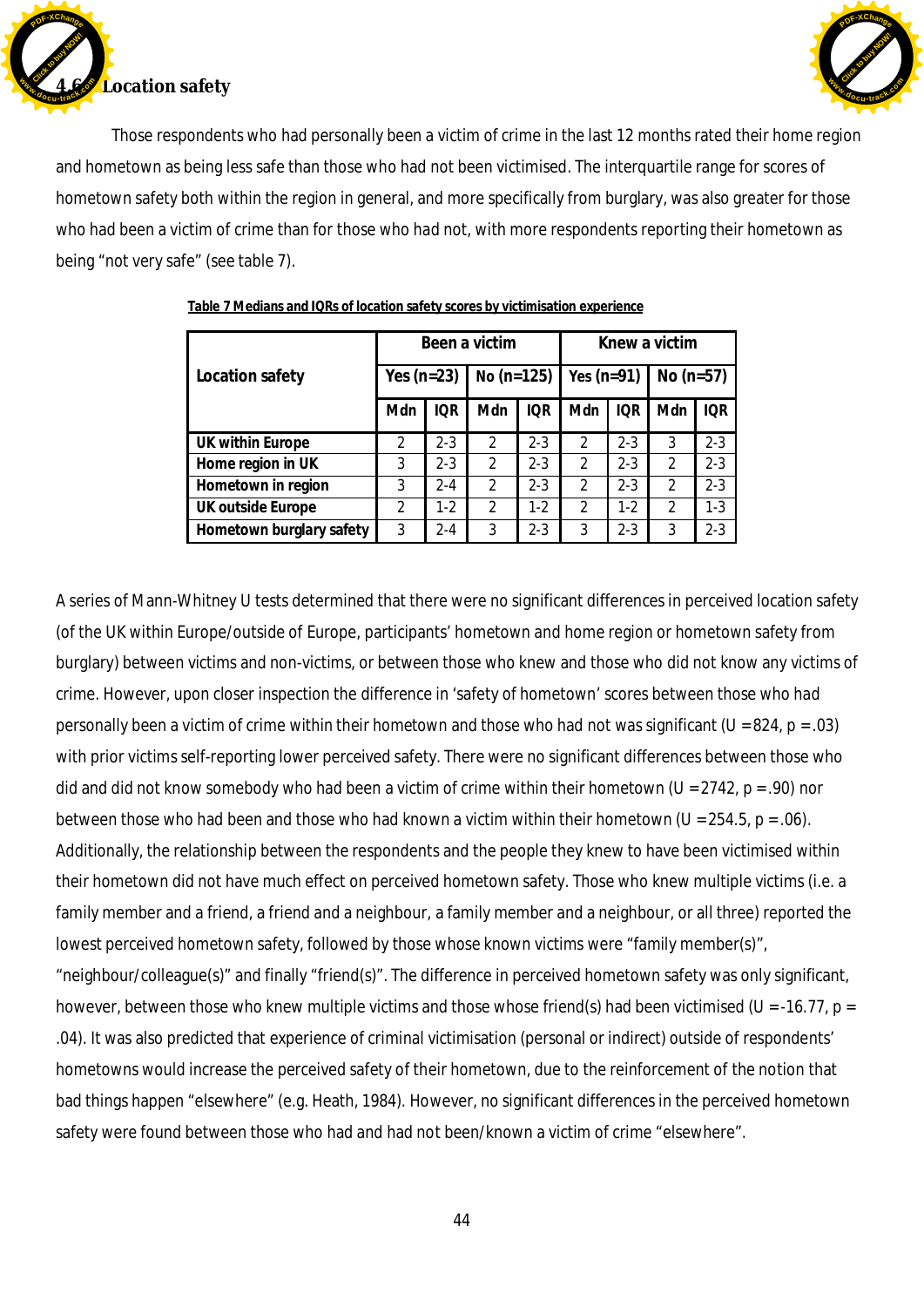### 4.6 Location safety

Those respondents who had personally been a victim of crime in the last 12 months rated their home region and hometown as being less safe than those who had not been victimised. The interquartile range for scores of hometown safety both within the region in general, and more specifically from burglary, was also greater for those who had been a victim of crime than for those who had not, with more respondents reporting their hometown as being "not very safe" (see table 7).

**Table 7 Medians and IQRs of location safety scores by victimisation experience**

| Location safety | Been a victim | | | | Knew a victim | | | |
|---|---|---|---|---|---|---|---|---|
| | Yes (n=23) | | No (n=125) | | Yes (n=91) | | No (n=57) | |
| | Mdn | IQR | Mdn | IQR | Mdn | IQR | Mdn | IQR |
| **UK within Europe** | 2 | 2-3 | 2 | 2-3 | 2 | 2-3 | 3 | 2-3 |
| **Home region in UK** | 3 | 2-3 | 2 | 2-3 | 2 | 2-3 | 2 | 2-3 |
| **Hometown in region** | 3 | 2-4 | 2 | 2-3 | 2 | 2-3 | 2 | 2-3 |
| **UK outside Europe** | 2 | 1-2 | 2 | 1-2 | 2 | 1-2 | 2 | 1-3 |
| **Hometown burglary safety** | 3 | 2-4 | 3 | 2-3 | 3 | 2-3 | 3 | 2-3 |

A series of Mann-Whitney U tests determined that there were no significant differences in perceived location safety (of the UK within Europe/outside of Europe, participants' hometown and home region or hometown safety from burglary) between victims and non-victims, or between those who knew and those who did not know any victims of crime. However, upon closer inspection the difference in 'safety of hometown' scores between those who had personally been a victim of crime within their hometown and those who had not was significant ($U = 824$, $p = .03$) with prior victims self-reporting lower perceived safety. There were no significant differences between those who did and did not know somebody who had been a victim of crime within their hometown ($U = 2742$, $p = .90$) nor between those who had been and those who had known a victim within their hometown ($U = 254.5$, $p = .06$). Additionally, the relationship between the respondents and the people they knew to have been victimised within their hometown did not have much effect on perceived hometown safety. Those who knew multiple victims (i.e. a family member and a friend, a friend and a neighbour, a family member and a neighbour, or all three) reported the lowest perceived hometown safety, followed by those whose known victims were "family member(s)", "neighbour/colleague(s)" and finally "friend(s)". The difference in perceived hometown safety was only significant, however, between those who knew multiple victims and those whose friend(s) had been victimised ($U = -16.77$, $p = .04$). It was also predicted that experience of criminal victimisation (personal or indirect) outside of respondents' hometowns would increase the perceived safety of their hometown, due to the reinforcement of the notion that bad things happen "elsewhere" (e.g. Heath, 1984). However, no significant differences in the perceived hometown safety were found between those who had and had not been/known a victim of crime "elsewhere".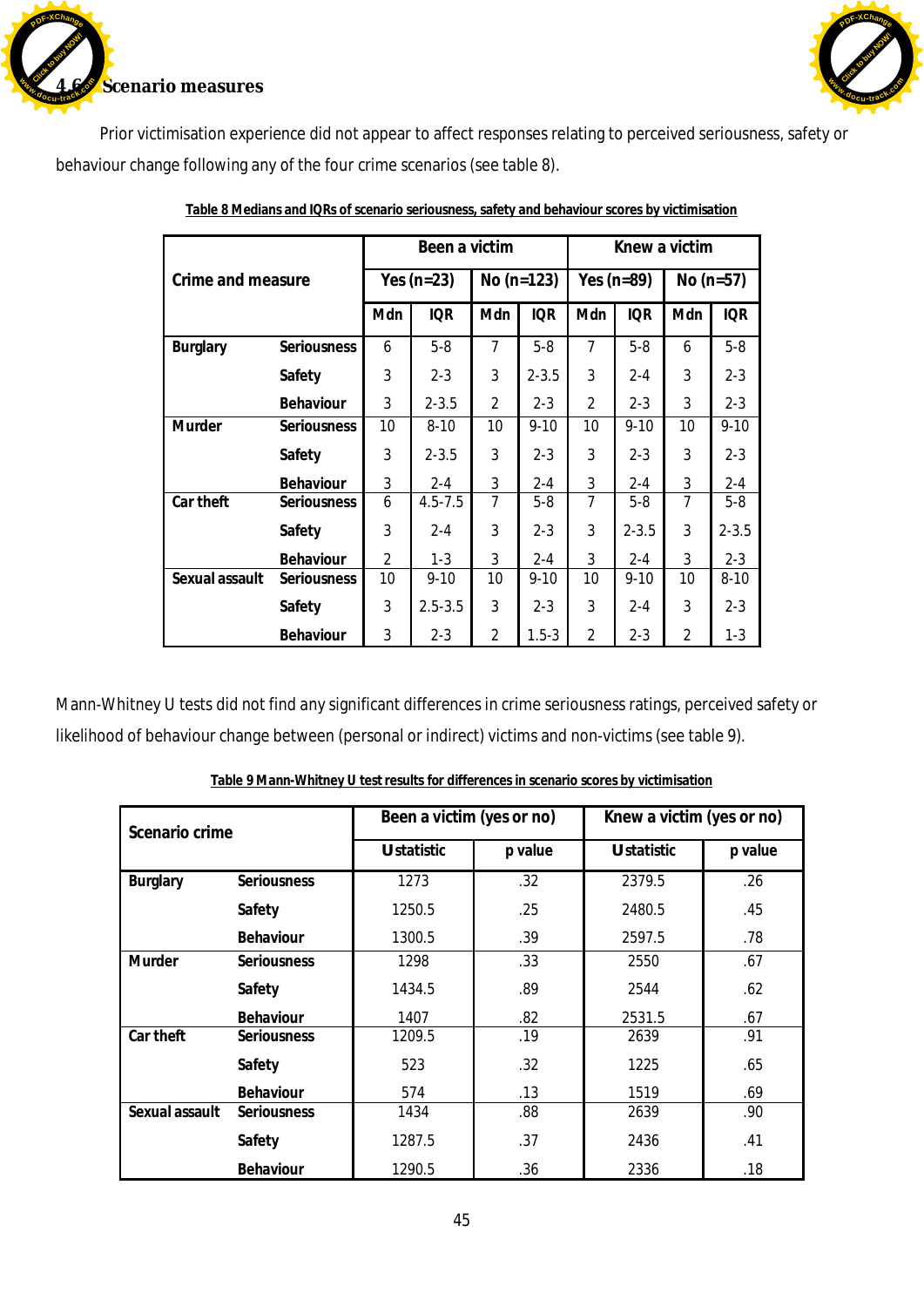### 4.6 Scenario measures

Prior victimisation experience did not appear to affect responses relating to perceived seriousness, safety or behaviour change following any of the four crime scenarios (see table 8).

**Table 8 Medians and IQRs of scenario seriousness, safety and behaviour scores by victimisation**

| Crime and measure | | Been a victim | | | | Knew a victim | | | |
|---|---|---|---|---|---|---|---|---|---|
| | | Yes (n=23) | | No (n=123) | | Yes (n=89) | | No (n=57) | |
| | | Mdn | IQR | Mdn | IQR | Mdn | IQR | Mdn | IQR |
| Burglary | Seriousness | 6 | 5-8 | 7 | 5-8 | 7 | 5-8 | 6 | 5-8 |
| | Safety | 3 | 2-3 | 3 | 2-3.5 | 3 | 2-4 | 3 | 2-3 |
| | Behaviour | 3 | 2-3.5 | 2 | 2-3 | 2 | 2-3 | 3 | 2-3 |
| Murder | Seriousness | 10 | 8-10 | 10 | 9-10 | 10 | 9-10 | 10 | 9-10 |
| | Safety | 3 | 2-3.5 | 3 | 2-3 | 3 | 2-3 | 3 | 2-3 |
| | Behaviour | 3 | 2-4 | 3 | 2-4 | 3 | 2-4 | 3 | 2-4 |
| Car theft | Seriousness | 6 | 4.5-7.5 | 7 | 5-8 | 7 | 5-8 | 7 | 5-8 |
| | Safety | 3 | 2-4 | 3 | 2-3 | 3 | 2-3.5 | 3 | 2-3.5 |
| | Behaviour | 2 | 1-3 | 3 | 2-4 | 3 | 2-4 | 3 | 2-3 |
| Sexual assault | Seriousness | 10 | 9-10 | 10 | 9-10 | 10 | 9-10 | 10 | 8-10 |
| | Safety | 3 | 2.5-3.5 | 3 | 2-3 | 3 | 2-4 | 3 | 2-3 |
| | Behaviour | 3 | 2-3 | 2 | 1.5-3 | 2 | 2-3 | 2 | 1-3 |

Mann-Whitney U tests did not find any significant differences in crime seriousness ratings, perceived safety or likelihood of behaviour change between (personal or indirect) victims and non-victims (see table 9).

**Table 9 Mann-Whitney U test results for differences in scenario scores by victimisation**

| Scenario crime | | Been a victim (yes or no) | | Knew a victim (yes or no) | |
|---|---|---|---|---|---|
| | | U statistic | p value | U statistic | p value |
| Burglary | Seriousness | 1273 | .32 | 2379.5 | .26 |
| | Safety | 1250.5 | .25 | 2480.5 | .45 |
| | Behaviour | 1300.5 | .39 | 2597.5 | .78 |
| Murder | Seriousness | 1298 | .33 | 2550 | .67 |
| | Safety | 1434.5 | .89 | 2544 | .62 |
| | Behaviour | 1407 | .82 | 2531.5 | .67 |
| Car theft | Seriousness | 1209.5 | .19 | 2639 | .91 |
| | Safety | 523 | .32 | 1225 | .65 |
| | Behaviour | 574 | .13 | 1519 | .69 |
| Sexual assault | Seriousness | 1434 | .88 | 2639 | .90 |
| | Safety | 1287.5 | .37 | 2436 | .41 |
| | Behaviour | 1290.5 | .36 | 2336 | .18 |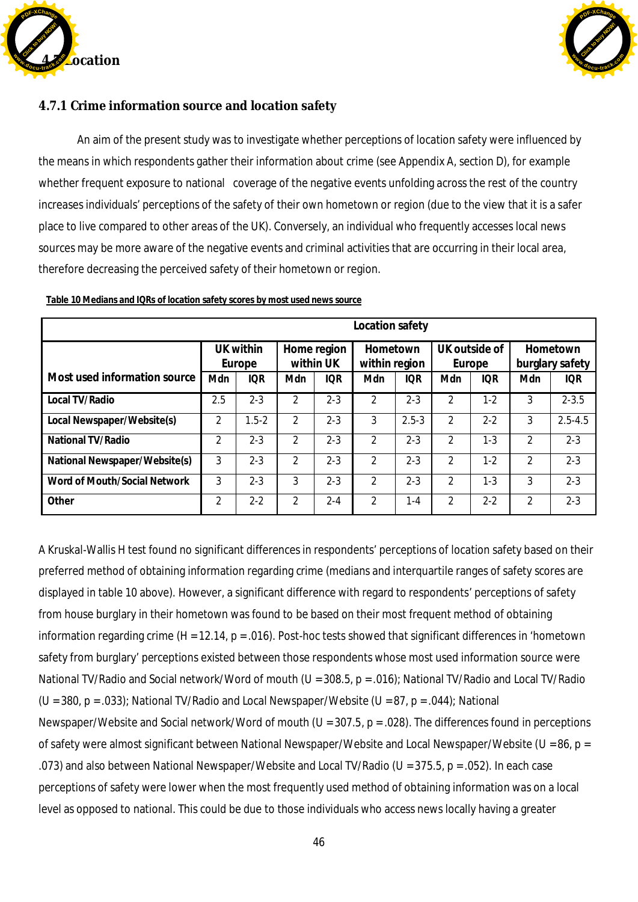## 4.7 Location

### 4.7.1 Crime information source and location safety

An aim of the present study was to investigate whether perceptions of location safety were influenced by the means in which respondents gather their information about crime (see Appendix A, section D), for example whether frequent exposure to national coverage of the negative events unfolding across the rest of the country increases individuals' perceptions of the safety of their own hometown or region (due to the view that it is a safer place to live compared to other areas of the UK). Conversely, an individual who frequently accesses local news sources may be more aware of the negative events and criminal activities that are occurring in their local area, therefore decreasing the perceived safety of their hometown or region.

**Table 10 Medians and IQRs of location safety scores by most used news source**

| | Location safety | | | | | | | | | |
|---|---|---|---|---|---|---|---|---|---|---|
| | UK within Europe | | Home region within UK | | Hometown within region | | UK outside of Europe | | Hometown burglary safety | |
| **Most used information source** | Mdn | IQR | Mdn | IQR | Mdn | IQR | Mdn | IQR | Mdn | IQR |
| **Local TV/Radio** | 2.5 | 2-3 | 2 | 2-3 | 2 | 2-3 | 2 | 1-2 | 3 | 2-3.5 |
| **Local Newspaper/Website(s)** | 2 | 1.5-2 | 2 | 2-3 | 3 | 2.5-3 | 2 | 2-2 | 3 | 2.5-4.5 |
| **National TV/Radio** | 2 | 2-3 | 2 | 2-3 | 2 | 2-3 | 2 | 1-3 | 2 | 2-3 |
| **National Newspaper/Website(s)** | 3 | 2-3 | 2 | 2-3 | 2 | 2-3 | 2 | 1-2 | 2 | 2-3 |
| **Word of Mouth/Social Network** | 3 | 2-3 | 3 | 2-3 | 2 | 2-3 | 2 | 1-3 | 3 | 2-3 |
| **Other** | 2 | 2-2 | 2 | 2-4 | 2 | 1-4 | 2 | 2-2 | 2 | 2-3 |

A Kruskal-Wallis H test found no significant differences in respondents' perceptions of location safety based on their preferred method of obtaining information regarding crime (medians and interquartile ranges of safety scores are displayed in table 10 above). However, a significant difference with regard to respondents' perceptions of safety from house burglary in their hometown was found to be based on their most frequent method of obtaining information regarding crime ($H = 12.14$, $p = .016$). Post-hoc tests showed that significant differences in 'hometown safety from burglary' perceptions existed between those respondents whose most used information source were National TV/Radio and Social network/Word of mouth ($U = 308.5$, $p = .016$); National TV/Radio and Local TV/Radio ($U = 380$, $p = .033$); National TV/Radio and Local Newspaper/Website ($U = 87$, $p = .044$); National Newspaper/Website and Social network/Word of mouth ($U = 307.5$, $p = .028$). The differences found in perceptions of safety were almost significant between National Newspaper/Website and Local Newspaper/Website ($U = 86$, $p = .073$) and also between National Newspaper/Website and Local TV/Radio ($U = 375.5$, $p = .052$). In each case perceptions of safety were lower when the most frequently used method of obtaining information was on a local level as opposed to national. This could be due to those individuals who access news locally having a greater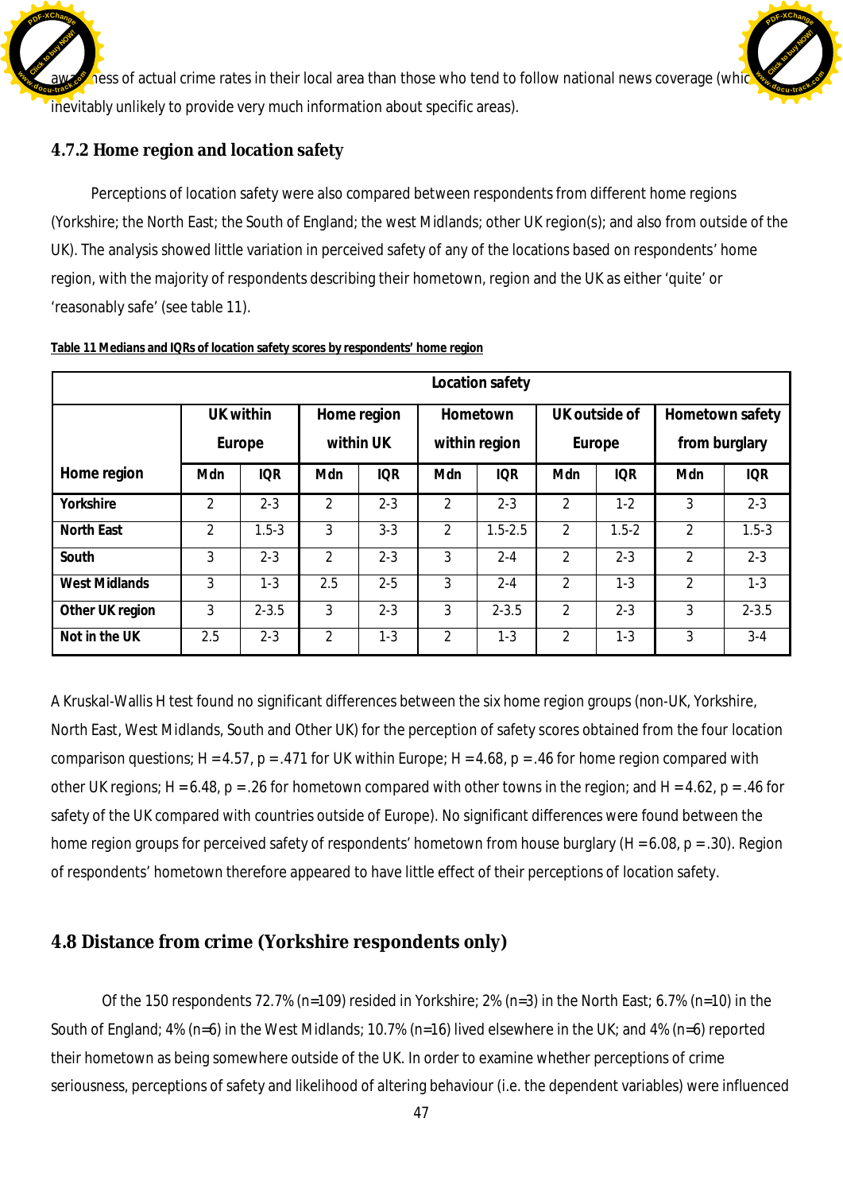awareness of actual crime rates in their local area than those who tend to follow national news coverage (which is inevitably unlikely to provide very much information about specific areas).

### 4.7.2 Home region and location safety

Perceptions of location safety were also compared between respondents from different home regions (Yorkshire; the North East; the South of England; the west Midlands; other UK region(s); and also from outside of the UK). The analysis showed little variation in perceived safety of any of the locations based on respondents' home region, with the majority of respondents describing their hometown, region and the UK as either 'quite' or 'reasonably safe' (see table 11).

**Table 11 Medians and IQRs of location safety scores by respondents' home region**

| | Location safety | | | | | | | | | |
|---|---|---|---|---|---|---|---|---|---|---|
| | UK within Europe | | Home region within UK | | Hometown within region | | UK outside of Europe | | Hometown safety from burglary | |
| **Home region** | **Mdn** | **IQR** | **Mdn** | **IQR** | **Mdn** | **IQR** | **Mdn** | **IQR** | **Mdn** | **IQR** |
| **Yorkshire** | 2 | 2-3 | 2 | 2-3 | 2 | 2-3 | 2 | 1-2 | 3 | 2-3 |
| **North East** | 2 | 1.5-3 | 3 | 3-3 | 2 | 1.5-2.5 | 2 | 1.5-2 | 2 | 1.5-3 |
| **South** | 3 | 2-3 | 2 | 2-3 | 3 | 2-4 | 2 | 2-3 | 2 | 2-3 |
| **West Midlands** | 3 | 1-3 | 2.5 | 2-5 | 3 | 2-4 | 2 | 1-3 | 2 | 1-3 |
| **Other UK region** | 3 | 2-3.5 | 3 | 2-3 | 3 | 2-3.5 | 2 | 2-3 | 3 | 2-3.5 |
| **Not in the UK** | 2.5 | 2-3 | 2 | 1-3 | 2 | 1-3 | 2 | 1-3 | 3 | 3-4 |

A Kruskal-Wallis H test found no significant differences between the six home region groups (non-UK, Yorkshire, North East, West Midlands, South and Other UK) for the perception of safety scores obtained from the four location comparison questions; $H = 4.57$, $p = .471$ for UK within Europe; $H = 4.68$, $p = .46$ for home region compared with other UK regions; $H = 6.48$, $p = .26$ for hometown compared with other towns in the region; and $H = 4.62$, $p = .46$ for safety of the UK compared with countries outside of Europe). No significant differences were found between the home region groups for perceived safety of respondents' hometown from house burglary ($H = 6.08$, $p = .30$). Region of respondents' hometown therefore appeared to have little effect of their perceptions of location safety.

## 4.8 Distance from crime (Yorkshire respondents only)

Of the 150 respondents 72.7% (n=109) resided in Yorkshire; 2% (n=3) in the North East; 6.7% (n=10) in the South of England; 4% (n=6) in the West Midlands; 10.7% (n=16) lived elsewhere in the UK; and 4% (n=6) reported their hometown as being somewhere outside of the UK. In order to examine whether perceptions of crime seriousness, perceptions of safety and likelihood of altering behaviour (i.e. the dependent variables) were influenced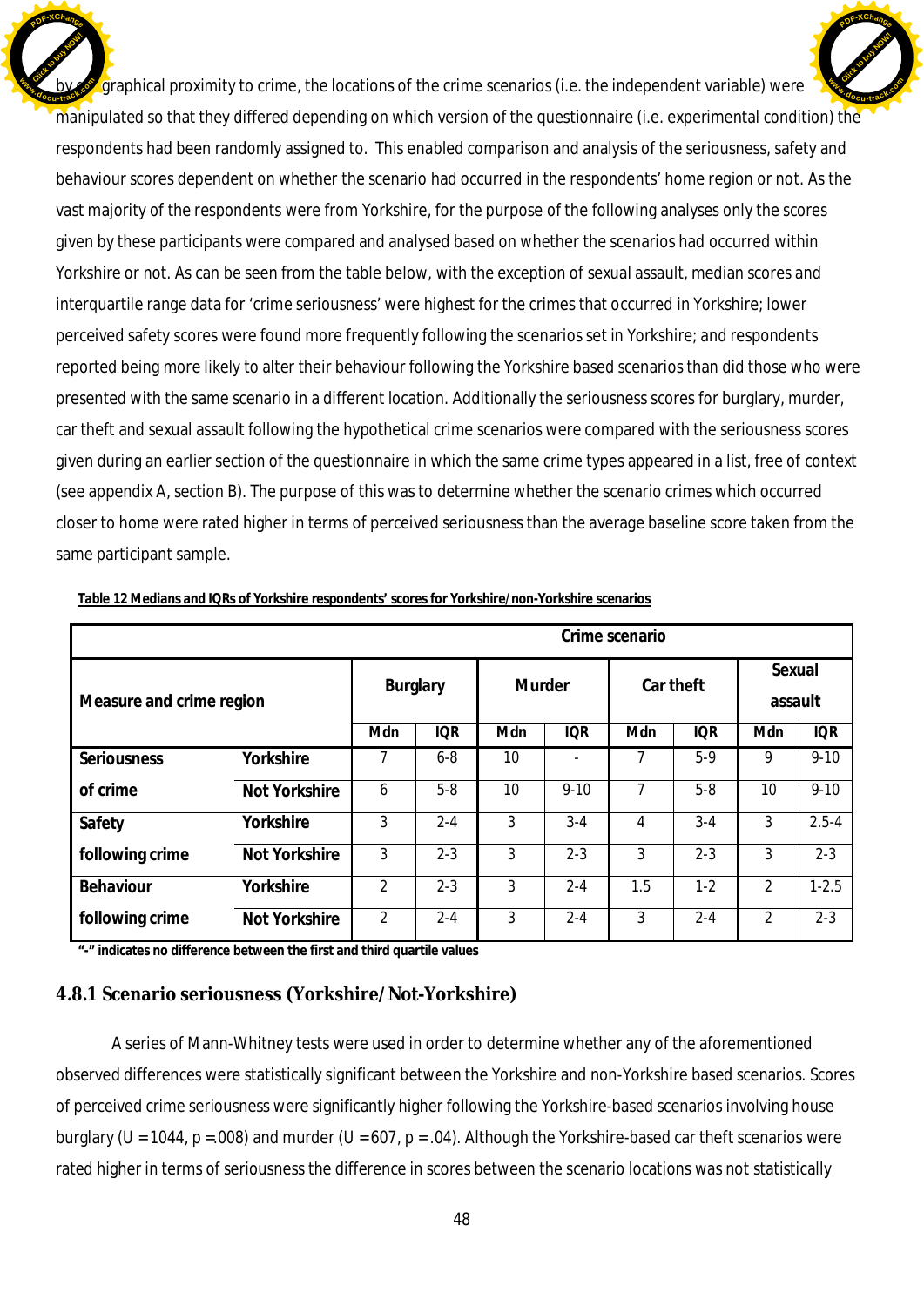by geographical proximity to crime, the locations of the crime scenarios (i.e. the independent variable) were manipulated so that they differed depending on which version of the questionnaire (i.e. experimental condition) the respondents had been randomly assigned to. This enabled comparison and analysis of the seriousness, safety and behaviour scores dependent on whether the scenario had occurred in the respondents' home region or not. As the vast majority of the respondents were from Yorkshire, for the purpose of the following analyses only the scores given by these participants were compared and analysed based on whether the scenarios had occurred within Yorkshire or not. As can be seen from the table below, with the exception of sexual assault, median scores and interquartile range data for 'crime seriousness' were highest for the crimes that occurred in Yorkshire; lower perceived safety scores were found more frequently following the scenarios set in Yorkshire; and respondents reported being more likely to alter their behaviour following the Yorkshire based scenarios than did those who were presented with the same scenario in a different location. Additionally the seriousness scores for burglary, murder, car theft and sexual assault following the hypothetical crime scenarios were compared with the seriousness scores given during an earlier section of the questionnaire in which the same crime types appeared in a list, free of context (see appendix A, section B). The purpose of this was to determine whether the scenario crimes which occurred closer to home were rated higher in terms of perceived seriousness than the average baseline score taken from the same participant sample.

**Table 12 Medians and IQRs of Yorkshire respondents' scores for Yorkshire/non-Yorkshire scenarios**

| Measure and crime region | | Crime scenario | | | | | | | |
|---|---|---|---|---|---|---|---|---|---|
| | | Burglary | | Murder | | Car theft | | Sexual assault | |
| | | Mdn | IQR | Mdn | IQR | Mdn | IQR | Mdn | IQR |
| Seriousness of crime | Yorkshire | 7 | 6-8 | 10 | - | 7 | 5-9 | 9 | 9-10 |
| | Not Yorkshire | 6 | 5-8 | 10 | 9-10 | 7 | 5-8 | 10 | 9-10 |
| Safety following crime | Yorkshire | 3 | 2-4 | 3 | 3-4 | 4 | 3-4 | 3 | 2.5-4 |
| | Not Yorkshire | 3 | 2-3 | 3 | 2-3 | 3 | 2-3 | 3 | 2-3 |
| Behaviour following crime | Yorkshire | 2 | 2-3 | 3 | 2-4 | 1.5 | 1-2 | 2 | 1-2.5 |
| | Not Yorkshire | 2 | 2-4 | 3 | 2-4 | 3 | 2-4 | 2 | 2-3 |

**"-" indicates no difference between the first and third quartile values**

### 4.8.1 Scenario seriousness (Yorkshire/Not-Yorkshire)

A series of Mann-Whitney tests were used in order to determine whether any of the aforementioned observed differences were statistically significant between the Yorkshire and non-Yorkshire based scenarios. Scores of perceived crime seriousness were significantly higher following the Yorkshire-based scenarios involving house burglary ($U = 1044$, $p = .008$) and murder ($U = 607$, $p = .04$). Although the Yorkshire-based car theft scenarios were rated higher in terms of seriousness the difference in scores between the scenario locations was not statistically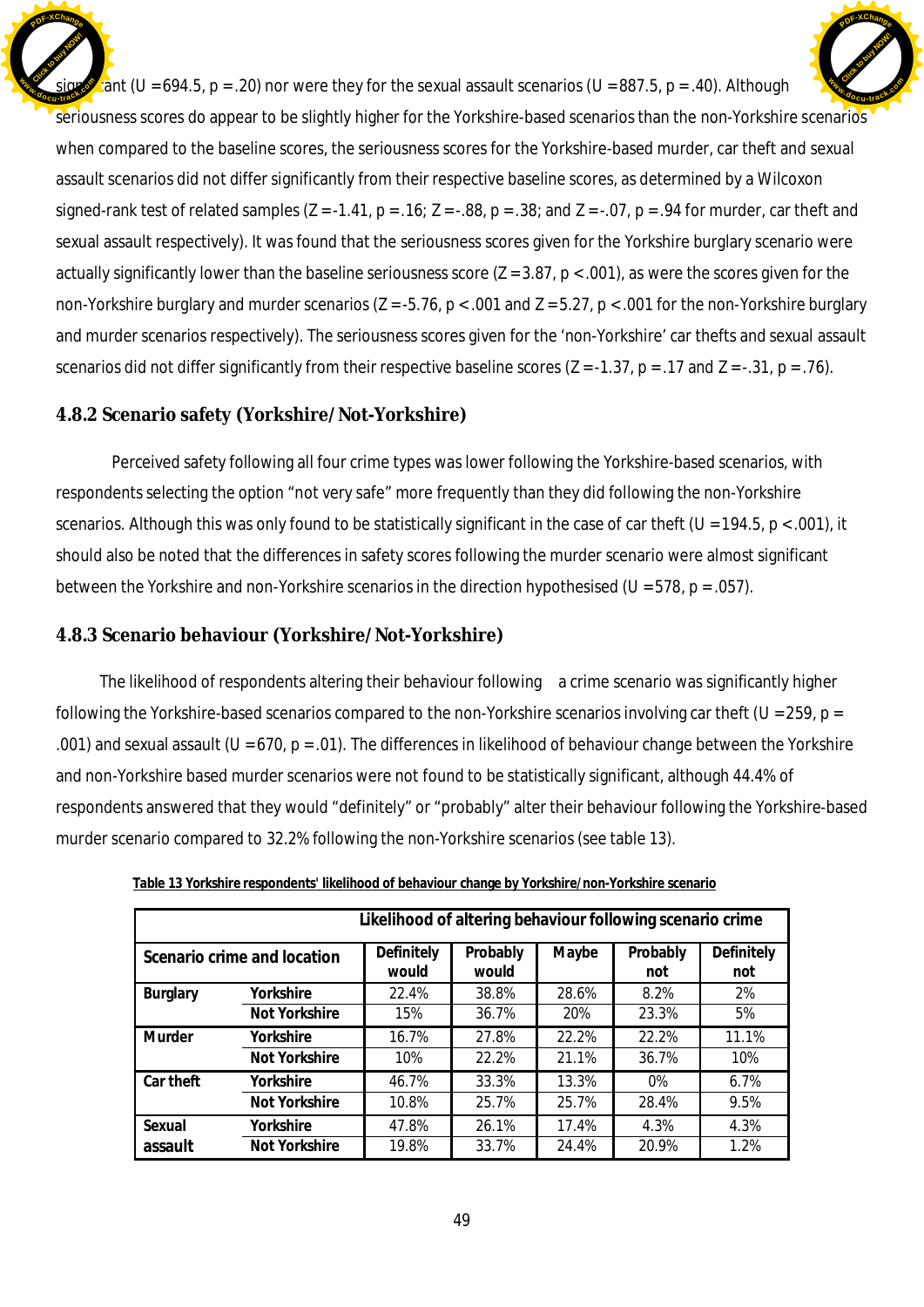significant (U =694.5, p =.20) nor were they for the sexual assault scenarios (U =887.5, p =.40). Although seriousness scores do appear to be slightly higher for the Yorkshire-based scenarios than the non-Yorkshire scenarios when compared to the baseline scores, the seriousness scores for the Yorkshire-based murder, car theft and sexual assault scenarios did not differ significantly from their respective baseline scores, as determined by a Wilcoxon signed-rank test of related samples (Z =-1.41, p =.16; Z =-.88, p =.38; and Z =-.07, p =.94 for murder, car theft and sexual assault respectively). It was found that the seriousness scores given for the Yorkshire burglary scenario were actually significantly lower than the baseline seriousness score (Z =3.87, p <.001), as were the scores given for the non-Yorkshire burglary and murder scenarios (Z =-5.76, p <.001 and Z =5.27, p <.001 for the non-Yorkshire burglary and murder scenarios respectively). The seriousness scores given for the 'non-Yorkshire' car thefts and sexual assault scenarios did not differ significantly from their respective baseline scores (Z =-1.37, p =.17 and Z =-.31, p =.76).

### 4.8.2 Scenario safety (Yorkshire/Not-Yorkshire)

Perceived safety following all four crime types was lower following the Yorkshire-based scenarios, with respondents selecting the option "not very safe" more frequently than they did following the non-Yorkshire scenarios. Although this was only found to be statistically significant in the case of car theft (U =194.5, p <.001), it should also be noted that the differences in safety scores following the murder scenario were almost significant between the Yorkshire and non-Yorkshire scenarios in the direction hypothesised (U =578, p =.057).

### 4.8.3 Scenario behaviour (Yorkshire/Not-Yorkshire)

The likelihood of respondents altering their behaviour following a crime scenario was significantly higher following the Yorkshire-based scenarios compared to the non-Yorkshire scenarios involving car theft (U =259, p = .001) and sexual assault (U =670, p =.01). The differences in likelihood of behaviour change between the Yorkshire and non-Yorkshire based murder scenarios were not found to be statistically significant, although 44.4% of respondents answered that they would "definitely" or "probably" alter their behaviour following the Yorkshire-based murder scenario compared to 32.2% following the non-Yorkshire scenarios (see table 13).

**Table 13 Yorkshire respondents' likelihood of behaviour change by Yorkshire/non-Yorkshire scenario**

| | | Likelihood of altering behaviour following scenario crime | | | | |
|---|---|---|---|---|---|---|
| **Scenario crime and location** | | **Definitely would** | **Probably would** | **Maybe** | **Probably not** | **Definitely not** |
| **Burglary** | **Yorkshire** | 22.4% | 38.8% | 28.6% | 8.2% | 2% |
| | **Not Yorkshire** | 15% | 36.7% | 20% | 23.3% | 5% |
| **Murder** | **Yorkshire** | 16.7% | 27.8% | 22.2% | 22.2% | 11.1% |
| | **Not Yorkshire** | 10% | 22.2% | 21.1% | 36.7% | 10% |
| **Car theft** | **Yorkshire** | 46.7% | 33.3% | 13.3% | 0% | 6.7% |
| | **Not Yorkshire** | 10.8% | 25.7% | 25.7% | 28.4% | 9.5% |
| **Sexual assault** | **Yorkshire** | 47.8% | 26.1% | 17.4% | 4.3% | 4.3% |
| | **Not Yorkshire** | 19.8% | 33.7% | 24.4% | 20.9% | 1.2% |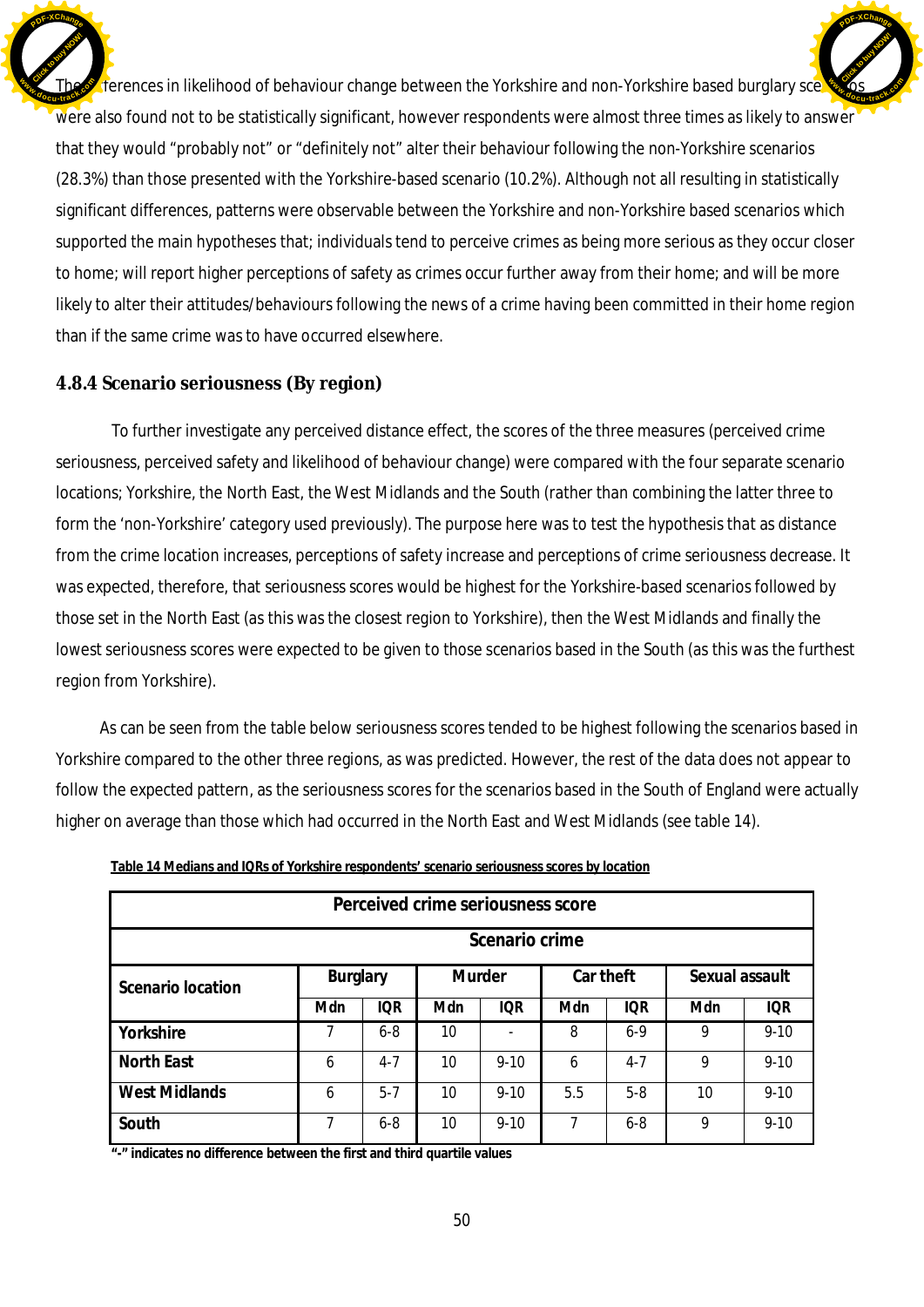The differences in likelihood of behaviour change between the Yorkshire and non-Yorkshire based burglary scenarios were also found not to be statistically significant, however respondents were almost three times as likely to answer that they would "probably not" or "definitely not" alter their behaviour following the non-Yorkshire scenarios (28.3%) than those presented with the Yorkshire-based scenario (10.2%). Although not all resulting in statistically significant differences, patterns were observable between the Yorkshire and non-Yorkshire based scenarios which supported the main hypotheses that; individuals tend to perceive crimes as being more serious as they occur closer to home; will report higher perceptions of safety as crimes occur further away from their home; and will be more likely to alter their attitudes/behaviours following the news of a crime having been committed in their home region than if the same crime was to have occurred elsewhere.

### 4.8.4 Scenario seriousness (By region)

To further investigate any perceived distance effect, the scores of the three measures (perceived crime seriousness, perceived safety and likelihood of behaviour change) were compared with the four separate scenario locations; Yorkshire, the North East, the West Midlands and the South (rather than combining the latter three to form the 'non-Yorkshire' category used previously). The purpose here was to test the hypothesis that as distance from the crime location increases, perceptions of safety increase and perceptions of crime seriousness decrease. It was expected, therefore, that seriousness scores would be highest for the Yorkshire-based scenarios followed by those set in the North East (as this was the closest region to Yorkshire), then the West Midlands and finally the lowest seriousness scores were expected to be given to those scenarios based in the South (as this was the furthest region from Yorkshire).

As can be seen from the table below seriousness scores tended to be highest following the scenarios based in Yorkshire compared to the other three regions, as was predicted. However, the rest of the data does not appear to follow the expected pattern, as the seriousness scores for the scenarios based in the South of England were actually higher on average than those which had occurred in the North East and West Midlands (see table 14).

**Table 14 Medians and IQRs of Yorkshire respondents' scenario seriousness scores by location**

| Perceived crime seriousness score | | | | | | | | |
|---|---|---|---|---|---|---|---|---|
| | Scenario crime | | | | | | | |
| Scenario location | Burglary | | Murder | | Car theft | | Sexual assault | |
| | Mdn | IQR | Mdn | IQR | Mdn | IQR | Mdn | IQR |
| **Yorkshire** | 7 | 6-8 | 10 | - | 8 | 6-9 | 9 | 9-10 |
| **North East** | 6 | 4-7 | 10 | 9-10 | 6 | 4-7 | 9 | 9-10 |
| **West Midlands** | 6 | 5-7 | 10 | 9-10 | 5.5 | 5-8 | 10 | 9-10 |
| **South** | 7 | 6-8 | 10 | 9-10 | 7 | 6-8 | 9 | 9-10 |

"-" indicates no difference between the first and third quartile values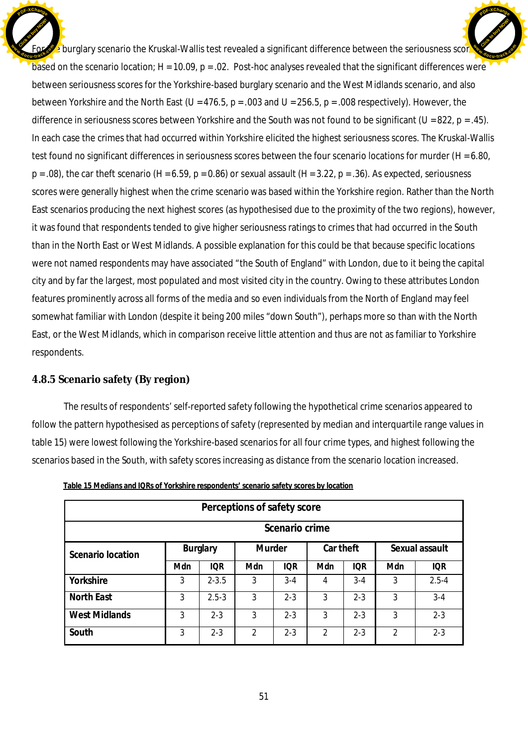For the burglary scenario the Kruskal-Wallis test revealed a significant difference between the seriousness scores based on the scenario location; $H = 10.09$, $p = .02$. Post-hoc analyses revealed that the significant differences were between seriousness scores for the Yorkshire-based burglary scenario and the West Midlands scenario, and also between Yorkshire and the North East ($U = 476.5$, $p = .003$ and $U = 256.5$, $p = .008$ respectively). However, the difference in seriousness scores between Yorkshire and the South was not found to be significant ($U = 822$, $p = .45$). In each case the crimes that had occurred within Yorkshire elicited the highest seriousness scores. The Kruskal-Wallis test found no significant differences in seriousness scores between the four scenario locations for murder ($H = 6.80$, $p = .08$), the car theft scenario ($H = 6.59$, $p = 0.86$) or sexual assault ($H = 3.22$, $p = .36$). As expected, seriousness scores were generally highest when the crime scenario was based within the Yorkshire region. Rather than the North East scenarios producing the next highest scores (as hypothesised due to the proximity of the two regions), however, it was found that respondents tended to give higher seriousness ratings to crimes that had occurred in the South than in the North East or West Midlands. A possible explanation for this could be that because specific locations were not named respondents may have associated “the South of England” with London, due to it being the capital city and by far the largest, most populated and most visited city in the country. Owing to these attributes London features prominently across all forms of the media and so even individuals from the North of England may feel somewhat familiar with London (despite it being 200 miles “down South”), perhaps more so than with the North East, or the West Midlands, which in comparison receive little attention and thus are not as familiar to Yorkshire respondents.

### 4.8.5 Scenario safety (By region)

The results of respondents’ self-reported safety following the hypothetical crime scenarios appeared to follow the pattern hypothesised as perceptions of safety (represented by median and interquartile range values in table 15) were lowest following the Yorkshire-based scenarios for all four crime types, and highest following the scenarios based in the South, with safety scores increasing as distance from the scenario location increased.

**Table 15 Medians and IQRs of Yorkshire respondents’ scenario safety scores by location**

| Perceptions of safety score | | | | | | | | |
|---|---|---|---|---|---|---|---|---|
| | Scenario crime | | | | | | | |
| Scenario location | Burglary | | Murder | | Car theft | | Sexual assault | |
| | Mdn | IQR | Mdn | IQR | Mdn | IQR | Mdn | IQR |
| Yorkshire | 3 | 2-3.5 | 3 | 3-4 | 4 | 3-4 | 3 | 2.5-4 |
| North East | 3 | 2.5-3 | 3 | 2-3 | 3 | 2-3 | 3 | 3-4 |
| West Midlands | 3 | 2-3 | 3 | 2-3 | 3 | 2-3 | 3 | 2-3 |
| South | 3 | 2-3 | 2 | 2-3 | 2 | 2-3 | 2 | 2-3 |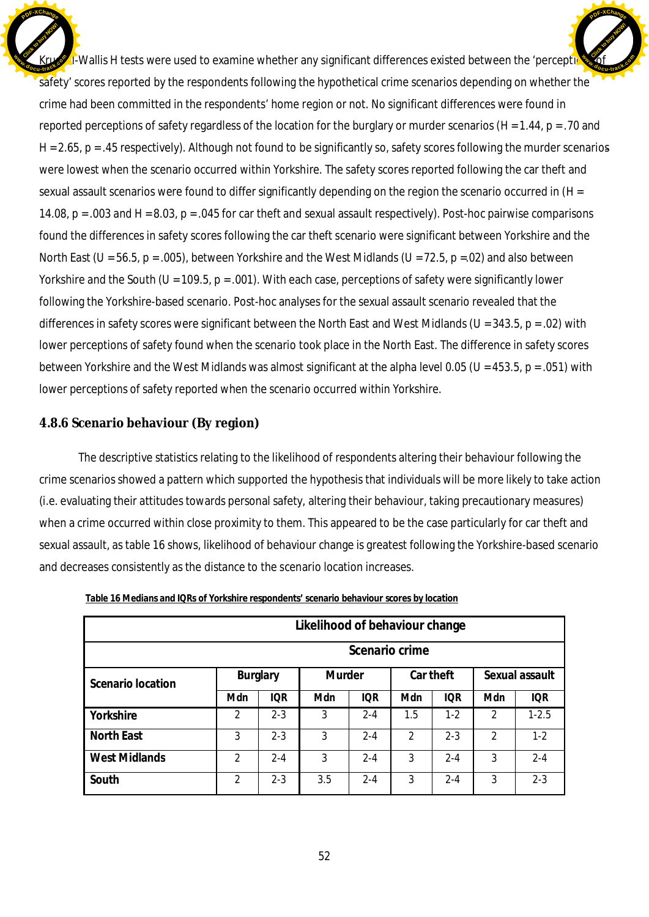Kruskal-Wallis H tests were used to examine whether any significant differences existed between the 'perception of safety' scores reported by the respondents following the hypothetical crime scenarios depending on whether the crime had been committed in the respondents' home region or not. No significant differences were found in reported perceptions of safety regardless of the location for the burglary or murder scenarios ($H = 1.44$, $p = .70$ and $H = 2.65$, $p = .45$ respectively). Although not found to be significantly so, safety scores following the murder scenarios were lowest when the scenario occurred within Yorkshire. The safety scores reported following the car theft and sexual assault scenarios were found to differ significantly depending on the region the scenario occurred in ($H = 14.08$, $p = .003$ and $H = 8.03$, $p = .045$ for car theft and sexual assault respectively). Post-hoc pairwise comparisons found the differences in safety scores following the car theft scenario were significant between Yorkshire and the North East ($U = 56.5$, $p = .005$), between Yorkshire and the West Midlands ($U = 72.5$, $p = .02$) and also between Yorkshire and the South ($U = 109.5$, $p = .001$). With each case, perceptions of safety were significantly lower following the Yorkshire-based scenario. Post-hoc analyses for the sexual assault scenario revealed that the differences in safety scores were significant between the North East and West Midlands ($U = 343.5$, $p = .02$) with lower perceptions of safety found when the scenario took place in the North East. The difference in safety scores between Yorkshire and the West Midlands was almost significant at the alpha level 0.05 ($U = 453.5$, $p = .051$) with lower perceptions of safety reported when the scenario occurred within Yorkshire.

### 4.8.6 Scenario behaviour (By region)

The descriptive statistics relating to the likelihood of respondents altering their behaviour following the crime scenarios showed a pattern which supported the hypothesis that individuals will be more likely to take action (i.e. evaluating their attitudes towards personal safety, altering their behaviour, taking precautionary measures) when a crime occurred within close proximity to them. This appeared to be the case particularly for car theft and sexual assault, as table 16 shows, likelihood of behaviour change is greatest following the Yorkshire-based scenario and decreases consistently as the distance to the scenario location increases.

**Table 16 Medians and IQRs of Yorkshire respondents' scenario behaviour scores by location**

| | Likelihood of behaviour change | | | | | | | |
|---|---|---|---|---|---|---|---|---|
| | Scenario crime | | | | | | | |
| Scenario location | Burglary | | Murder | | Car theft | | Sexual assault | |
| | Mdn | IQR | Mdn | IQR | Mdn | IQR | Mdn | IQR |
| Yorkshire | 2 | 2-3 | 3 | 2-4 | 1.5 | 1-2 | 2 | 1-2.5 |
| North East | 3 | 2-3 | 3 | 2-4 | 2 | 2-3 | 2 | 1-2 |
| West Midlands | 2 | 2-4 | 3 | 2-4 | 3 | 2-4 | 3 | 2-4 |
| South | 2 | 2-3 | 3.5 | 2-4 | 3 | 2-4 | 3 | 2-3 |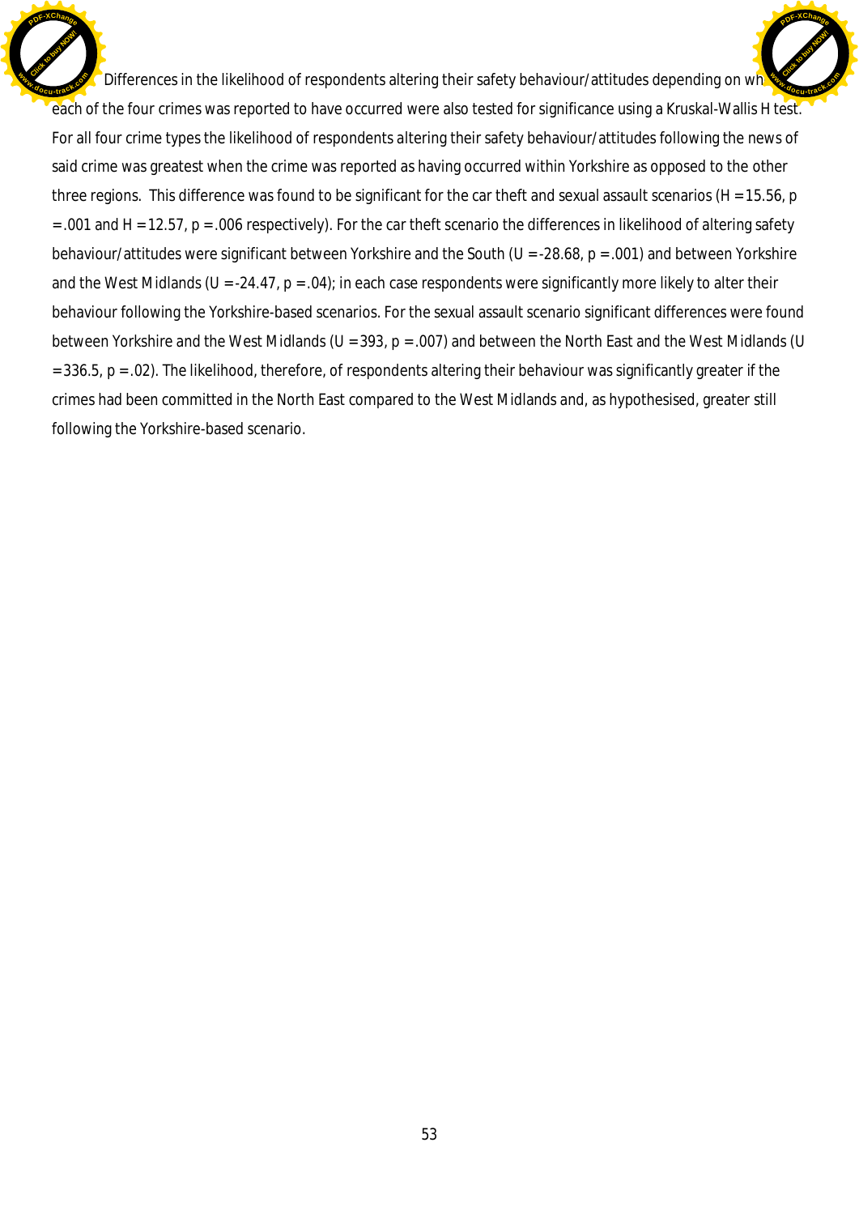Differences in the likelihood of respondents altering their safety behaviour/attitudes depending on where each of the four crimes was reported to have occurred were also tested for significance using a Kruskal-Wallis H test. For all four crime types the likelihood of respondents altering their safety behaviour/attitudes following the news of said crime was greatest when the crime was reported as having occurred within Yorkshire as opposed to the other three regions. This difference was found to be significant for the car theft and sexual assault scenarios ($H = 15.56$, $p = .001$ and $H = 12.57$, $p = .006$ respectively). For the car theft scenario the differences in likelihood of altering safety behaviour/attitudes were significant between Yorkshire and the South ($U = -28.68$, $p = .001$) and between Yorkshire and the West Midlands ($U = -24.47$, $p = .04$); in each case respondents were significantly more likely to alter their behaviour following the Yorkshire-based scenarios. For the sexual assault scenario significant differences were found between Yorkshire and the West Midlands ($U = 393$, $p = .007$) and between the North East and the West Midlands ($U = 336.5$, $p = .02$). The likelihood, therefore, of respondents altering their behaviour was significantly greater if the crimes had been committed in the North East compared to the West Midlands and, as hypothesised, greater still following the Yorkshire-based scenario.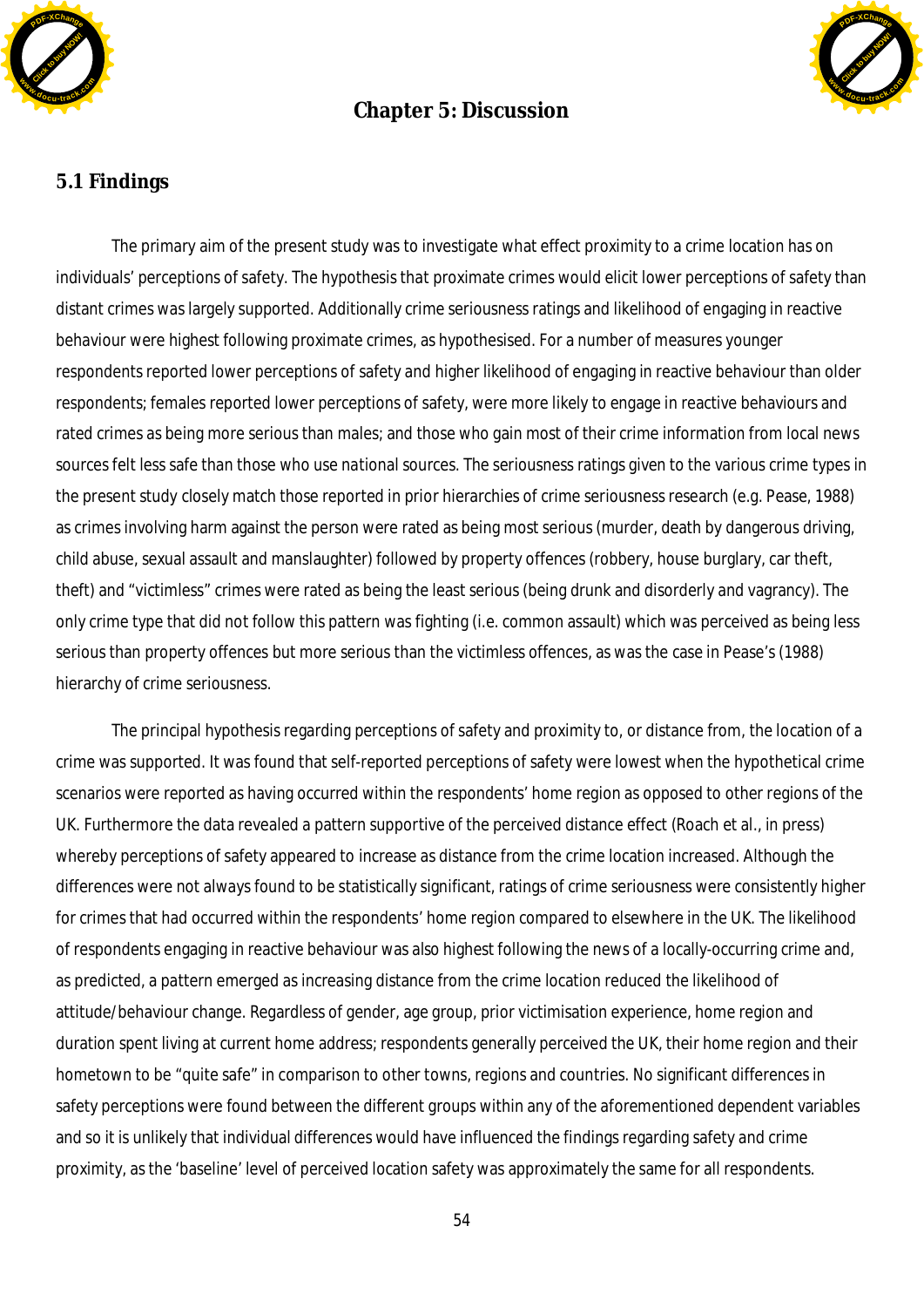# Chapter 5: Discussion

## 5.1 Findings

The primary aim of the present study was to investigate what effect proximity to a crime location has on individuals' perceptions of safety. The hypothesis that proximate crimes would elicit lower perceptions of safety than distant crimes was largely supported. Additionally crime seriousness ratings and likelihood of engaging in reactive behaviour were highest following proximate crimes, as hypothesised. For a number of measures younger respondents reported lower perceptions of safety and higher likelihood of engaging in reactive behaviour than older respondents; females reported lower perceptions of safety, were more likely to engage in reactive behaviours and rated crimes as being more serious than males; and those who gain most of their crime information from local news sources felt less safe than those who use national sources. The seriousness ratings given to the various crime types in the present study closely match those reported in prior hierarchies of crime seriousness research (e.g. Pease, 1988) as crimes involving harm against the person were rated as being most serious (murder, death by dangerous driving, child abuse, sexual assault and manslaughter) followed by property offences (robbery, house burglary, car theft, theft) and "victimless" crimes were rated as being the least serious (being drunk and disorderly and vagrancy). The only crime type that did not follow this pattern was fighting (i.e. common assault) which was perceived as being less serious than property offences but more serious than the victimless offences, as was the case in Pease's (1988) hierarchy of crime seriousness.

The principal hypothesis regarding perceptions of safety and proximity to, or distance from, the location of a crime was supported. It was found that self-reported perceptions of safety were lowest when the hypothetical crime scenarios were reported as having occurred within the respondents' home region as opposed to other regions of the UK. Furthermore the data revealed a pattern supportive of the perceived distance effect (Roach et al., in press) whereby perceptions of safety appeared to increase as distance from the crime location increased. Although the differences were not always found to be statistically significant, ratings of crime seriousness were consistently higher for crimes that had occurred within the respondents' home region compared to elsewhere in the UK. The likelihood of respondents engaging in reactive behaviour was also highest following the news of a locally-occurring crime and, as predicted, a pattern emerged as increasing distance from the crime location reduced the likelihood of attitude/behaviour change. Regardless of gender, age group, prior victimisation experience, home region and duration spent living at current home address; respondents generally perceived the UK, their home region and their hometown to be "quite safe" in comparison to other towns, regions and countries. No significant differences in safety perceptions were found between the different groups within any of the aforementioned dependent variables and so it is unlikely that individual differences would have influenced the findings regarding safety and crime proximity, as the 'baseline' level of perceived location safety was approximately the same for all respondents.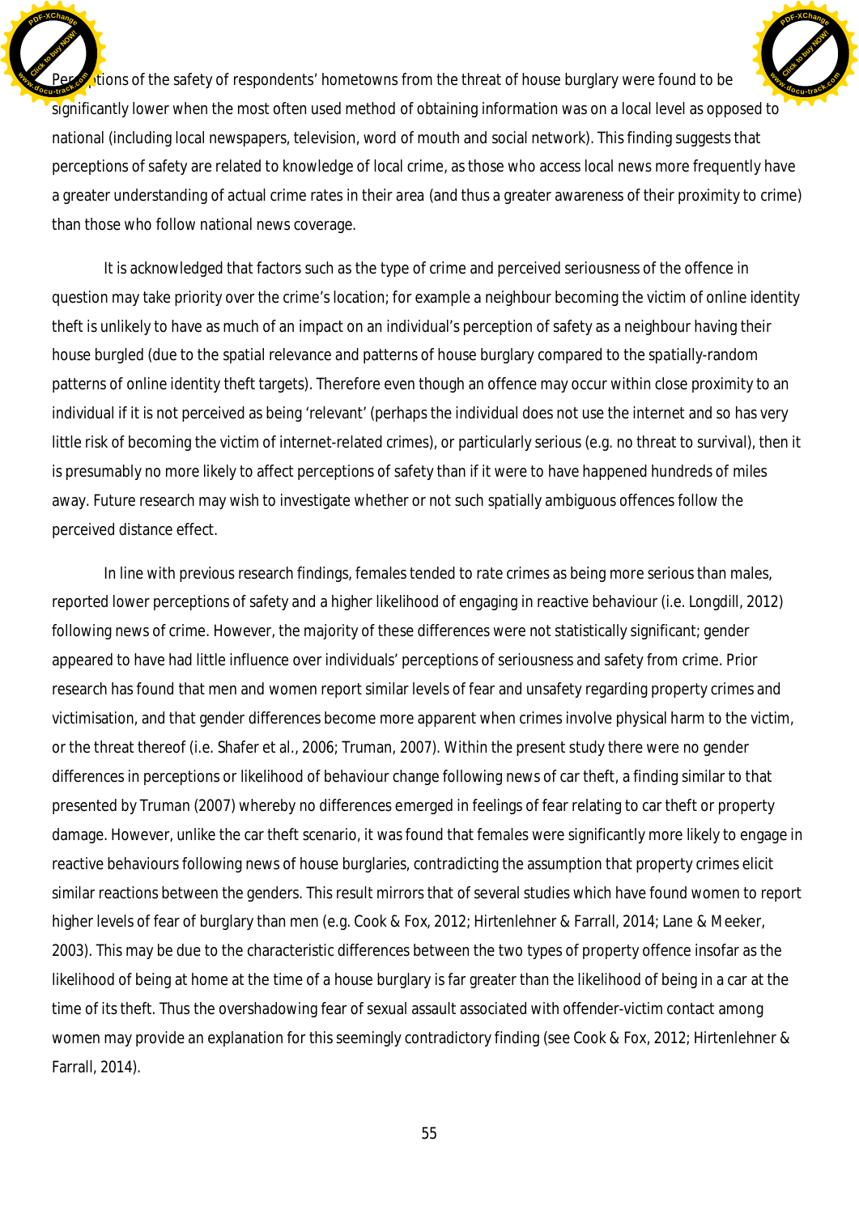Perceptions of the safety of respondents' hometowns from the threat of house burglary were found to be significantly lower when the most often used method of obtaining information was on a local level as opposed to national (including local newspapers, television, word of mouth and social network). This finding suggests that perceptions of safety are related to knowledge of local crime, as those who access local news more frequently have a greater understanding of actual crime rates in their area (and thus a greater awareness of their proximity to crime) than those who follow national news coverage.

It is acknowledged that factors such as the type of crime and perceived seriousness of the offence in question may take priority over the crime's location; for example a neighbour becoming the victim of online identity theft is unlikely to have as much of an impact on an individual's perception of safety as a neighbour having their house burgled (due to the spatial relevance and patterns of house burglary compared to the spatially-random patterns of online identity theft targets). Therefore even though an offence may occur within close proximity to an individual if it is not perceived as being 'relevant' (perhaps the individual does not use the internet and so has very little risk of becoming the victim of internet-related crimes), or particularly serious (e.g. no threat to survival), then it is presumably no more likely to affect perceptions of safety than if it were to have happened hundreds of miles away. Future research may wish to investigate whether or not such spatially ambiguous offences follow the perceived distance effect.

In line with previous research findings, females tended to rate crimes as being more serious than males, reported lower perceptions of safety and a higher likelihood of engaging in reactive behaviour (i.e. Longdill, 2012) following news of crime. However, the majority of these differences were not statistically significant; gender appeared to have had little influence over individuals' perceptions of seriousness and safety from crime. Prior research has found that men and women report similar levels of fear and unsafety regarding property crimes and victimisation, and that gender differences become more apparent when crimes involve physical harm to the victim, or the threat thereof (i.e. Shafer et al., 2006; Truman, 2007). Within the present study there were no gender differences in perceptions or likelihood of behaviour change following news of car theft, a finding similar to that presented by Truman (2007) whereby no differences emerged in feelings of fear relating to car theft or property damage. However, unlike the car theft scenario, it was found that females were significantly more likely to engage in reactive behaviours following news of house burglaries, contradicting the assumption that property crimes elicit similar reactions between the genders. This result mirrors that of several studies which have found women to report higher levels of fear of burglary than men (e.g. Cook & Fox, 2012; Hirtenlehner & Farrall, 2014; Lane & Meeker, 2003). This may be due to the characteristic differences between the two types of property offence insofar as the likelihood of being at home at the time of a house burglary is far greater than the likelihood of being in a car at the time of its theft. Thus the overshadowing fear of sexual assault associated with offender-victim contact among women may provide an explanation for this seemingly contradictory finding (see Cook & Fox, 2012; Hirtenlehner & Farrall, 2014).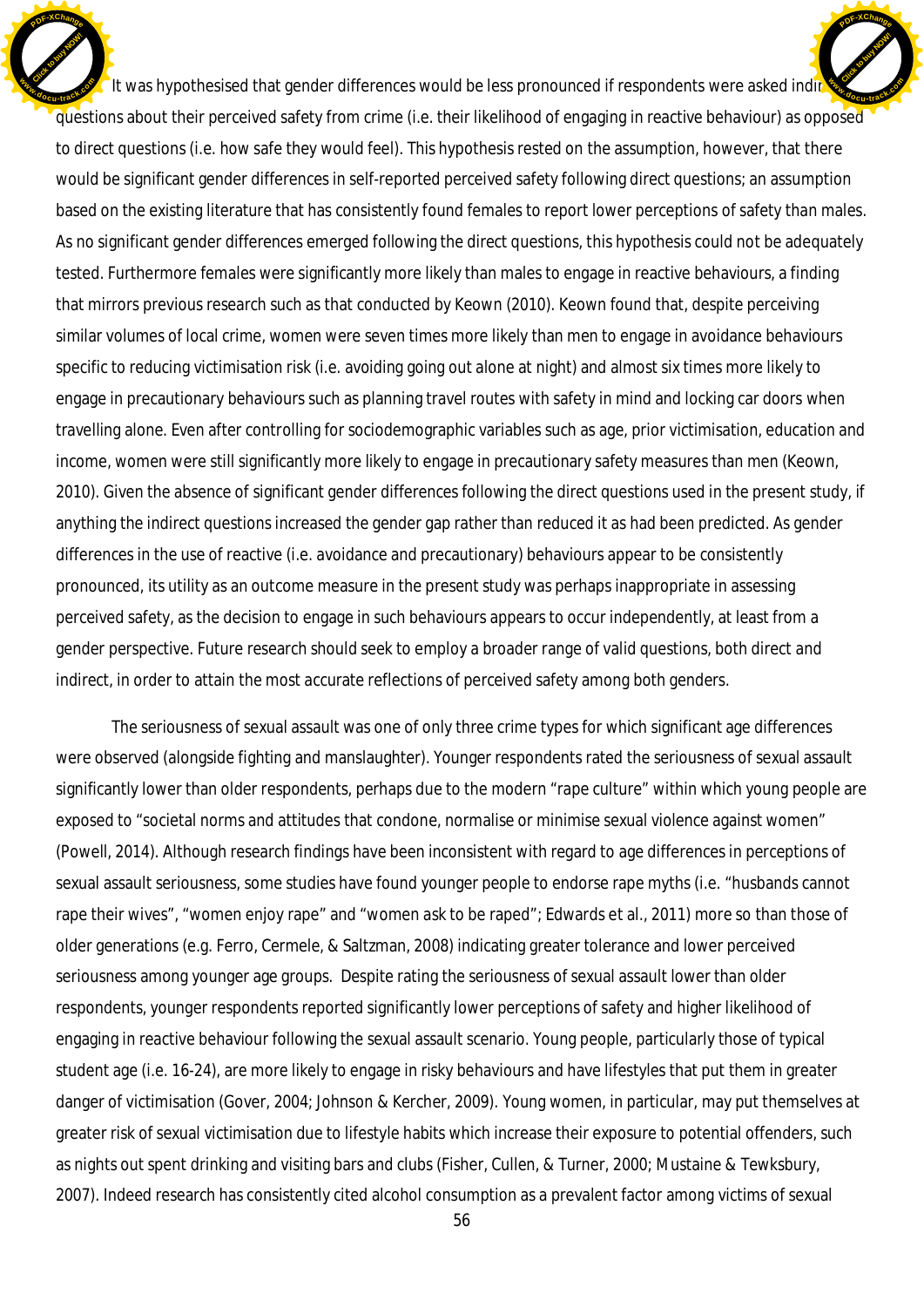It was hypothesised that gender differences would be less pronounced if respondents were asked indirect questions about their perceived safety from crime (i.e. their likelihood of engaging in reactive behaviour) as opposed to direct questions (i.e. how safe they would feel). This hypothesis rested on the assumption, however, that there would be significant gender differences in self-reported perceived safety following direct questions; an assumption based on the existing literature that has consistently found females to report lower perceptions of safety than males. As no significant gender differences emerged following the direct questions, this hypothesis could not be adequately tested. Furthermore females were significantly more likely than males to engage in reactive behaviours, a finding that mirrors previous research such as that conducted by Keown (2010). Keown found that, despite perceiving similar volumes of local crime, women were seven times more likely than men to engage in avoidance behaviours specific to reducing victimisation risk (i.e. avoiding going out alone at night) and almost six times more likely to engage in precautionary behaviours such as planning travel routes with safety in mind and locking car doors when travelling alone. Even after controlling for sociodemographic variables such as age, prior victimisation, education and income, women were still significantly more likely to engage in precautionary safety measures than men (Keown, 2010). Given the absence of significant gender differences following the direct questions used in the present study, if anything the indirect questions increased the gender gap rather than reduced it as had been predicted. As gender differences in the use of reactive (i.e. avoidance and precautionary) behaviours appear to be consistently pronounced, its utility as an outcome measure in the present study was perhaps inappropriate in assessing perceived safety, as the decision to engage in such behaviours appears to occur independently, at least from a gender perspective. Future research should seek to employ a broader range of valid questions, both direct and indirect, in order to attain the most accurate reflections of perceived safety among both genders.

The seriousness of sexual assault was one of only three crime types for which significant age differences were observed (alongside fighting and manslaughter). Younger respondents rated the seriousness of sexual assault significantly lower than older respondents, perhaps due to the modern "rape culture" within which young people are exposed to "societal norms and attitudes that condone, normalise or minimise sexual violence against women" (Powell, 2014). Although research findings have been inconsistent with regard to age differences in perceptions of sexual assault seriousness, some studies have found younger people to endorse rape myths (i.e. "husbands cannot rape their wives", "women enjoy rape" and "women ask to be raped"; Edwards et al., 2011) more so than those of older generations (e.g. Ferro, Cermele, & Saltzman, 2008) indicating greater tolerance and lower perceived seriousness among younger age groups. Despite rating the seriousness of sexual assault lower than older respondents, younger respondents reported significantly lower perceptions of safety and higher likelihood of engaging in reactive behaviour following the sexual assault scenario. Young people, particularly those of typical student age (i.e. 16-24), are more likely to engage in risky behaviours and have lifestyles that put them in greater danger of victimisation (Gover, 2004; Johnson & Kercher, 2009). Young women, in particular, may put themselves at greater risk of sexual victimisation due to lifestyle habits which increase their exposure to potential offenders, such as nights out spent drinking and visiting bars and clubs (Fisher, Cullen, & Turner, 2000; Mustaine & Tewksbury, 2007). Indeed research has consistently cited alcohol consumption as a prevalent factor among victims of sexual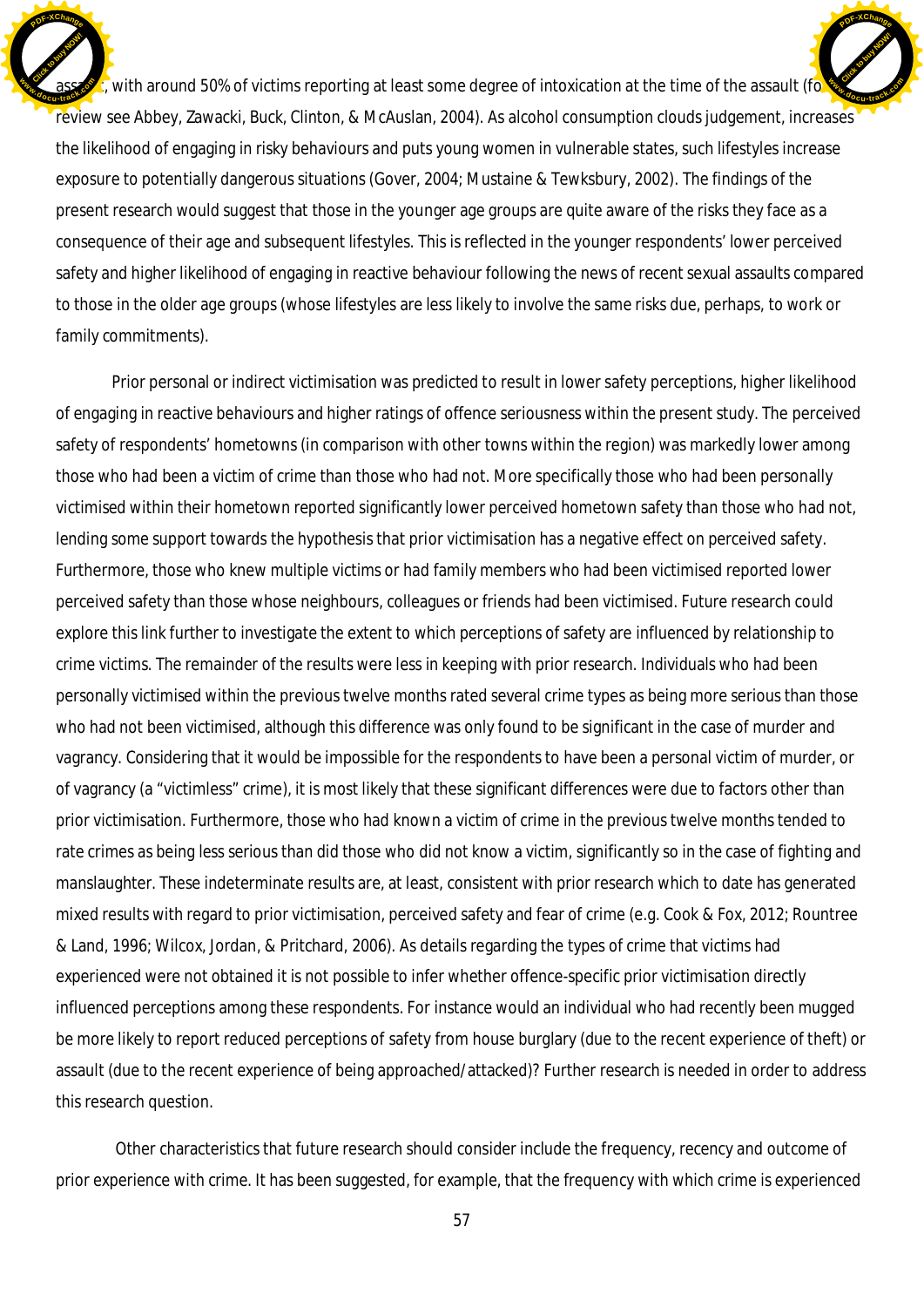assault, with around 50% of victims reporting at least some degree of intoxication at the time of the assault (for review see Abbey, Zawacki, Buck, Clinton, & McAuslan, 2004). As alcohol consumption clouds judgement, increases the likelihood of engaging in risky behaviours and puts young women in vulnerable states, such lifestyles increase exposure to potentially dangerous situations (Gover, 2004; Mustaine & Tewksbury, 2002). The findings of the present research would suggest that those in the younger age groups are quite aware of the risks they face as a consequence of their age and subsequent lifestyles. This is reflected in the younger respondents' lower perceived safety and higher likelihood of engaging in reactive behaviour following the news of recent sexual assaults compared to those in the older age groups (whose lifestyles are less likely to involve the same risks due, perhaps, to work or family commitments).

Prior personal or indirect victimisation was predicted to result in lower safety perceptions, higher likelihood of engaging in reactive behaviours and higher ratings of offence seriousness within the present study. The perceived safety of respondents' hometowns (in comparison with other towns within the region) was markedly lower among those who had been a victim of crime than those who had not. More specifically those who had been personally victimised within their hometown reported significantly lower perceived hometown safety than those who had not, lending some support towards the hypothesis that prior victimisation has a negative effect on perceived safety. Furthermore, those who knew multiple victims or had family members who had been victimised reported lower perceived safety than those whose neighbours, colleagues or friends had been victimised. Future research could explore this link further to investigate the extent to which perceptions of safety are influenced by relationship to crime victims. The remainder of the results were less in keeping with prior research. Individuals who had been personally victimised within the previous twelve months rated several crime types as being more serious than those who had not been victimised, although this difference was only found to be significant in the case of murder and vagrancy. Considering that it would be impossible for the respondents to have been a personal victim of murder, or of vagrancy (a "victimless" crime), it is most likely that these significant differences were due to factors other than prior victimisation. Furthermore, those who had known a victim of crime in the previous twelve months tended to rate crimes as being less serious than did those who did not know a victim, significantly so in the case of fighting and manslaughter. These indeterminate results are, at least, consistent with prior research which to date has generated mixed results with regard to prior victimisation, perceived safety and fear of crime (e.g. Cook & Fox, 2012; Rountree & Land, 1996; Wilcox, Jordan, & Pritchard, 2006). As details regarding the types of crime that victims had experienced were not obtained it is not possible to infer whether offence-specific prior victimisation directly influenced perceptions among these respondents. For instance would an individual who had recently been mugged be more likely to report reduced perceptions of safety from house burglary (due to the recent experience of theft) or assault (due to the recent experience of being approached/attacked)? Further research is needed in order to address this research question.

Other characteristics that future research should consider include the frequency, recency and outcome of prior experience with crime. It has been suggested, for example, that the frequency with which crime is experienced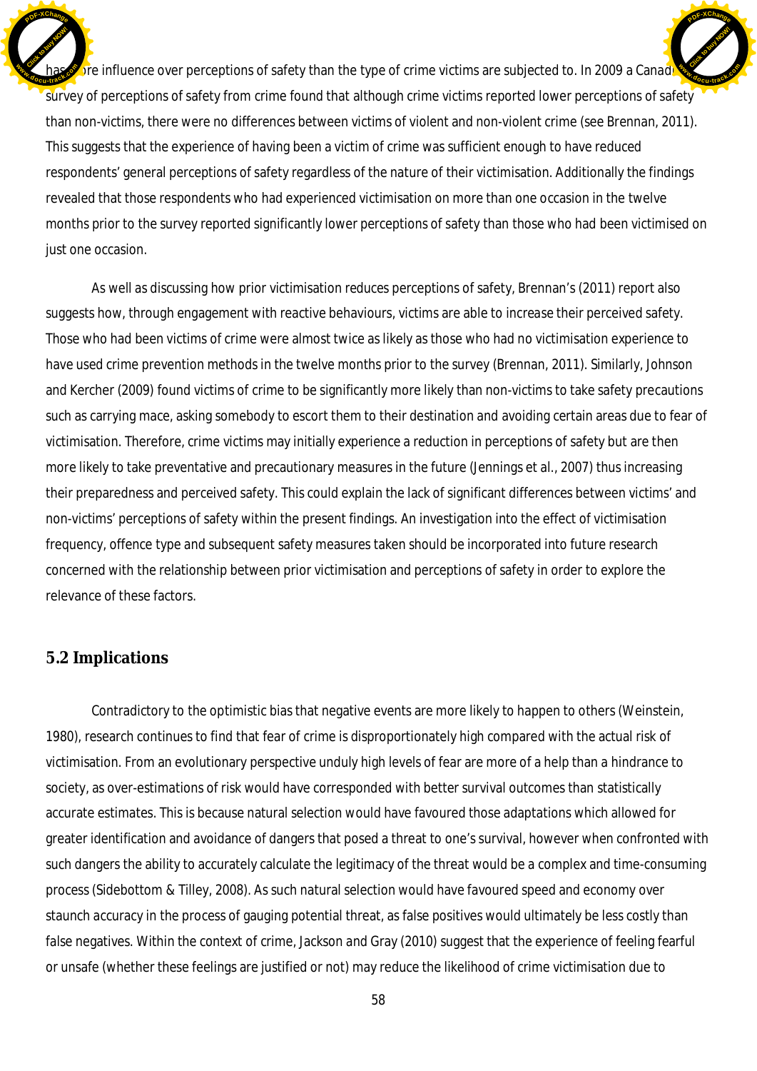has more influence over perceptions of safety than the type of crime victims are subjected to. In 2009 a Canadian survey of perceptions of safety from crime found that although crime victims reported lower perceptions of safety than non-victims, there were no differences between victims of violent and non-violent crime (see Brennan, 2011). This suggests that the experience of having been a victim of crime was sufficient enough to have reduced respondents' general perceptions of safety regardless of the nature of their victimisation. Additionally the findings revealed that those respondents who had experienced victimisation on more than one occasion in the twelve months prior to the survey reported significantly lower perceptions of safety than those who had been victimised on just one occasion.

As well as discussing how prior victimisation reduces perceptions of safety, Brennan's (2011) report also suggests how, through engagement with reactive behaviours, victims are able to increase their perceived safety. Those who had been victims of crime were almost twice as likely as those who had no victimisation experience to have used crime prevention methods in the twelve months prior to the survey (Brennan, 2011). Similarly, Johnson and Kercher (2009) found victims of crime to be significantly more likely than non-victims to take safety precautions such as carrying mace, asking somebody to escort them to their destination and avoiding certain areas due to fear of victimisation. Therefore, crime victims may initially experience a reduction in perceptions of safety but are then more likely to take preventative and precautionary measures in the future (Jennings et al., 2007) thus increasing their preparedness and perceived safety. This could explain the lack of significant differences between victims' and non-victims' perceptions of safety within the present findings. An investigation into the effect of victimisation frequency, offence type and subsequent safety measures taken should be incorporated into future research concerned with the relationship between prior victimisation and perceptions of safety in order to explore the relevance of these factors.

## 5.2 Implications

Contradictory to the optimistic bias that negative events are more likely to happen to others (Weinstein, 1980), research continues to find that fear of crime is disproportionately high compared with the actual risk of victimisation. From an evolutionary perspective unduly high levels of fear are more of a help than a hindrance to society, as over-estimations of risk would have corresponded with better survival outcomes than statistically accurate estimates. This is because natural selection would have favoured those adaptations which allowed for greater identification and avoidance of dangers that posed a threat to one's survival, however when confronted with such dangers the ability to accurately calculate the legitimacy of the threat would be a complex and time-consuming process (Sidebottom & Tilley, 2008). As such natural selection would have favoured speed and economy over staunch accuracy in the process of gauging potential threat, as false positives would ultimately be less costly than false negatives. Within the context of crime, Jackson and Gray (2010) suggest that the experience of feeling fearful or unsafe (whether these feelings are justified or not) may reduce the likelihood of crime victimisation due to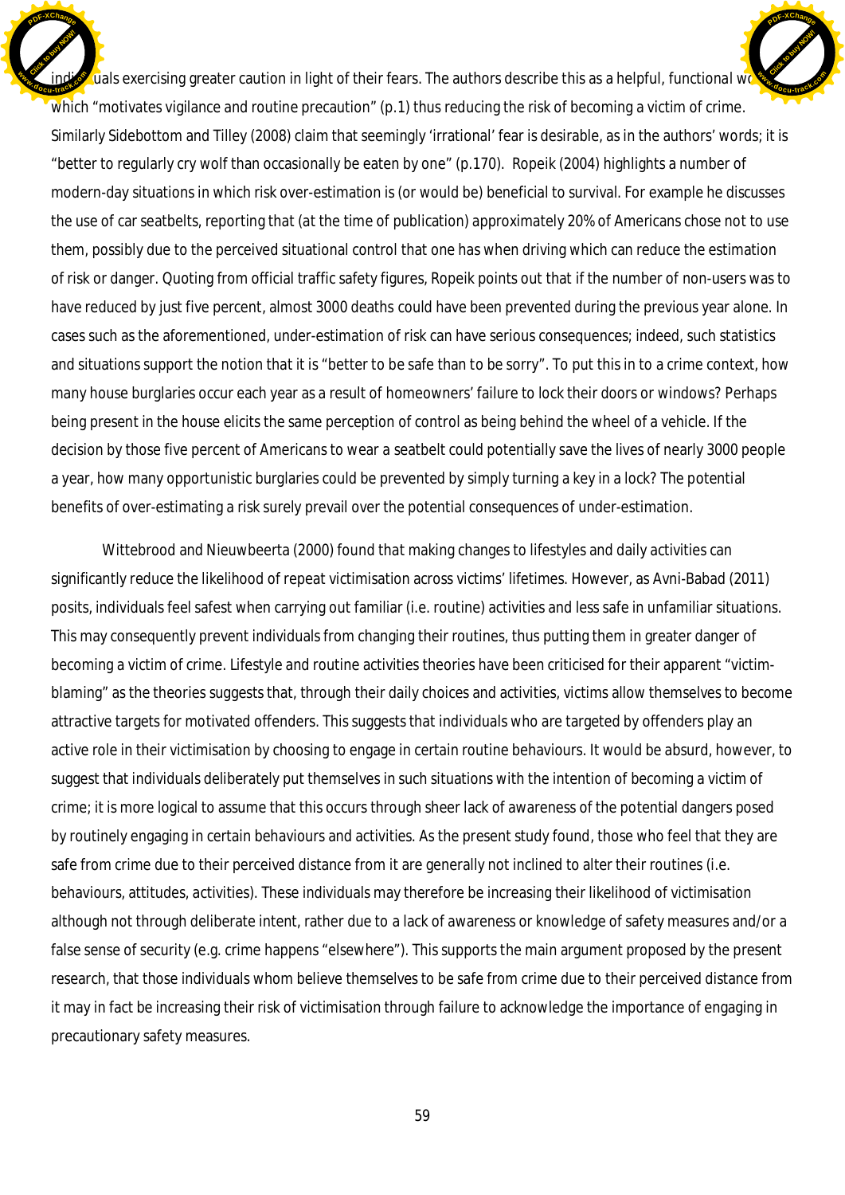individuals exercising greater caution in light of their fears. The authors describe this as a helpful, functional worry which "motivates vigilance and routine precaution" (p.1) thus reducing the risk of becoming a victim of crime. Similarly Sidebottom and Tilley (2008) claim that seemingly 'irrational' fear is desirable, as in the authors' words; it is "better to regularly cry wolf than occasionally be eaten by one" (p.170). Ropeik (2004) highlights a number of modern-day situations in which risk over-estimation is (or would be) beneficial to survival. For example he discusses the use of car seatbelts, reporting that (at the time of publication) approximately 20% of Americans chose not to use them, possibly due to the perceived situational control that one has when driving which can reduce the estimation of risk or danger. Quoting from official traffic safety figures, Ropeik points out that if the number of non-users was to have reduced by just five percent, almost 3000 deaths could have been prevented during the previous year alone. In cases such as the aforementioned, under-estimation of risk can have serious consequences; indeed, such statistics and situations support the notion that it is "better to be safe than to be sorry". To put this in to a crime context, how many house burglaries occur each year as a result of homeowners' failure to lock their doors or windows? Perhaps being present in the house elicits the same perception of control as being behind the wheel of a vehicle. If the decision by those five percent of Americans to wear a seatbelt could potentially save the lives of nearly 3000 people a year, how many opportunistic burglaries could be prevented by simply turning a key in a lock? The potential benefits of over-estimating a risk surely prevail over the potential consequences of under-estimation.

Wittebrood and Nieuwbeerta (2000) found that making changes to lifestyles and daily activities can significantly reduce the likelihood of repeat victimisation across victims' lifetimes. However, as Avni-Babad (2011) posits, individuals feel safest when carrying out familiar (i.e. routine) activities and less safe in unfamiliar situations. This may consequently prevent individuals from changing their routines, thus putting them in greater danger of becoming a victim of crime. Lifestyle and routine activities theories have been criticised for their apparent "victim-blaming" as the theories suggests that, through their daily choices and activities, victims allow themselves to become attractive targets for motivated offenders. This suggests that individuals who are targeted by offenders play an active role in their victimisation by choosing to engage in certain routine behaviours. It would be absurd, however, to suggest that individuals deliberately put themselves in such situations with the intention of becoming a victim of crime; it is more logical to assume that this occurs through sheer lack of awareness of the potential dangers posed by routinely engaging in certain behaviours and activities. As the present study found, those who feel that they are safe from crime due to their perceived distance from it are generally not inclined to alter their routines (i.e. behaviours, attitudes, activities). These individuals may therefore be increasing their likelihood of victimisation although not through deliberate intent, rather due to a lack of awareness or knowledge of safety measures and/or a false sense of security (e.g. crime happens "elsewhere"). This supports the main argument proposed by the present research, that those individuals whom believe themselves to be safe from crime due to their perceived distance from it may in fact be increasing their risk of victimisation through failure to acknowledge the importance of engaging in precautionary safety measures.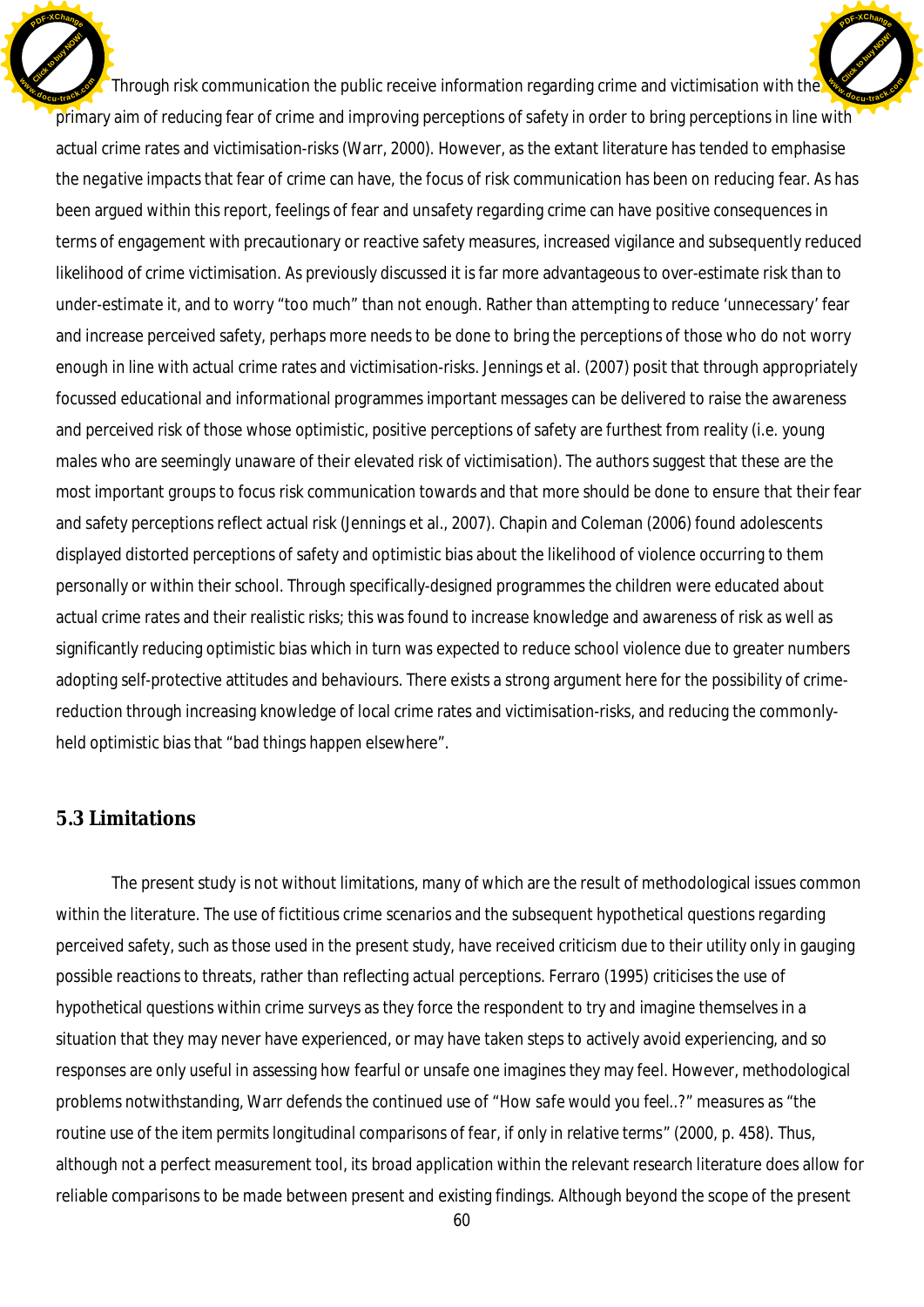Through risk communication the public receive information regarding crime and victimisation with the primary aim of reducing fear of crime and improving perceptions of safety in order to bring perceptions in line with actual crime rates and victimisation-risks (Warr, 2000). However, as the extant literature has tended to emphasise the negative impacts that fear of crime can have, the focus of risk communication has been on reducing fear. As has been argued within this report, feelings of fear and unsafety regarding crime can have positive consequences in terms of engagement with precautionary or reactive safety measures, increased vigilance and subsequently reduced likelihood of crime victimisation. As previously discussed it is far more advantageous to over-estimate risk than to under-estimate it, and to worry "too much" than not enough. Rather than attempting to reduce 'unnecessary' fear and increase perceived safety, perhaps more needs to be done to bring the perceptions of those who do not worry enough in line with actual crime rates and victimisation-risks. Jennings et al. (2007) posit that through appropriately focussed educational and informational programmes important messages can be delivered to raise the awareness and perceived risk of those whose optimistic, positive perceptions of safety are furthest from reality (i.e. young males who are seemingly unaware of their elevated risk of victimisation). The authors suggest that these are the most important groups to focus risk communication towards and that more should be done to ensure that their fear and safety perceptions reflect actual risk (Jennings et al., 2007). Chapin and Coleman (2006) found adolescents displayed distorted perceptions of safety and optimistic bias about the likelihood of violence occurring to them personally or within their school. Through specifically-designed programmes the children were educated about actual crime rates and their realistic risks; this was found to increase knowledge and awareness of risk as well as significantly reducing optimistic bias which in turn was expected to reduce school violence due to greater numbers adopting self-protective attitudes and behaviours. There exists a strong argument here for the possibility of crime-reduction through increasing knowledge of local crime rates and victimisation-risks, and reducing the commonly-held optimistic bias that "bad things happen elsewhere".

### 5.3 Limitations

The present study is not without limitations, many of which are the result of methodological issues common within the literature. The use of fictitious crime scenarios and the subsequent hypothetical questions regarding perceived safety, such as those used in the present study, have received criticism due to their utility only in gauging possible reactions to threats, rather than reflecting actual perceptions. Ferraro (1995) criticises the use of hypothetical questions within crime surveys as they force the respondent to try and imagine themselves in a situation that they may never have experienced, or may have taken steps to actively avoid experiencing, and so responses are only useful in assessing how fearful or unsafe one imagines they may feel. However, methodological problems notwithstanding, Warr defends the continued use of "How safe would you feel..?" measures as "the routine use of the item permits longitudinal comparisons of fear, if only in relative terms" (2000, p. 458). Thus, although not a perfect measurement tool, its broad application within the relevant research literature does allow for reliable comparisons to be made between present and existing findings. Although beyond the scope of the present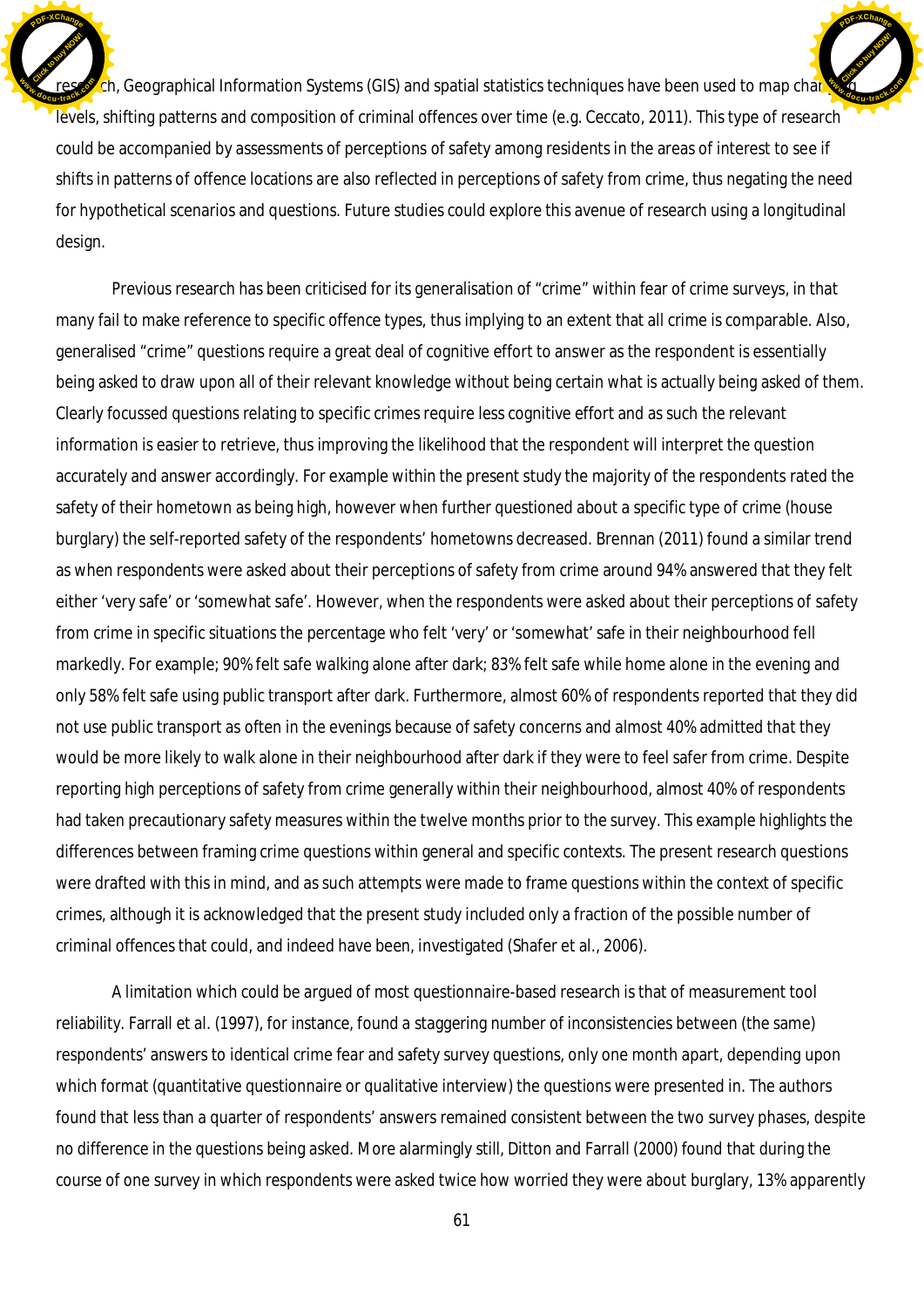research, Geographical Information Systems (GIS) and spatial statistics techniques have been used to map changing levels, shifting patterns and composition of criminal offences over time (e.g. Ceccato, 2011). This type of research could be accompanied by assessments of perceptions of safety among residents in the areas of interest to see if shifts in patterns of offence locations are also reflected in perceptions of safety from crime, thus negating the need for hypothetical scenarios and questions. Future studies could explore this avenue of research using a longitudinal design.

Previous research has been criticised for its generalisation of "crime" within fear of crime surveys, in that many fail to make reference to specific offence types, thus implying to an extent that all crime is comparable. Also, generalised "crime" questions require a great deal of cognitive effort to answer as the respondent is essentially being asked to draw upon all of their relevant knowledge without being certain what is actually being asked of them. Clearly focussed questions relating to specific crimes require less cognitive effort and as such the relevant information is easier to retrieve, thus improving the likelihood that the respondent will interpret the question accurately and answer accordingly. For example within the present study the majority of the respondents rated the safety of their hometown as being high, however when further questioned about a specific type of crime (house burglary) the self-reported safety of the respondents' hometowns decreased. Brennan (2011) found a similar trend as when respondents were asked about their perceptions of safety from crime around 94% answered that they felt either 'very safe' or 'somewhat safe'. However, when the respondents were asked about their perceptions of safety from crime in specific situations the percentage who felt 'very' or 'somewhat' safe in their neighbourhood fell markedly. For example; 90% felt safe walking alone after dark; 83% felt safe while home alone in the evening and only 58% felt safe using public transport after dark. Furthermore, almost 60% of respondents reported that they did not use public transport as often in the evenings because of safety concerns and almost 40% admitted that they would be more likely to walk alone in their neighbourhood after dark if they were to feel safer from crime. Despite reporting high perceptions of safety from crime generally within their neighbourhood, almost 40% of respondents had taken precautionary safety measures within the twelve months prior to the survey. This example highlights the differences between framing crime questions within general and specific contexts. The present research questions were drafted with this in mind, and as such attempts were made to frame questions within the context of specific crimes, although it is acknowledged that the present study included only a fraction of the possible number of criminal offences that could, and indeed have been, investigated (Shafer et al., 2006).

A limitation which could be argued of most questionnaire-based research is that of measurement tool reliability. Farrall et al. (1997), for instance, found a staggering number of inconsistencies between (the same) respondents' answers to identical crime fear and safety survey questions, only one month apart, depending upon which format (quantitative questionnaire or qualitative interview) the questions were presented in. The authors found that less than a quarter of respondents' answers remained consistent between the two survey phases, despite no difference in the questions being asked. More alarmingly still, Ditton and Farrall (2000) found that during the course of one survey in which respondents were asked twice how worried they were about burglary, 13% apparently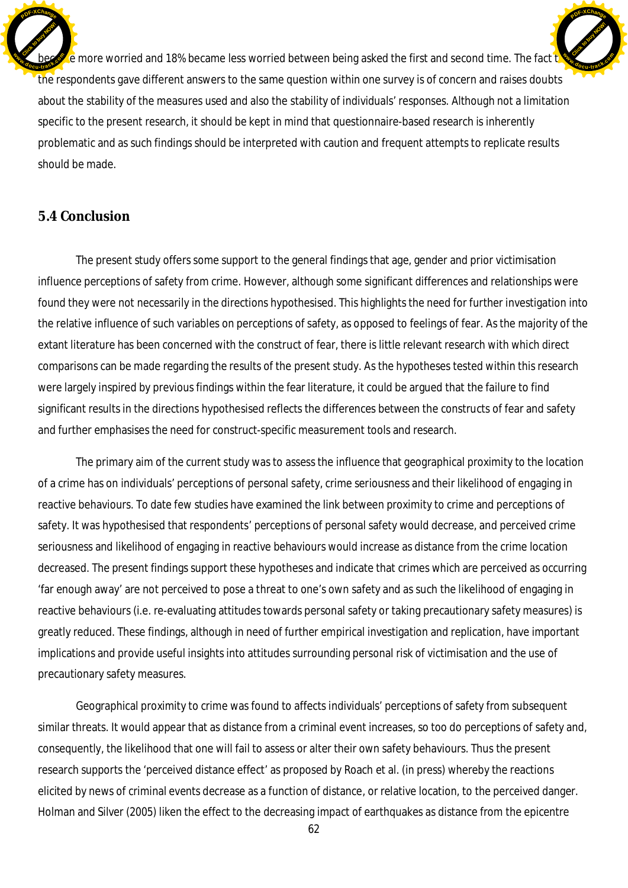became more worried and 18% became less worried between being asked the first and second time. The fact that the respondents gave different answers to the same question within one survey is of concern and raises doubts about the stability of the measures used and also the stability of individuals' responses. Although not a limitation specific to the present research, it should be kept in mind that questionnaire-based research is inherently problematic and as such findings should be interpreted with caution and frequent attempts to replicate results should be made.

## 5.4 Conclusion

The present study offers some support to the general findings that age, gender and prior victimisation influence perceptions of safety from crime. However, although some significant differences and relationships were found they were not necessarily in the directions hypothesised. This highlights the need for further investigation into the relative influence of such variables on perceptions of safety, as opposed to feelings of fear. As the majority of the extant literature has been concerned with the construct of fear, there is little relevant research with which direct comparisons can be made regarding the results of the present study. As the hypotheses tested within this research were largely inspired by previous findings within the fear literature, it could be argued that the failure to find significant results in the directions hypothesised reflects the differences between the constructs of fear and safety and further emphasises the need for construct-specific measurement tools and research.

The primary aim of the current study was to assess the influence that geographical proximity to the location of a crime has on individuals' perceptions of personal safety, crime seriousness and their likelihood of engaging in reactive behaviours. To date few studies have examined the link between proximity to crime and perceptions of safety. It was hypothesised that respondents' perceptions of personal safety would decrease, and perceived crime seriousness and likelihood of engaging in reactive behaviours would increase as distance from the crime location decreased. The present findings support these hypotheses and indicate that crimes which are perceived as occurring 'far enough away' are not perceived to pose a threat to one's own safety and as such the likelihood of engaging in reactive behaviours (i.e. re-evaluating attitudes towards personal safety or taking precautionary safety measures) is greatly reduced. These findings, although in need of further empirical investigation and replication, have important implications and provide useful insights into attitudes surrounding personal risk of victimisation and the use of precautionary safety measures.

Geographical proximity to crime was found to affects individuals' perceptions of safety from subsequent similar threats. It would appear that as distance from a criminal event increases, so too do perceptions of safety and, consequently, the likelihood that one will fail to assess or alter their own safety behaviours. Thus the present research supports the 'perceived distance effect' as proposed by Roach et al. (in press) whereby the reactions elicited by news of criminal events decrease as a function of distance, or relative location, to the perceived danger. Holman and Silver (2005) liken the effect to the decreasing impact of earthquakes as distance from the epicentre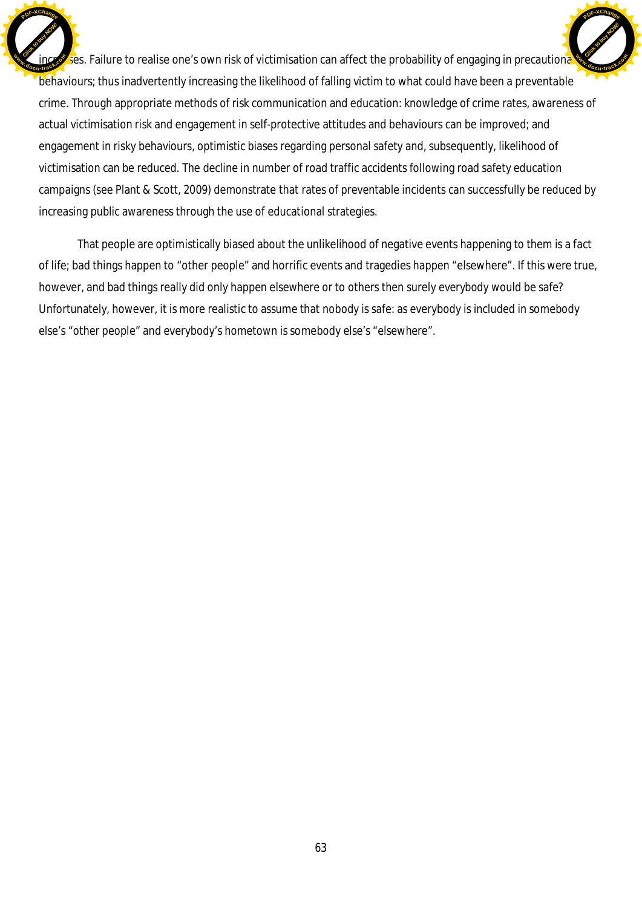increases. Failure to realise one's own risk of victimisation can affect the probability of engaging in precautionary behaviours; thus inadvertently increasing the likelihood of falling victim to what could have been a preventable crime. Through appropriate methods of risk communication and education: knowledge of crime rates, awareness of actual victimisation risk and engagement in self-protective attitudes and behaviours can be improved; and engagement in risky behaviours, optimistic biases regarding personal safety and, subsequently, likelihood of victimisation can be reduced. The decline in number of road traffic accidents following road safety education campaigns (see Plant & Scott, 2009) demonstrate that rates of preventable incidents can successfully be reduced by increasing public awareness through the use of educational strategies.

That people are optimistically biased about the unlikelihood of negative events happening to them is a fact of life; bad things happen to "other people" and horrific events and tragedies happen "elsewhere". If this were true, however, and bad things really did only happen elsewhere or to others then surely everybody would be safe? Unfortunately, however, it is more realistic to assume that nobody is safe: as everybody is included in somebody else's "other people" and everybody's hometown is somebody else's "elsewhere".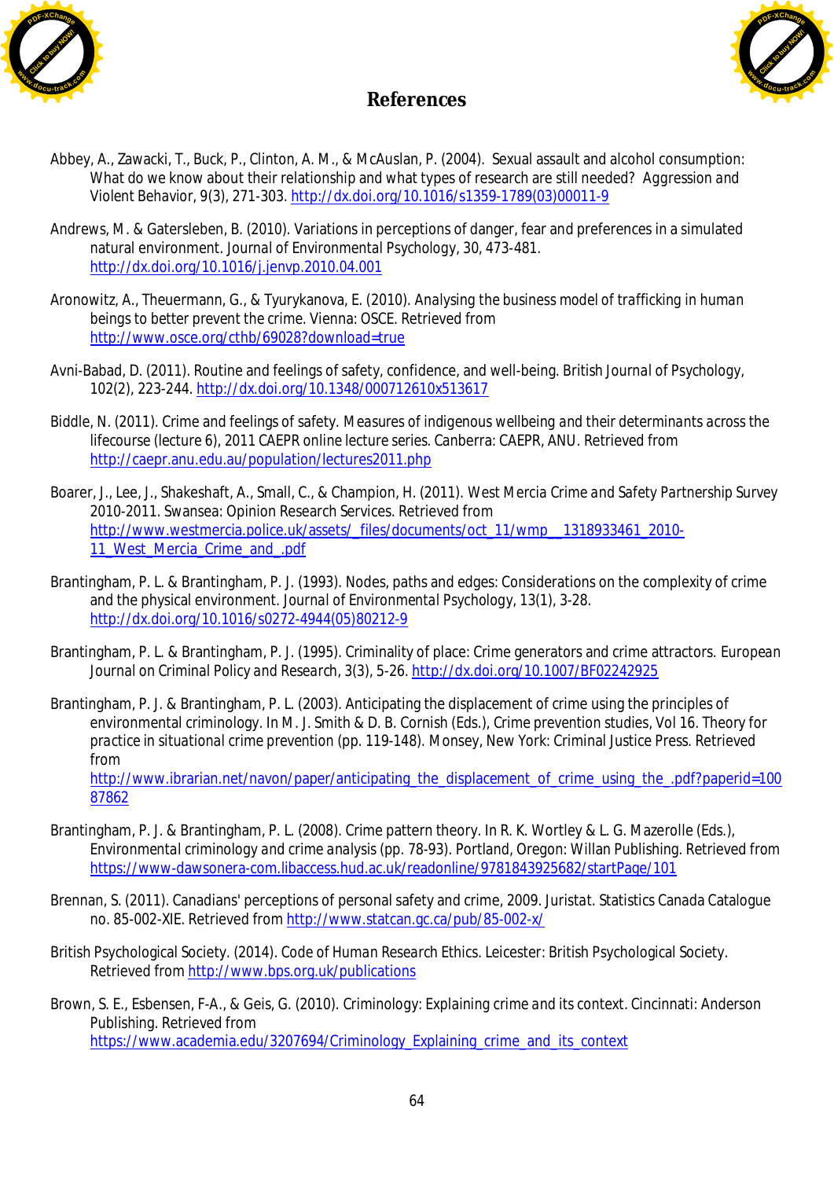# References

Abbey, A., Zawacki, T., Buck, P., Clinton, A. M., & McAuslan, P. (2004). Sexual assault and alcohol consumption: What do we know about their relationship and what types of research are still needed? *Aggression and Violent Behavior*, 9(3), 271-303. http://dx.doi.org/10.1016/s1359-1789(03)00011-9

Andrews, M. & Gatersleben, B. (2010). Variations in perceptions of danger, fear and preferences in a simulated natural environment. *Journal of Environmental Psychology*, 30, 473-481. http://dx.doi.org/10.1016/j.jenvp.2010.04.001

Aronowitz, A., Theuermann, G., & Tyurykanova, E. (2010). *Analysing the business model of trafficking in human beings to better prevent the crime*. Vienna: OSCE. Retrieved from http://www.osce.org/cthb/69028?download=true

Avni-Babad, D. (2011). Routine and feelings of safety, confidence, and well-being. *British Journal of Psychology*, 102(2), 223-244. http://dx.doi.org/10.1348/000712610x513617

Biddle, N. (2011). Crime and feelings of safety. *Measures of indigenous wellbeing and their determinants across the lifecourse (lecture 6), 2011 CAEPR online lecture series*. Canberra: CAEPR, ANU. Retrieved from http://caepr.anu.edu.au/population/lectures2011.php

Boarer, J., Lee, J., Shakeshaft, A., Small, C., & Champion, H. (2011). *West Mercia Crime and Safety Partnership Survey 2010-2011*. Swansea: Opinion Research Services. Retrieved from http://www.westmercia.police.uk/assets/_files/documents/oct_11/wmp__1318933461_2010-11_West_Mercia_Crime_and_.pdf

Brantingham, P. L. & Brantingham, P. J. (1993). Nodes, paths and edges: Considerations on the complexity of crime and the physical environment. *Journal of Environmental Psychology*, 13(1), 3-28. http://dx.doi.org/10.1016/s0272-4944(05)80212-9

Brantingham, P. L. & Brantingham, P. J. (1995). Criminality of place: Crime generators and crime attractors. *European Journal on Criminal Policy and Research*, 3(3), 5-26. http://dx.doi.org/10.1007/BF02242925

Brantingham, P. J. & Brantingham, P. L. (2003). Anticipating the displacement of crime using the principles of environmental criminology. In M. J. Smith & D. B. Cornish (Eds.), *Crime prevention studies, Vol 16. Theory for practice in situational crime prevention* (pp. 119-148). Monsey, New York: Criminal Justice Press. Retrieved from http://www.ibrarian.net/navon/paper/anticipating_the_displacement_of_crime_using_the_.pdf?paperid=10087862

Brantingham, P. J. & Brantingham, P. L. (2008). Crime pattern theory. In R. K. Wortley & L. G. Mazerolle (Eds.), *Environmental criminology and crime analysis* (pp. 78-93). Portland, Oregon: Willan Publishing. Retrieved from https://www-dawsonera-com.libaccess.hud.ac.uk/readonline/9781843925682/startPage/101

Brennan, S. (2011). Canadians' perceptions of personal safety and crime, 2009. *Juristat*. Statistics Canada Catalogue no. 85-002-XIE. Retrieved from http://www.statcan.gc.ca/pub/85-002-x/

British Psychological Society. (2014). *Code of Human Research Ethics*. Leicester: British Psychological Society. Retrieved from http://www.bps.org.uk/publications

Brown, S. E., Esbensen, F-A., & Geis, G. (2010). *Criminology: Explaining crime and its context*. Cincinnati: Anderson Publishing. Retrieved from https://www.academia.edu/3207694/Criminology_Explaining_crime_and_its_context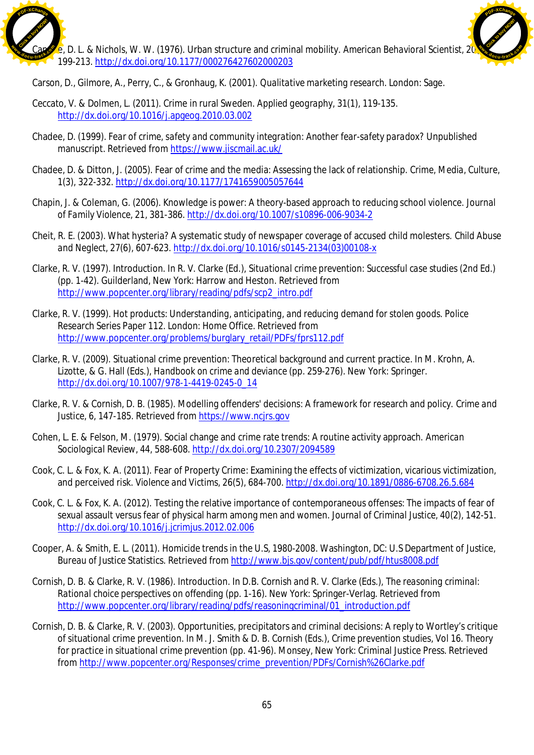Capone, D. L. & Nichols, W. W. (1976). Urban structure and criminal mobility. American Behavioral Scientist, 20, 199-213. http://dx.doi.org/10.1177/000276427602000203

Carson, D., Gilmore, A., Perry, C., & Gronhaug, K. (2001). Qualitative marketing research. London: Sage.

Ceccato, V. & Dolmen, L. (2011). Crime in rural Sweden. Applied geography, 31(1), 119-135. http://dx.doi.org/10.1016/j.apgeog.2010.03.002

Chadee, D. (1999). Fear of crime, safety and community integration: Another fear-safety paradox? Unpublished manuscript. Retrieved from https://www.jiscmail.ac.uk/

Chadee, D. & Ditton, J. (2005). Fear of crime and the media: Assessing the lack of relationship. Crime, Media, Culture, 1(3), 322-332. http://dx.doi.org/10.1177/1741659005057644

Chapin, J. & Coleman, G. (2006). Knowledge is power: A theory-based approach to reducing school violence. Journal of Family Violence, 21, 381-386. http://dx.doi.org/10.1007/s10896-006-9034-2

Cheit, R. E. (2003). What hysteria? A systematic study of newspaper coverage of accused child molesters. Child Abuse and Neglect, 27(6), 607-623. http://dx.doi.org/10.1016/s0145-2134(03)00108-x

Clarke, R. V. (1997). Introduction. In R. V. Clarke (Ed.), Situational crime prevention: Successful case studies (2nd Ed.) (pp. 1-42). Guilderland, New York: Harrow and Heston. Retrieved from http://www.popcenter.org/library/reading/pdfs/scp2_intro.pdf

Clarke, R. V. (1999). Hot products: Understanding, anticipating, and reducing demand for stolen goods. Police Research Series Paper 112. London: Home Office. Retrieved from http://www.popcenter.org/problems/burglary_retail/PDFs/fprs112.pdf

Clarke, R. V. (2009). Situational crime prevention: Theoretical background and current practice. In M. Krohn, A. Lizotte, & G. Hall (Eds.), Handbook on crime and deviance (pp. 259-276). New York: Springer. http://dx.doi.org/10.1007/978-1-4419-0245-0_14

Clarke, R. V. & Cornish, D. B. (1985). Modelling offenders' decisions: A framework for research and policy. Crime and Justice, 6, 147-185. Retrieved from https://www.ncjrs.gov

Cohen, L. E. & Felson, M. (1979). Social change and crime rate trends: A routine activity approach. American Sociological Review, 44, 588-608. http://dx.doi.org/10.2307/2094589

Cook, C. L. & Fox, K. A. (2011). Fear of Property Crime: Examining the effects of victimization, vicarious victimization, and perceived risk. Violence and Victims, 26(5), 684-700. http://dx.doi.org/10.1891/0886-6708.26.5.684

Cook, C. L. & Fox, K. A. (2012). Testing the relative importance of contemporaneous offenses: The impacts of fear of sexual assault versus fear of physical harm among men and women. Journal of Criminal Justice, 40(2), 142-51. http://dx.doi.org/10.1016/j.jcrimjus.2012.02.006

Cooper, A. & Smith, E. L. (2011). Homicide trends in the U.S, 1980-2008. Washington, DC: U.S Department of Justice, Bureau of Justice Statistics. Retrieved from http://www.bjs.gov/content/pub/pdf/htus8008.pdf

Cornish, D. B. & Clarke, R. V. (1986). Introduction. In D.B. Cornish and R. V. Clarke (Eds.), The reasoning criminal: Rational choice perspectives on offending (pp. 1-16). New York: Springer-Verlag. Retrieved from http://www.popcenter.org/library/reading/pdfs/reasoningcriminal/01_introduction.pdf

Cornish, D. B. & Clarke, R. V. (2003). Opportunities, precipitators and criminal decisions: A reply to Wortley's critique of situational crime prevention. In M. J. Smith & D. B. Cornish (Eds.), Crime prevention studies, Vol 16. Theory for practice in situational crime prevention (pp. 41-96). Monsey, New York: Criminal Justice Press. Retrieved from http://www.popcenter.org/Responses/crime_prevention/PDFs/Cornish%26Clarke.pdf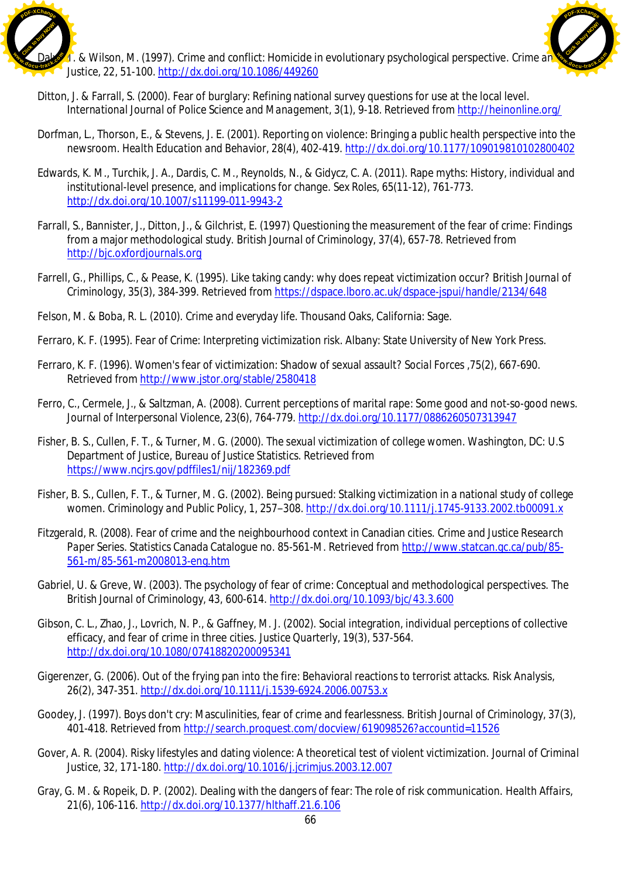Daly, M. & Wilson, M. (1997). Crime and conflict: Homicide in evolutionary psychological perspective. Crime and Justice, 22, 51-100. http://dx.doi.org/10.1086/449260

Ditton, J. & Farrall, S. (2000). Fear of burglary: Refining national survey questions for use at the local level. International Journal of Police Science and Management, 3(1), 9-18. Retrieved from http://heinonline.org/

Dorfman, L., Thorson, E., & Stevens, J. E. (2001). Reporting on violence: Bringing a public health perspective into the newsroom. Health Education and Behavior, 28(4), 402-419. http://dx.doi.org/10.1177/109019810102800402

Edwards, K. M., Turchik, J. A., Dardis, C. M., Reynolds, N., & Gidycz, C. A. (2011). Rape myths: History, individual and institutional-level presence, and implications for change. Sex Roles, 65(11-12), 761-773. http://dx.doi.org/10.1007/s11199-011-9943-2

Farrall, S., Bannister, J., Ditton, J., & Gilchrist, E. (1997) Questioning the measurement of the fear of crime: Findings from a major methodological study. British Journal of Criminology, 37(4), 657-78. Retrieved from http://bjc.oxfordjournals.org

Farrell, G., Phillips, C., & Pease, K. (1995). Like taking candy: why does repeat victimization occur? British Journal of Criminology, 35(3), 384-399. Retrieved from https://dspace.lboro.ac.uk/dspace-jspui/handle/2134/648

Felson, M. & Boba, R. L. (2010). Crime and everyday life. Thousand Oaks, California: Sage.

Ferraro, K. F. (1995). Fear of Crime: Interpreting victimization risk. Albany: State University of New York Press.

Ferraro, K. F. (1996). Women's fear of victimization: Shadow of sexual assault? Social Forces ,75(2), 667-690. Retrieved from http://www.jstor.org/stable/2580418

Ferro, C., Cermele, J., & Saltzman, A. (2008). Current perceptions of marital rape: Some good and not-so-good news. Journal of Interpersonal Violence, 23(6), 764-779. http://dx.doi.org/10.1177/0886260507313947

Fisher, B. S., Cullen, F. T., & Turner, M. G. (2000). The sexual victimization of college women. Washington, DC: U.S Department of Justice, Bureau of Justice Statistics. Retrieved from https://www.ncjrs.gov/pdffiles1/nij/182369.pdf

Fisher, B. S., Cullen, F. T., & Turner, M. G. (2002). Being pursued: Stalking victimization in a national study of college women. Criminology and Public Policy, 1, 257–308. http://dx.doi.org/10.1111/j.1745-9133.2002.tb00091.x

Fitzgerald, R. (2008). Fear of crime and the neighbourhood context in Canadian cities. Crime and Justice Research Paper Series. Statistics Canada Catalogue no. 85-561-M. Retrieved from http://www.statcan.gc.ca/pub/85-561-m/85-561-m2008013-eng.htm

Gabriel, U. & Greve, W. (2003). The psychology of fear of crime: Conceptual and methodological perspectives. The British Journal of Criminology, 43, 600-614. http://dx.doi.org/10.1093/bjc/43.3.600

Gibson, C. L., Zhao, J., Lovrich, N. P., & Gaffney, M. J. (2002). Social integration, individual perceptions of collective efficacy, and fear of crime in three cities. Justice Quarterly, 19(3), 537-564. http://dx.doi.org/10.1080/07418820200095341

Gigerenzer, G. (2006). Out of the frying pan into the fire: Behavioral reactions to terrorist attacks. Risk Analysis, 26(2), 347-351. http://dx.doi.org/10.1111/j.1539-6924.2006.00753.x

Goodey, J. (1997). Boys don't cry: Masculinities, fear of crime and fearlessness. British Journal of Criminology, 37(3), 401-418. Retrieved from http://search.proquest.com/docview/619098526?accountid=11526

Gover, A. R. (2004). Risky lifestyles and dating violence: A theoretical test of violent victimization. Journal of Criminal Justice, 32, 171-180. http://dx.doi.org/10.1016/j.jcrimjus.2003.12.007

Gray, G. M. & Ropeik, D. P. (2002). Dealing with the dangers of fear: The role of risk communication. Health Affairs, 21(6), 106-116. http://dx.doi.org/10.1377/hlthaff.21.6.106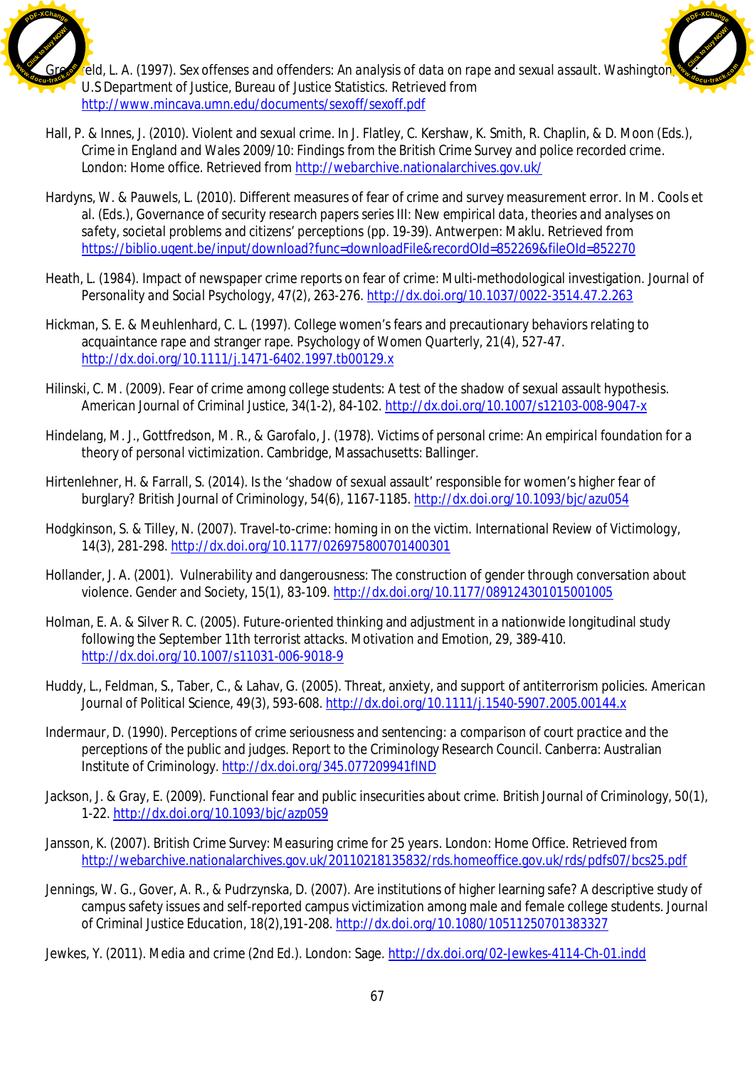Greenfeld, L. A. (1997). Sex offenses and offenders: An analysis of data on rape and sexual assault. Washington: U.S Department of Justice, Bureau of Justice Statistics. Retrieved from http://www.mincava.umn.edu/documents/sexoff/sexoff.pdf

Hall, P. & Innes, J. (2010). Violent and sexual crime. In J. Flatley, C. Kershaw, K. Smith, R. Chaplin, & D. Moon (Eds.), Crime in England and Wales 2009/10: Findings from the British Crime Survey and police recorded crime. London: Home office. Retrieved from http://webarchive.nationalarchives.gov.uk/

Hardyns, W. & Pauwels, L. (2010). Different measures of fear of crime and survey measurement error. In M. Cools et al. (Eds.), Governance of security research papers series III: New empirical data, theories and analyses on safety, societal problems and citizens' perceptions (pp. 19-39). Antwerpen: Maklu. Retrieved from https://biblio.ugent.be/input/download?func=downloadFile&recordOId=852269&fileOId=852270

Heath, L. (1984). Impact of newspaper crime reports on fear of crime: Multi-methodological investigation. Journal of Personality and Social Psychology, 47(2), 263-276. http://dx.doi.org/10.1037/0022-3514.47.2.263

Hickman, S. E. & Meuhlenhard, C. L. (1997). College women's fears and precautionary behaviors relating to acquaintance rape and stranger rape. Psychology of Women Quarterly, 21(4), 527-47. http://dx.doi.org/10.1111/j.1471-6402.1997.tb00129.x

Hilinski, C. M. (2009). Fear of crime among college students: A test of the shadow of sexual assault hypothesis. American Journal of Criminal Justice, 34(1-2), 84-102. http://dx.doi.org/10.1007/s12103-008-9047-x

Hindelang, M. J., Gottfredson, M. R., & Garofalo, J. (1978). Victims of personal crime: An empirical foundation for a theory of personal victimization. Cambridge, Massachusetts: Ballinger.

Hirtenlehner, H. & Farrall, S. (2014). Is the 'shadow of sexual assault' responsible for women's higher fear of burglary? British Journal of Criminology, 54(6), 1167-1185. http://dx.doi.org/10.1093/bjc/azu054

Hodgkinson, S. & Tilley, N. (2007). Travel-to-crime: homing in on the victim. International Review of Victimology, 14(3), 281-298. http://dx.doi.org/10.1177/026975800701400301

Hollander, J. A. (2001). Vulnerability and dangerousness: The construction of gender through conversation about violence. Gender and Society, 15(1), 83-109. http://dx.doi.org/10.1177/089124301015001005

Holman, E. A. & Silver R. C. (2005). Future-oriented thinking and adjustment in a nationwide longitudinal study following the September 11th terrorist attacks. Motivation and Emotion, 29, 389-410. http://dx.doi.org/10.1007/s11031-006-9018-9

Huddy, L., Feldman, S., Taber, C., & Lahav, G. (2005). Threat, anxiety, and support of antiterrorism policies. American Journal of Political Science, 49(3), 593-608. http://dx.doi.org/10.1111/j.1540-5907.2005.00144.x

Indermaur, D. (1990). Perceptions of crime seriousness and sentencing: a comparison of court practice and the perceptions of the public and judges. Report to the Criminology Research Council. Canberra: Australian Institute of Criminology. http://dx.doi.org/345.077209941fIND

Jackson, J. & Gray, E. (2009). Functional fear and public insecurities about crime. British Journal of Criminology, 50(1), 1-22. http://dx.doi.org/10.1093/bjc/azp059

Jansson, K. (2007). British Crime Survey: Measuring crime for 25 years. London: Home Office. Retrieved from http://webarchive.nationalarchives.gov.uk/20110218135832/rds.homeoffice.gov.uk/rds/pdfs07/bcs25.pdf

Jennings, W. G., Gover, A. R., & Pudrzynska, D. (2007). Are institutions of higher learning safe? A descriptive study of campus safety issues and self-reported campus victimization among male and female college students. Journal of Criminal Justice Education, 18(2),191-208. http://dx.doi.org/10.1080/10511250701383327

Jewkes, Y. (2011). Media and crime (2nd Ed.). London: Sage. http://dx.doi.org/02-Jewkes-4114-Ch-01.indd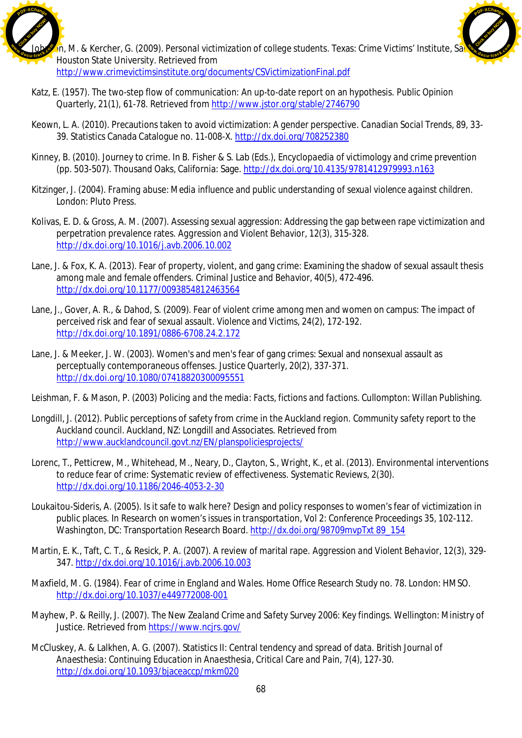Johnson, M. & Kercher, G. (2009). Personal victimization of college students. Texas: Crime Victims' Institute, Sam Houston State University. Retrieved from http://www.crimevictimsinstitute.org/documents/CSVictimizationFinal.pdf

Katz, E. (1957). The two-step flow of communication: An up-to-date report on an hypothesis. *Public Opinion Quarterly*, 21(1), 61-78. Retrieved from http://www.jstor.org/stable/2746790

Keown, L. A. (2010). Precautions taken to avoid victimization: A gender perspective. *Canadian Social Trends*, 89, 33-39. Statistics Canada Catalogue no. 11-008-X. http://dx.doi.org/708252380

Kinney, B. (2010). Journey to crime. In B. Fisher & S. Lab (Eds.), *Encyclopaedia of victimology and crime prevention* (pp. 503-507). Thousand Oaks, California: Sage. http://dx.doi.org/10.4135/9781412979993.n163

Kitzinger, J. (2004). *Framing abuse: Media influence and public understanding of sexual violence against children.* London: Pluto Press.

Kolivas, E. D. & Gross, A. M. (2007). Assessing sexual aggression: Addressing the gap between rape victimization and perpetration prevalence rates. *Aggression and Violent Behavior*, 12(3), 315-328. http://dx.doi.org/10.1016/j.avb.2006.10.002

Lane, J. & Fox, K. A. (2013). Fear of property, violent, and gang crime: Examining the shadow of sexual assault thesis among male and female offenders. *Criminal Justice and Behavior*, 40(5), 472-496. http://dx.doi.org/10.1177/0093854812463564

Lane, J., Gover, A. R., & Dahod, S. (2009). Fear of violent crime among men and women on campus: The impact of perceived risk and fear of sexual assault. *Violence and Victims*, 24(2), 172-192. http://dx.doi.org/10.1891/0886-6708.24.2.172

Lane, J. & Meeker, J. W. (2003). Women's and men's fear of gang crimes: Sexual and nonsexual assault as perceptually contemporaneous offenses. *Justice Quarterly*, 20(2), 337-371. http://dx.doi.org/10.1080/07418820300095551

Leishman, F. & Mason, P. (2003) *Policing and the media: Facts, fictions and factions.* Cullompton: Willan Publishing.

Longdill, J. (2012). Public perceptions of safety from crime in the Auckland region. Community safety report to the Auckland council. Auckland, NZ: Longdill and Associates. Retrieved from http://www.aucklandcouncil.govt.nz/EN/planspoliciesprojects/

Lorenc, T., Petticrew, M., Whitehead, M., Neary, D., Clayton, S., Wright, K., et al. (2013). Environmental interventions to reduce fear of crime: Systematic review of effectiveness. *Systematic Reviews*, 2(30). http://dx.doi.org/10.1186/2046-4053-2-30

Loukaitou-Sideris, A. (2005). Is it safe to walk here? Design and policy responses to women's fear of victimization in public places. In *Research on women's issues in transportation*, Vol 2: Conference Proceedings 35, 102-112. Washington, DC: Transportation Research Board. http://dx.doi.org/98709mvpTxt 89_154

Martin, E. K., Taft, C. T., & Resick, P. A. (2007). A review of marital rape. *Aggression and Violent Behavior*, 12(3), 329-347. http://dx.doi.org/10.1016/j.avb.2006.10.003

Maxfield, M. G. (1984). *Fear of crime in England and Wales.* Home Office Research Study no. 78. London: HMSO. http://dx.doi.org/10.1037/e449772008-001

Mayhew, P. & Reilly, J. (2007). *The New Zealand Crime and Safety Survey 2006: Key findings.* Wellington: Ministry of Justice. Retrieved from https://www.ncjrs.gov/

McCluskey, A. & Lalkhen, A. G. (2007). Statistics II: Central tendency and spread of data. *British Journal of Anaesthesia: Continuing Education in Anaesthesia, Critical Care and Pain*, 7(4), 127-30. http://dx.doi.org/10.1093/bjaceaccp/mkm020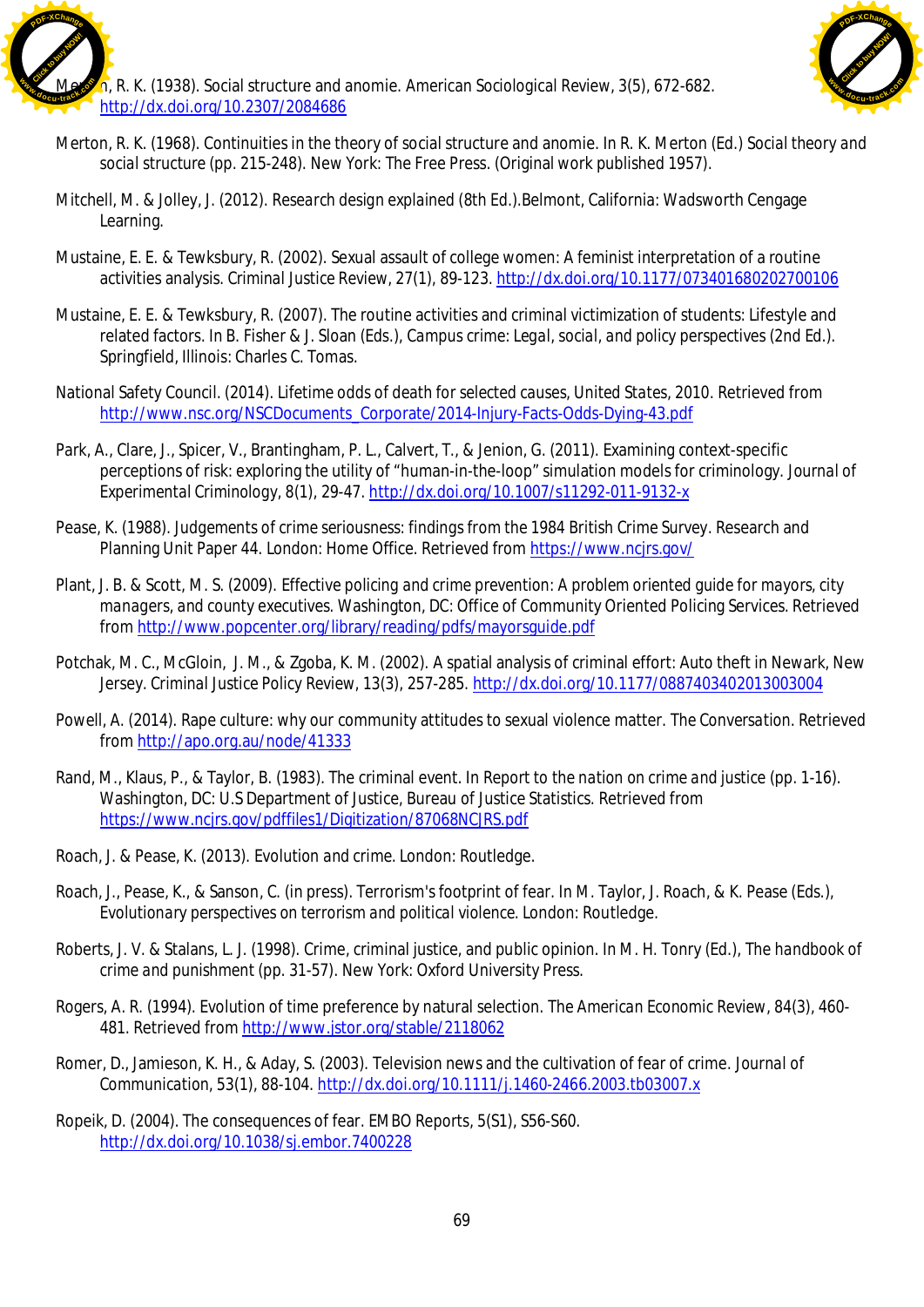Merton, R. K. (1938). Social structure and anomie. American Sociological Review, 3(5), 672-682. http://dx.doi.org/10.2307/2084686

Merton, R. K. (1968). Continuities in the theory of social structure and anomie. In R. K. Merton (Ed.) Social theory and social structure (pp. 215-248). New York: The Free Press. (Original work published 1957).

Mitchell, M. & Jolley, J. (2012). Research design explained (8th Ed.).Belmont, California: Wadsworth Cengage Learning.

Mustaine, E. E. & Tewksbury, R. (2002). Sexual assault of college women: A feminist interpretation of a routine activities analysis. Criminal Justice Review, 27(1), 89-123. http://dx.doi.org/10.1177/073401680202700106

Mustaine, E. E. & Tewksbury, R. (2007). The routine activities and criminal victimization of students: Lifestyle and related factors. In B. Fisher & J. Sloan (Eds.), *Campus crime: Legal, social, and policy perspectives* (2nd Ed.). Springfield, Illinois: Charles C. Tomas.

National Safety Council. (2014). Lifetime odds of death for selected causes, United States, 2010. Retrieved from http://www.nsc.org/NSCDocuments_Corporate/2014-Injury-Facts-Odds-Dying-43.pdf

Park, A., Clare, J., Spicer, V., Brantingham, P. L., Calvert, T., & Jenion, G. (2011). Examining context-specific perceptions of risk: exploring the utility of "human-in-the-loop" simulation models for criminology. Journal of Experimental Criminology, 8(1), 29-47. http://dx.doi.org/10.1007/s11292-011-9132-x

Pease, K. (1988). Judgements of crime seriousness: findings from the 1984 British Crime Survey. Research and Planning Unit Paper 44. London: Home Office. Retrieved from https://www.ncjrs.gov/

Plant, J. B. & Scott, M. S. (2009). Effective policing and crime prevention: A problem oriented guide for mayors, city managers, and county executives. Washington, DC: Office of Community Oriented Policing Services. Retrieved from http://www.popcenter.org/library/reading/pdfs/mayorsguide.pdf

Potchak, M. C., McGloin, J. M., & Zgoba, K. M. (2002). A spatial analysis of criminal effort: Auto theft in Newark, New Jersey. Criminal Justice Policy Review, 13(3), 257-285. http://dx.doi.org/10.1177/0887403402013003004

Powell, A. (2014). Rape culture: why our community attitudes to sexual violence matter. *The Conversation*. Retrieved from http://apo.org.au/node/41333

Rand, M., Klaus, P., & Taylor, B. (1983). The criminal event. In *Report to the nation on crime and justice* (pp. 1-16). Washington, DC: U.S Department of Justice, Bureau of Justice Statistics. Retrieved from https://www.ncjrs.gov/pdffiles1/Digitization/87068NCJRS.pdf

Roach, J. & Pease, K. (2013). *Evolution and crime*. London: Routledge.

Roach, J., Pease, K., & Sanson, C. (in press). Terrorism's footprint of fear. In M. Taylor, J. Roach, & K. Pease (Eds.), *Evolutionary perspectives on terrorism and political violence*. London: Routledge.

Roberts, J. V. & Stalans, L. J. (1998). Crime, criminal justice, and public opinion. In M. H. Tonry (Ed.), *The handbook of crime and punishment* (pp. 31-57). New York: Oxford University Press.

Rogers, A. R. (1994). Evolution of time preference by natural selection. *The American Economic Review*, 84(3), 460-481. Retrieved from http://www.jstor.org/stable/2118062

Romer, D., Jamieson, K. H., & Aday, S. (2003). Television news and the cultivation of fear of crime. Journal of Communication, 53(1), 88-104. http://dx.doi.org/10.1111/j.1460-2466.2003.tb03007.x

Ropeik, D. (2004). The consequences of fear. EMBO Reports, 5(S1), S56-S60. http://dx.doi.org/10.1038/sj.embor.7400228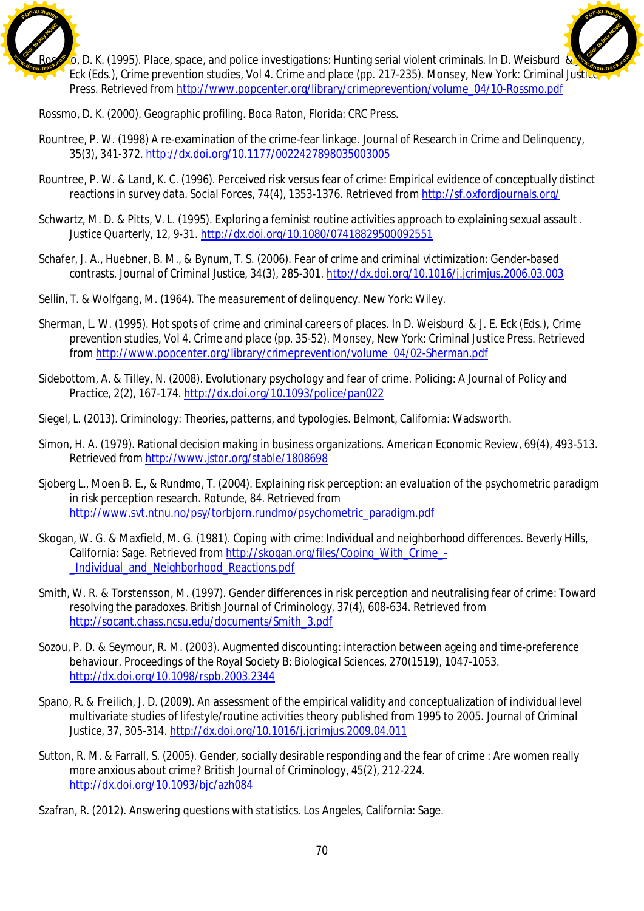Rossmo, D. K. (1995). Place, space, and police investigations: Hunting serial violent criminals. In D. Weisburd & J. Eck (Eds.), Crime prevention studies, Vol 4. Crime and place (pp. 217-235). Monsey, New York: Criminal Justice Press. Retrieved from http://www.popcenter.org/library/crimeprevention/volume_04/10-Rossmo.pdf

Rossmo, D. K. (2000). Geographic profiling. Boca Raton, Florida: CRC Press.

Rountree, P. W. (1998) A re-examination of the crime-fear linkage. Journal of Research in Crime and Delinquency, 35(3), 341-372. http://dx.doi.org/10.1177/0022427898035003005

Rountree, P. W. & Land, K. C. (1996). Perceived risk versus fear of crime: Empirical evidence of conceptually distinct reactions in survey data. Social Forces, 74(4), 1353-1376. Retrieved from http://sf.oxfordjournals.org/

Schwartz, M. D. & Pitts, V. L. (1995). Exploring a feminist routine activities approach to explaining sexual assault . Justice Quarterly, 12, 9-31. http://dx.doi.org/10.1080/07418829500092551

Schafer, J. A., Huebner, B. M., & Bynum, T. S. (2006). Fear of crime and criminal victimization: Gender-based contrasts. Journal of Criminal Justice, 34(3), 285-301. http://dx.doi.org/10.1016/j.jcrimjus.2006.03.003

Sellin, T. & Wolfgang, M. (1964). The measurement of delinquency. New York: Wiley.

Sherman, L. W. (1995). Hot spots of crime and criminal careers of places. In D. Weisburd & J. E. Eck (Eds.), Crime prevention studies, Vol 4. Crime and place (pp. 35-52). Monsey, New York: Criminal Justice Press. Retrieved from http://www.popcenter.org/library/crimeprevention/volume_04/02-Sherman.pdf

Sidebottom, A. & Tilley, N. (2008). Evolutionary psychology and fear of crime. Policing: A Journal of Policy and Practice, 2(2), 167-174. http://dx.doi.org/10.1093/police/pan022

Siegel, L. (2013). Criminology: Theories, patterns, and typologies. Belmont, California: Wadsworth.

Simon, H. A. (1979). Rational decision making in business organizations. American Economic Review, 69(4), 493-513. Retrieved from http://www.jstor.org/stable/1808698

Sjoberg L., Moen B. E., & Rundmo, T. (2004). Explaining risk perception: an evaluation of the psychometric paradigm in risk perception research. Rotunde, 84. Retrieved from http://www.svt.ntnu.no/psy/torbjorn.rundmo/psychometric_paradigm.pdf

Skogan, W. G. & Maxfield, M. G. (1981). Coping with crime: Individual and neighborhood differences. Beverly Hills, California: Sage. Retrieved from http://skogan.org/files/Coping_With_Crime_-_Individual_and_Neighborhood_Reactions.pdf

Smith, W. R. & Torstensson, M. (1997). Gender differences in risk perception and neutralising fear of crime: Toward resolving the paradoxes. British Journal of Criminology, 37(4), 608-634. Retrieved from http://socant.chass.ncsu.edu/documents/Smith_3.pdf

Sozou, P. D. & Seymour, R. M. (2003). Augmented discounting: interaction between ageing and time-preference behaviour. Proceedings of the Royal Society B: Biological Sciences, 270(1519), 1047-1053. http://dx.doi.org/10.1098/rspb.2003.2344

Spano, R. & Freilich, J. D. (2009). An assessment of the empirical validity and conceptualization of individual level multivariate studies of lifestyle/routine activities theory published from 1995 to 2005. Journal of Criminal Justice, 37, 305-314. http://dx.doi.org/10.1016/j.jcrimjus.2009.04.011

Sutton, R. M. & Farrall, S. (2005). Gender, socially desirable responding and the fear of crime : Are women really more anxious about crime? British Journal of Criminology, 45(2), 212-224. http://dx.doi.org/10.1093/bjc/azh084

Szafran, R. (2012). Answering questions with statistics. Los Angeles, California: Sage.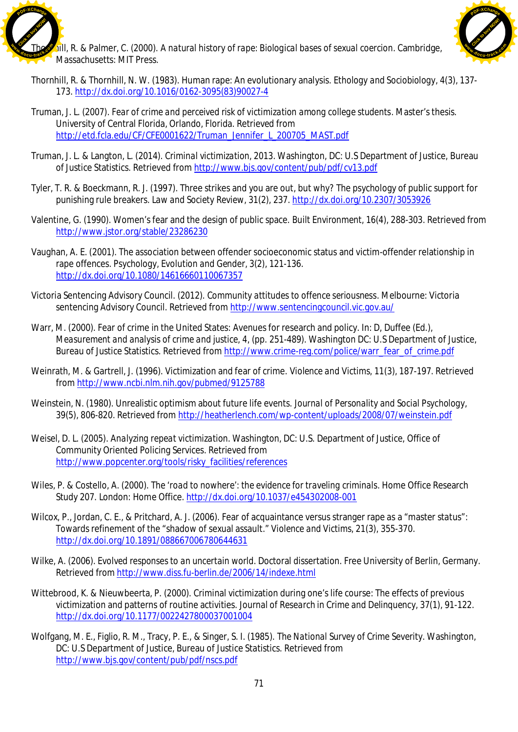Thornhill, R. & Palmer, C. (2000). *A natural history of rape: Biological bases of sexual coercion*. Cambridge, Massachusetts: MIT Press.

Thornhill, R. & Thornhill, N. W. (1983). Human rape: An evolutionary analysis. *Ethology and Sociobiology*, 4(3), 137-173. http://dx.doi.org/10.1016/0162-3095(83)90027-4

Truman, J. L. (2007). *Fear of crime and perceived risk of victimization among college students*. Master's thesis. University of Central Florida, Orlando, Florida. Retrieved from http://etd.fcla.edu/CF/CFE0001622/Truman_Jennifer_L_200705_MAST.pdf

Truman, J. L. & Langton, L. (2014). *Criminal victimization, 2013*. Washington, DC: U.S Department of Justice, Bureau of Justice Statistics. Retrieved from http://www.bjs.gov/content/pub/pdf/cv13.pdf

Tyler, T. R. & Boeckmann, R. J. (1997). Three strikes and you are out, but why? The psychology of public support for punishing rule breakers. *Law and Society Review*, 31(2), 237. http://dx.doi.org/10.2307/3053926

Valentine, G. (1990). Women's fear and the design of public space. Built Environment, 16(4), 288-303. Retrieved from http://www.jstor.org/stable/23286230

Vaughan, A. E. (2001). The association between offender socioeconomic status and victim-offender relationship in rape offences. *Psychology, Evolution and Gender*, 3(2), 121-136. http://dx.doi.org/10.1080/14616660110067357

Victoria Sentencing Advisory Council. (2012). *Community attitudes to offence seriousness*. Melbourne: Victoria sentencing Advisory Council. Retrieved from http://www.sentencingcouncil.vic.gov.au/

Warr, M. (2000). Fear of crime in the United States: Avenues for research and policy. In: D, Duffee (Ed.), *Measurement and analysis of crime and justice*, 4, (pp. 251-489). Washington DC: U.S Department of Justice, Bureau of Justice Statistics. Retrieved from http://www.crime-reg.com/police/warr_fear_of_crime.pdf

Weinrath, M. & Gartrell, J. (1996). Victimization and fear of crime. *Violence and Victims*, 11(3), 187-197. Retrieved from http://www.ncbi.nlm.nih.gov/pubmed/9125788

Weinstein, N. (1980). Unrealistic optimism about future life events. *Journal of Personality and Social Psychology*, 39(5), 806-820. Retrieved from http://heatherlench.com/wp-content/uploads/2008/07/weinstein.pdf

Weisel, D. L. (2005). *Analyzing repeat victimization*. Washington, DC: U.S. Department of Justice, Office of Community Oriented Policing Services. Retrieved from http://www.popcenter.org/tools/risky_facilities/references

Wiles, P. & Costello, A. (2000). *The 'road to nowhere': the evidence for traveling criminals*. Home Office Research Study 207. London: Home Office. http://dx.doi.org/10.1037/e454302008-001

Wilcox, P., Jordan, C. E., & Pritchard, A. J. (2006). Fear of acquaintance versus stranger rape as a "master status": Towards refinement of the "shadow of sexual assault." *Violence and Victims*, 21(3), 355-370. http://dx.doi.org/10.1891/088667006780644631

Wilke, A. (2006). *Evolved responses to an uncertain world*. Doctoral dissertation. Free University of Berlin, Germany. Retrieved from http://www.diss.fu-berlin.de/2006/14/indexe.html

Wittebrood, K. & Nieuwbeerta, P. (2000). Criminal victimization during one's life course: The effects of previous victimization and patterns of routine activities. *Journal of Research in Crime and Delinquency*, 37(1), 91-122. http://dx.doi.org/10.1177/0022427800037001004

Wolfgang, M. E., Figlio, R. M., Tracy, P. E., & Singer, S. I. (1985). *The National Survey of Crime Severity*. Washington, DC: U.S Department of Justice, Bureau of Justice Statistics. Retrieved from http://www.bjs.gov/content/pub/pdf/nscs.pdf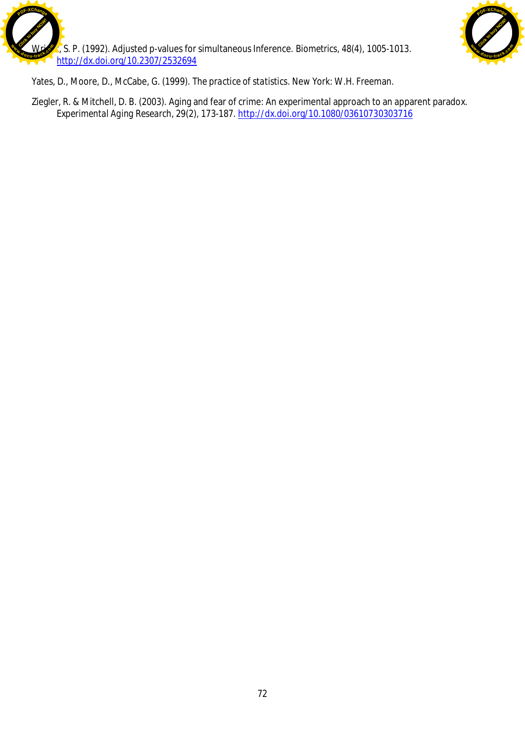Wright, S. P. (1992). Adjusted p-values for simultaneous Inference. Biometrics, 48(4), 1005-1013. http://dx.doi.org/10.2307/2532694

Yates, D., Moore, D., McCabe, G. (1999). *The practice of statistics.* New York: W.H. Freeman.

Ziegler, R. & Mitchell, D. B. (2003). Aging and fear of crime: An experimental approach to an apparent paradox. Experimental Aging Research, 29(2), 173-187. http://dx.doi.org/10.1080/03610730303716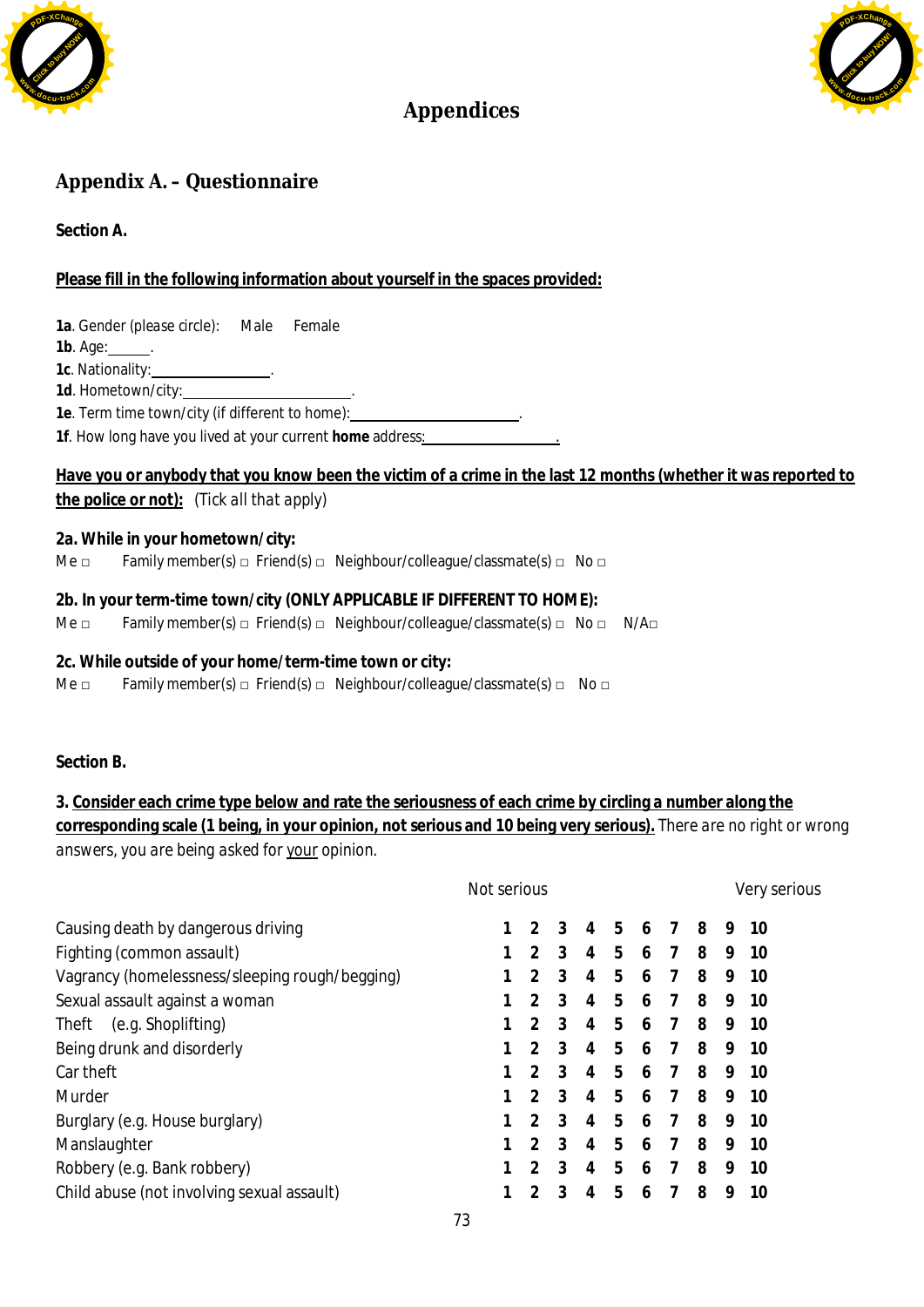# Appendices

## Appendix A. – Questionnaire

**Section A.**

**Please fill in the following information about yourself in the spaces provided:**

**1a**. Gender (please circle):  Male  Female
**1b**. Age:______.
**1c**. Nationality:________________.
**1d**. Hometown/city:______________________.
**1e**. Term time town/city (if different to home):______________________.
**1f**. How long have you lived at your current **home** address:_______________.

**Have you or anybody that you know been the victim of a crime in the last 12 months (whether it was reported to the police or not):** (Tick all that apply)

**2a. While in your hometown/city:**
Me □  Family member(s) □ Friend(s) □ Neighbour/colleague/classmate(s) □ No □

**2b. In your term-time town/city (ONLY APPLICABLE IF DIFFERENT TO HOME):**
Me □  Family member(s) □ Friend(s) □ Neighbour/colleague/classmate(s) □ No □  N/A□

**2c. While outside of your home/term-time town or city:**
Me □  Family member(s) □ Friend(s) □ Neighbour/colleague/classmate(s) □ No □

**Section B.**

**3. Consider each crime type below and rate the seriousness of each crime by circling a number along the corresponding scale (1 being, in your opinion, not serious and 10 being very serious).** There are no right or wrong answers, you are being asked for your opinion.

| | Not serious | | | | | | | | | Very serious |
|---|---|---|---|---|---|---|---|---|---|---|
| Causing death by dangerous driving | 1 | 2 | 3 | 4 | 5 | 6 | 7 | 8 | 9 | 10 |
| Fighting (common assault) | 1 | 2 | 3 | 4 | 5 | 6 | 7 | 8 | 9 | 10 |
| Vagrancy (homelessness/sleeping rough/begging) | 1 | 2 | 3 | 4 | 5 | 6 | 7 | 8 | 9 | 10 |
| Sexual assault against a woman | 1 | 2 | 3 | 4 | 5 | 6 | 7 | 8 | 9 | 10 |
| Theft (e.g. Shoplifting) | 1 | 2 | 3 | 4 | 5 | 6 | 7 | 8 | 9 | 10 |
| Being drunk and disorderly | 1 | 2 | 3 | 4 | 5 | 6 | 7 | 8 | 9 | 10 |
| Car theft | 1 | 2 | 3 | 4 | 5 | 6 | 7 | 8 | 9 | 10 |
| Murder | 1 | 2 | 3 | 4 | 5 | 6 | 7 | 8 | 9 | 10 |
| Burglary (e.g. House burglary) | 1 | 2 | 3 | 4 | 5 | 6 | 7 | 8 | 9 | 10 |
| Manslaughter | 1 | 2 | 3 | 4 | 5 | 6 | 7 | 8 | 9 | 10 |
| Robbery (e.g. Bank robbery) | 1 | 2 | 3 | 4 | 5 | 6 | 7 | 8 | 9 | 10 |
| Child abuse (not involving sexual assault) | 1 | 2 | 3 | 4 | 5 | 6 | 7 | 8 | 9 | 10 |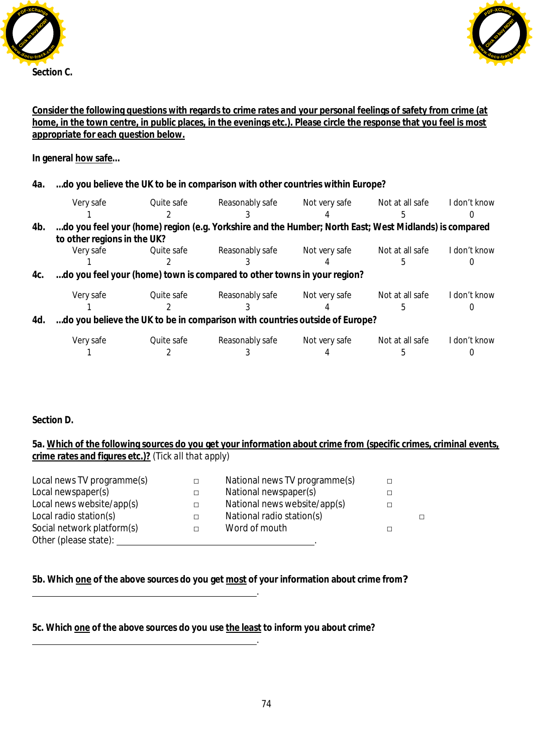**Section C.**

**<u>Consider the following questions with regards to crime rates and your personal feelings of safety from crime (at home, in the town centre, in public places, in the evenings etc.). Please circle the response that you feel is most appropriate for each question below.</u>**

**In general <u>how safe</u>…**

**4a. …do you believe the UK to be in comparison with other countries within Europe?**

| Very safe | Quite safe | Reasonably safe | Not very safe | Not at all safe | I don't know |
|---|---|---|---|---|---|
| 1 | 2 | 3 | 4 | 5 | 0 |

**4b. …do you feel your (home) region (e.g. Yorkshire and the Humber; North East; West Midlands) is compared to other regions in the UK?**

| Very safe | Quite safe | Reasonably safe | Not very safe | Not at all safe | I don't know |
|---|---|---|---|---|---|
| 1 | 2 | 3 | 4 | 5 | 0 |

**4c. …do you feel your (home) town is compared to other towns in your region?**

| Very safe | Quite safe | Reasonably safe | Not very safe | Not at all safe | I don't know |
|---|---|---|---|---|---|
| 1 | 2 | 3 | 4 | 5 | 0 |

**4d. …do you believe the UK to be in comparison with countries outside of Europe?**

| Very safe | Quite safe | Reasonably safe | Not very safe | Not at all safe | I don't know |
|---|---|---|---|---|---|
| 1 | 2 | 3 | 4 | 5 | 0 |

**Section D.**

**5a. <u>Which of the following sources do you get your information about crime from (specific crimes, criminal events, crime rates and figures etc.)?</u>** (Tick all that apply)

| | | | |
|---|---|---|---|
| Local news TV programme(s) | □ | National news TV programme(s) | □ |
| Local newspaper(s) | □ | National newspaper(s) | □ |
| Local news website/app(s) | □ | National news website/app(s) | □ |
| Local radio station(s) | □ | National radio station(s) | □ |
| Social network platform(s) | □ | Word of mouth | □ |

Other (please state): \_\_\_\_\_\_\_\_\_\_\_\_\_\_\_\_\_\_\_\_\_\_\_\_\_\_\_\_\_\_\_\_\_\_\_\_\_\_\_\_.

**5b. Which <u>one</u> of the above sources do you get <u>most</u> of your information about crime from?**

\_\_\_\_\_\_\_\_\_\_\_\_\_\_\_\_\_\_\_\_\_\_\_\_\_\_\_\_\_\_\_\_\_\_\_\_\_\_\_\_\_\_\_\_.

**5c. Which <u>one</u> of the above sources do you use <u>the least</u> to inform you about crime?**

\_\_\_\_\_\_\_\_\_\_\_\_\_\_\_\_\_\_\_\_\_\_\_\_\_\_\_\_\_\_\_\_\_\_\_\_\_\_\_\_\_\_\_\_.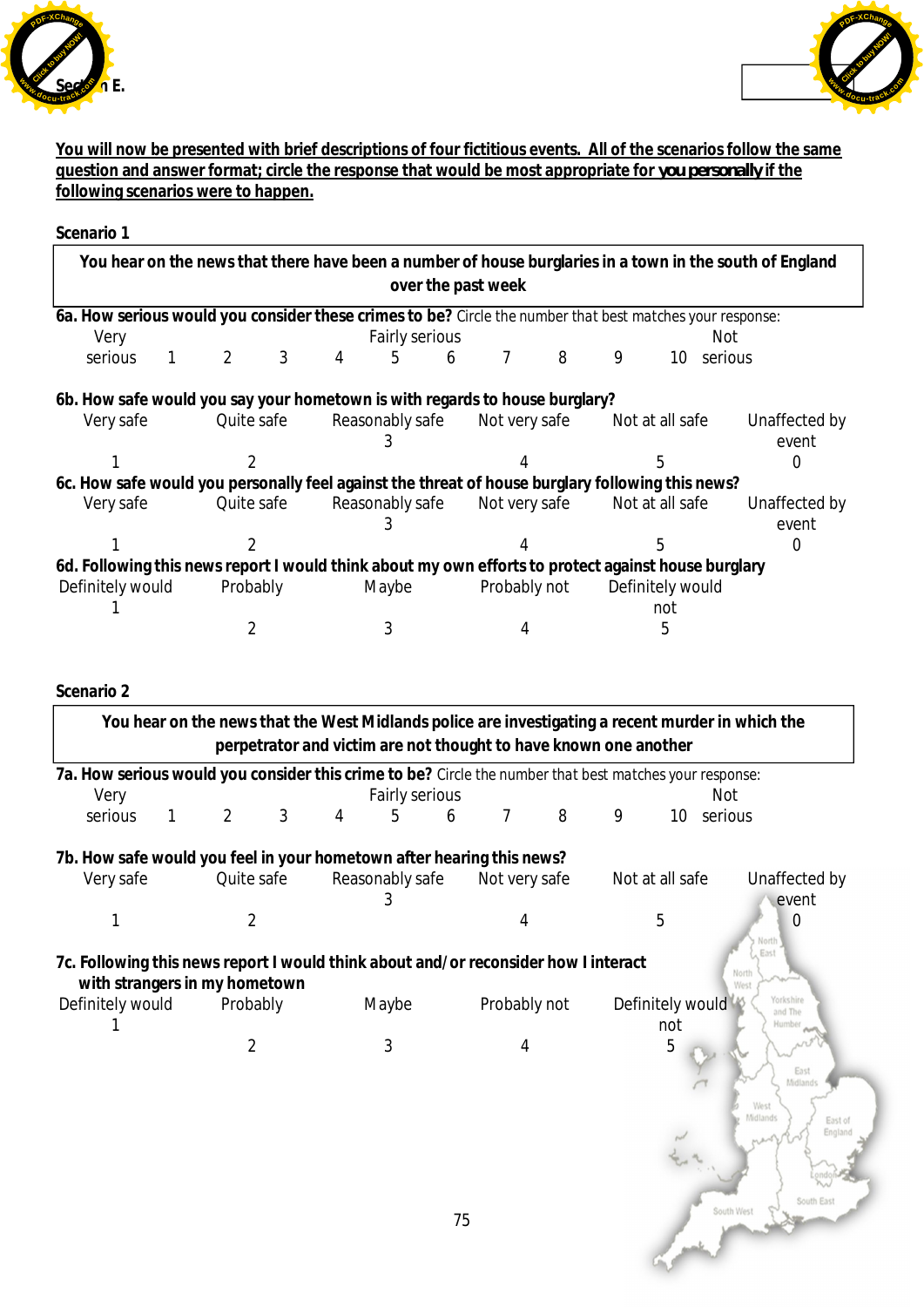**Section E.**

**You will now be presented with brief descriptions of four fictitious events. All of the scenarios follow the same question and answer format; circle the response that would be most appropriate for *you personally* if the following scenarios were to happen.**

**Scenario 1**

| **You hear on the news that there have been a number of house burglaries in a town in the south of England over the past week** |
|---|

**6a. How serious would you consider these crimes to be?** Circle the number that best matches your response:

| Very serious | | | | Fairly serious | | | | | Not serious |
|---|---|---|---|---|---|---|---|---|---|
| 1 | 2 | 3 | 4 | 5 | 6 | 7 | 8 | 9 | 10 |

**6b. How safe would you say your hometown is with regards to house burglary?**

| Very safe | Quite safe | Reasonably safe | Not very safe | Not at all safe | Unaffected by event |
|---|---|---|---|---|---|
| 1 | 2 | 3 | 4 | 5 | 0 |

**6c. How safe would you personally feel against the threat of house burglary following this news?**

| Very safe | Quite safe | Reasonably safe | Not very safe | Not at all safe | Unaffected by event |
|---|---|---|---|---|---|
| 1 | 2 | 3 | 4 | 5 | 0 |

**6d. Following this news report I would think about my own efforts to protect against house burglary**

| Definitely would | Probably | Maybe | Probably not | Definitely would not |
|---|---|---|---|---|
| 1 | 2 | 3 | 4 | 5 |

**Scenario 2**

| **You hear on the news that the West Midlands police are investigating a recent murder in which the perpetrator and victim are not thought to have known one another** |
|---|

**7a. How serious would you consider this crime to be?** Circle the number that best matches your response:

| Very serious | | | | Fairly serious | | | | | Not serious |
|---|---|---|---|---|---|---|---|---|---|
| 1 | 2 | 3 | 4 | 5 | 6 | 7 | 8 | 9 | 10 |

**7b. How safe would you feel in your hometown after hearing this news?**

| Very safe | Quite safe | Reasonably safe | Not very safe | Not at all safe | Unaffected by event |
|---|---|---|---|---|---|
| 1 | 2 | 3 | 4 | 5 | 0 |

**7c. Following this news report I would think about and/or reconsider how I interact with strangers in my hometown**

| Definitely would | Probably | Maybe | Probably not | Definitely would not |
|---|---|---|---|---|
| 1 | 2 | 3 | 4 | 5 |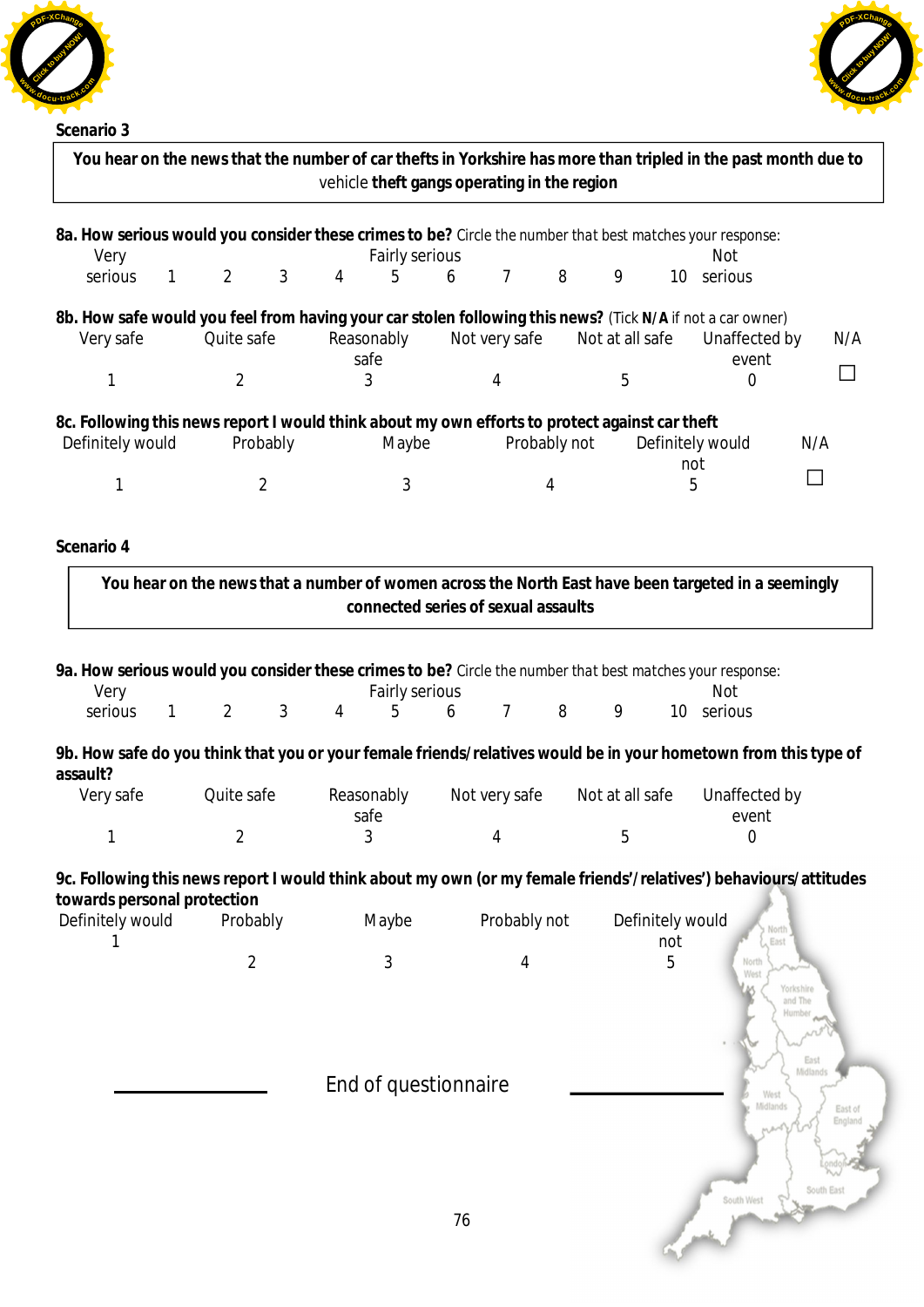**Scenario 3**

| **You hear on the news that the number of car thefts in Yorkshire has more than tripled in the past month due to** vehicle **theft gangs operating in the region** |
|---|

**8a. How serious would you consider these crimes to be?** Circle the number that best matches your response:

| Very serious | 1 | 2 | 3 | 4 | 5 | 6 | 7 | 8 | 9 | 10 | Not serious |
|---|---|---|---|---|---|---|---|---|---|---|---|
| | | | | | Fairly serious | | | | | | |

**8b. How safe would you feel from having your car stolen following this news?** (Tick **N/A** if not a car owner)

| Very safe | Quite safe | Reasonably safe | Not very safe | Not at all safe | Unaffected by event | N/A |
|---|---|---|---|---|---|---|
| 1 | 2 | 3 | 4 | 5 | 0 | ☐ |

**8c. Following this news report I would think about my own efforts to protect against car theft**

| Definitely would | Probably | Maybe | Probably not | Definitely would not | N/A |
|---|---|---|---|---|---|
| 1 | 2 | 3 | 4 | 5 | ☐ |

**Scenario 4**

| **You hear on the news that a number of women across the North East have been targeted in a seemingly connected series of sexual assaults** |
|---|

**9a. How serious would you consider these crimes to be?** Circle the number that best matches your response:

| Very serious | 1 | 2 | 3 | 4 | 5 | 6 | 7 | 8 | 9 | 10 | Not serious |
|---|---|---|---|---|---|---|---|---|---|---|---|
| | | | | | Fairly serious | | | | | | |

**9b. How safe do you think that you or your female friends/relatives would be in your hometown from this type of assault?**

| Very safe | Quite safe | Reasonably safe | Not very safe | Not at all safe | Unaffected by event |
|---|---|---|---|---|---|
| 1 | 2 | 3 | 4 | 5 | 0 |

**9c. Following this news report I would think about my own (or my female friends'/relatives') behaviours/attitudes towards personal protection**

| Definitely would | Probably | Maybe | Probably not | Definitely would not |
|---|---|---|---|---|
| 1 | 2 | 3 | 4 | 5 |

End of questionnaire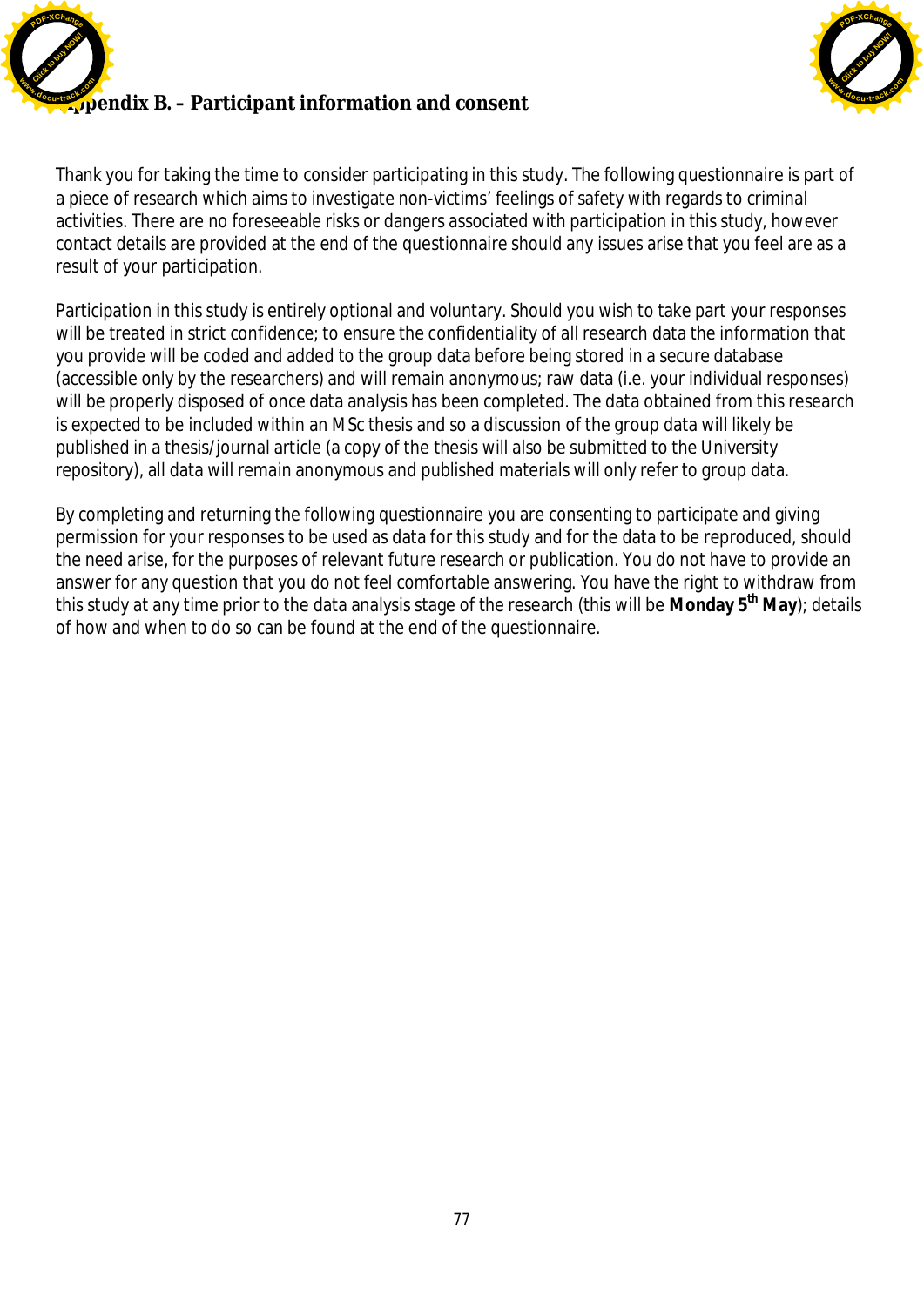## Appendix B. – Participant information and consent

Thank you for taking the time to consider participating in this study. The following questionnaire is part of a piece of research which aims to investigate non-victims' feelings of safety with regards to criminal activities. There are no foreseeable risks or dangers associated with participation in this study, however contact details are provided at the end of the questionnaire should any issues arise that you feel are as a result of your participation.

Participation in this study is entirely optional and voluntary. Should you wish to take part your responses will be treated in strict confidence; to ensure the confidentiality of all research data the information that you provide will be coded and added to the group data before being stored in a secure database (accessible only by the researchers) and will remain anonymous; raw data (i.e. your individual responses) will be properly disposed of once data analysis has been completed. The data obtained from this research is expected to be included within an MSc thesis and so a discussion of the group data will likely be published in a thesis/journal article (a copy of the thesis will also be submitted to the University repository), all data will remain anonymous and published materials will only refer to group data.

By completing and returning the following questionnaire you are consenting to participate and giving permission for your responses to be used as data for this study and for the data to be reproduced, should the need arise, for the purposes of relevant future research or publication. You do not have to provide an answer for any question that you do not feel comfortable answering. You have the right to withdraw from this study at any time prior to the data analysis stage of the research (this will be **Monday 5th May**); details of how and when to do so can be found at the end of the questionnaire.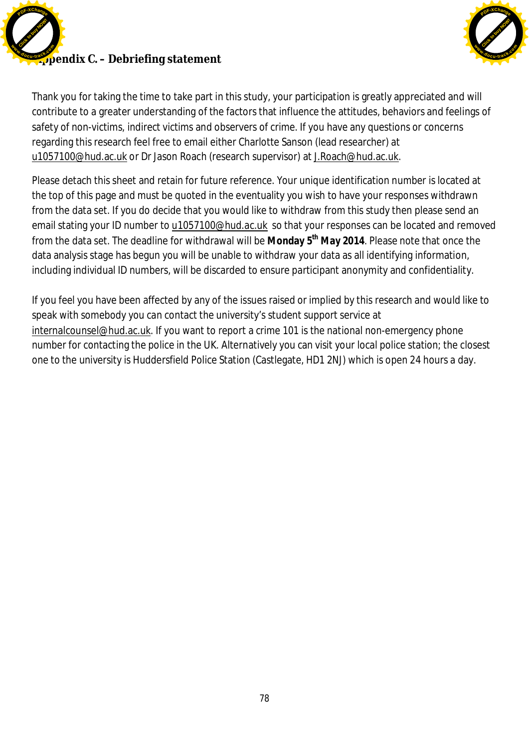# Appendix C. – Debriefing statement

Thank you for taking the time to take part in this study, your participation is greatly appreciated and will contribute to a greater understanding of the factors that influence the attitudes, behaviors and feelings of safety of non-victims, indirect victims and observers of crime. If you have any questions or concerns regarding this research feel free to email either Charlotte Sanson (lead researcher) at u1057100@hud.ac.uk or Dr Jason Roach (research supervisor) at J.Roach@hud.ac.uk.

Please detach this sheet and retain for future reference. Your unique identification number is located at the top of this page and must be quoted in the eventuality you wish to have your responses withdrawn from the data set. If you do decide that you would like to withdraw from this study then please send an email stating your ID number to u1057100@hud.ac.uk so that your responses can be located and removed from the data set. The deadline for withdrawal will be **Monday 5th May 2014**. Please note that once the data analysis stage has begun you will be unable to withdraw your data as all identifying information, including individual ID numbers, will be discarded to ensure participant anonymity and confidentiality.

If you feel you have been affected by any of the issues raised or implied by this research and would like to speak with somebody you can contact the university's student support service at internalcounsel@hud.ac.uk. If you want to report a crime 101 is the national non-emergency phone number for contacting the police in the UK. Alternatively you can visit your local police station; the closest one to the university is Huddersfield Police Station (Castlegate, HD1 2NJ) which is open 24 hours a day.